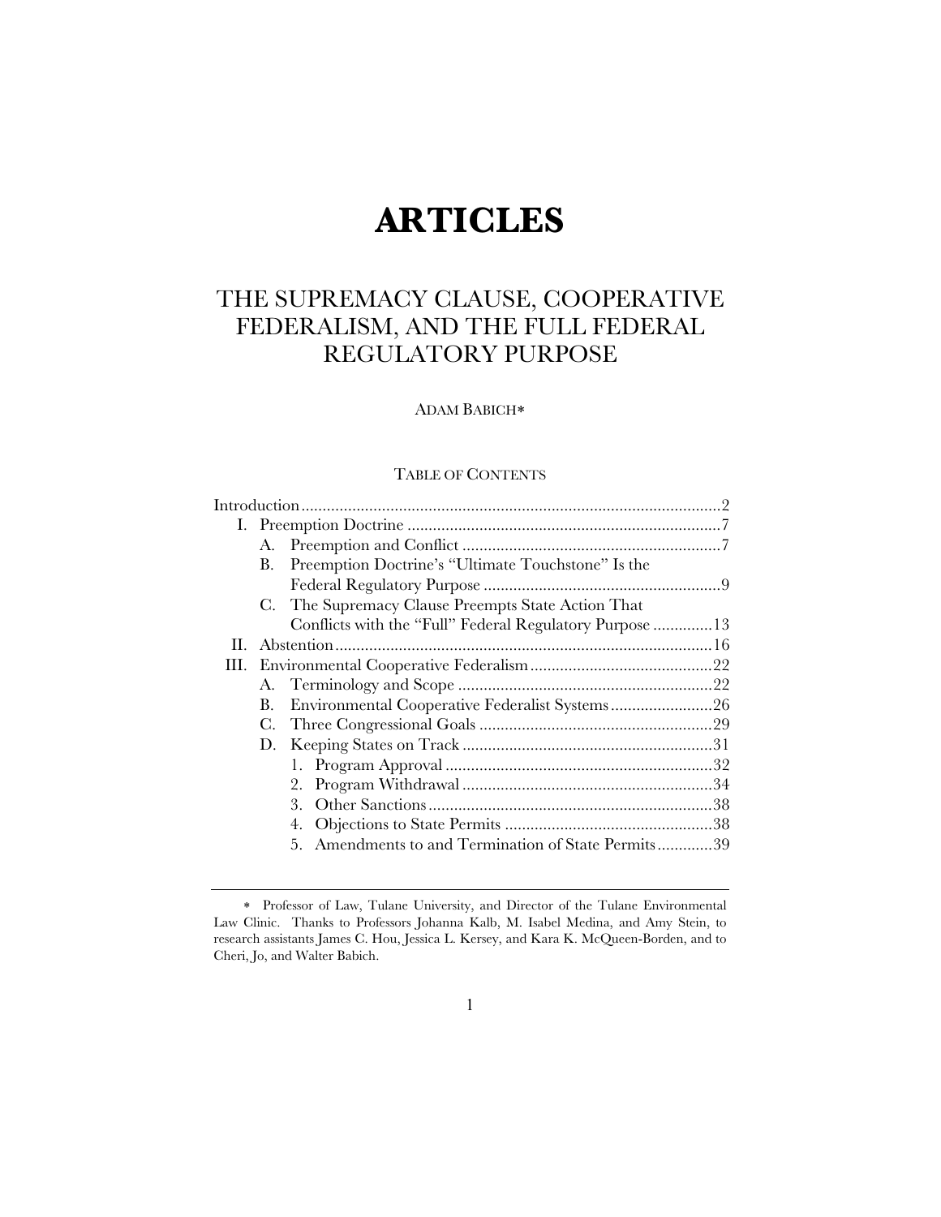# ARTICLES

## THE SUPREMACY CLAUSE, COOPERATIVE FEDERALISM, AND THE FULL FEDERAL REGULATORY PURPOSE

ADAM BABICH*

TABLE OF CONTENTS

Introduction .................................................................................................. 2

I. Preemption Doctrine .......................................................................... 7
   - A. Preemption and Conflict ............................................................. 7
   - B. Preemption Doctrine's "Ultimate Touchstone" Is the Federal Regulatory Purpose ........................................................ 9
   - C. The Supremacy Clause Preempts State Action That Conflicts with the "Full" Federal Regulatory Purpose .............. 13

II. Abstention ........................................................................................ 16

III. Environmental Cooperative Federalism ........................................... 22
   - A. Terminology and Scope ............................................................ 22
   - B. Environmental Cooperative Federalist Systems ........................ 26
   - C. Three Congressional Goals ....................................................... 29
   - D. Keeping States on Track ........................................................... 31
     1. Program Approval ............................................................... 32
     2. Program Withdrawal ........................................................... 34
     3. Other Sanctions ................................................................... 38
     4. Objections to State Permits ................................................. 38
     5. Amendments to and Termination of State Permits ............. 39

---

\* Professor of Law, Tulane University, and Director of the Tulane Environmental Law Clinic. Thanks to Professors Johanna Kalb, M. Isabel Medina, and Amy Stein, to research assistants James C. Hou, Jessica L. Kersey, and Kara K. McQueen-Borden, and to Cheri, Jo, and Walter Babich.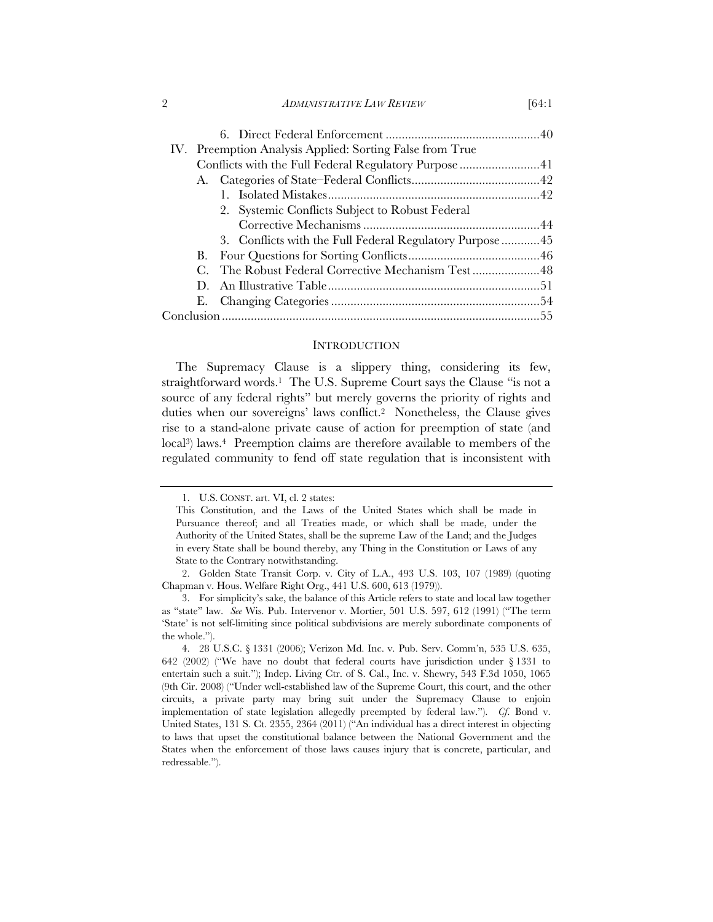6. Direct Federal Enforcement ................................................40

IV. Preemption Analysis Applied: Sorting False from True Conflicts with the Full Federal Regulatory Purpose .........................41

A. Categories of State–Federal Conflicts........................................42

1. Isolated Mistakes..................................................................42

2. Systemic Conflicts Subject to Robust Federal Corrective Mechanisms .......................................................44

3. Conflicts with the Full Federal Regulatory Purpose ............45

B. Four Questions for Sorting Conflicts.........................................46

C. The Robust Federal Corrective Mechanism Test .....................48

D. An Illustrative Table..................................................................51

E. Changing Categories .................................................................54

Conclusion...................................................................................................55

## INTRODUCTION

The Supremacy Clause is a slippery thing, considering its few, straightforward words.[1] The U.S. Supreme Court says the Clause "is not a source of any federal rights" but merely governs the priority of rights and duties when our sovereigns' laws conflict.[2] Nonetheless, the Clause gives rise to a stand-alone private cause of action for preemption of state (and local[3]) laws.[4] Preemption claims are therefore available to members of the regulated community to fend off state regulation that is inconsistent with

---

1. U.S. CONST. art. VI, cl. 2 states:

This Constitution, and the Laws of the United States which shall be made in Pursuance thereof; and all Treaties made, or which shall be made, under the Authority of the United States, shall be the supreme Law of the Land; and the Judges in every State shall be bound thereby, any Thing in the Constitution or Laws of any State to the Contrary notwithstanding.

2. Golden State Transit Corp. v. City of L.A., 493 U.S. 103, 107 (1989) (quoting Chapman v. Hous. Welfare Right Org., 441 U.S. 600, 613 (1979)).

3. For simplicity's sake, the balance of this Article refers to state and local law together as "state" law. *See* Wis. Pub. Intervenor v. Mortier, 501 U.S. 597, 612 (1991) ("The term 'State' is not self-limiting since political subdivisions are merely subordinate components of the whole.").

4. 28 U.S.C. § 1331 (2006); Verizon Md. Inc. v. Pub. Serv. Comm'n, 535 U.S. 635, 642 (2002) ("We have no doubt that federal courts have jurisdiction under § 1331 to entertain such a suit."); Indep. Living Ctr. of S. Cal., Inc. v. Shewry, 543 F.3d 1050, 1065 (9th Cir. 2008) ("Under well-established law of the Supreme Court, this court, and the other circuits, a private party may bring suit under the Supremacy Clause to enjoin implementation of state legislation allegedly preempted by federal law."). *Cf.* Bond v. United States, 131 S. Ct. 2355, 2364 (2011) ("An individual has a direct interest in objecting to laws that upset the constitutional balance between the National Government and the States when the enforcement of those laws causes injury that is concrete, particular, and redressable.").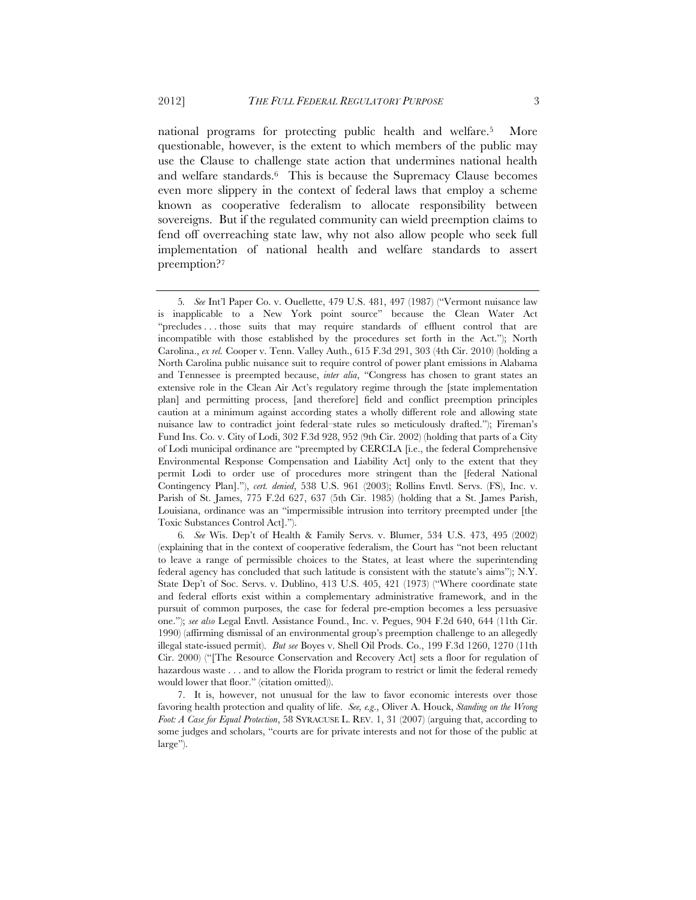national programs for protecting public health and welfare.[5] More questionable, however, is the extent to which members of the public may use the Clause to challenge state action that undermines national health and welfare standards.[6] This is because the Supremacy Clause becomes even more slippery in the context of federal laws that employ a scheme known as cooperative federalism to allocate responsibility between sovereigns. But if the regulated community can wield preemption claims to fend off overreaching state law, why not also allow people who seek full implementation of national health and welfare standards to assert preemption?[7]

---

5. *See* Int'l Paper Co. v. Ouellette, 479 U.S. 481, 497 (1987) ("Vermont nuisance law is inapplicable to a New York point source" because the Clean Water Act "precludes . . . those suits that may require standards of effluent control that are incompatible with those established by the procedures set forth in the Act."); North Carolina., *ex rel.* Cooper v. Tenn. Valley Auth., 615 F.3d 291, 303 (4th Cir. 2010) (holding a North Carolina public nuisance suit to require control of power plant emissions in Alabama and Tennessee is preempted because, *inter alia*, "Congress has chosen to grant states an extensive role in the Clean Air Act's regulatory regime through the [state implementation plan] and permitting process, [and therefore] field and conflict preemption principles caution at a minimum against according states a wholly different role and allowing state nuisance law to contradict joint federal–state rules so meticulously drafted."); Fireman's Fund Ins. Co. v. City of Lodi, 302 F.3d 928, 952 (9th Cir. 2002) (holding that parts of a City of Lodi municipal ordinance are "preempted by CERCLA [i.e., the federal Comprehensive Environmental Response Compensation and Liability Act] only to the extent that they permit Lodi to order use of procedures more stringent than the [federal National Contingency Plan]."), *cert. denied*, 538 U.S. 961 (2003); Rollins Envtl. Servs. (FS), Inc. v. Parish of St. James, 775 F.2d 627, 637 (5th Cir. 1985) (holding that a St. James Parish, Louisiana, ordinance was an "impermissible intrusion into territory preempted under [the Toxic Substances Control Act].").

6. *See* Wis. Dep't of Health & Family Servs. v. Blumer, 534 U.S. 473, 495 (2002) (explaining that in the context of cooperative federalism, the Court has "not been reluctant to leave a range of permissible choices to the States, at least where the superintending federal agency has concluded that such latitude is consistent with the statute's aims"); N.Y. State Dep't of Soc. Servs. v. Dublino, 413 U.S. 405, 421 (1973) ("Where coordinate state and federal efforts exist within a complementary administrative framework, and in the pursuit of common purposes, the case for federal pre-emption becomes a less persuasive one."); *see also* Legal Envtl. Assistance Found., Inc. v. Pegues, 904 F.2d 640, 644 (11th Cir. 1990) (affirming dismissal of an environmental group's preemption challenge to an allegedly illegal state-issued permit). *But see* Boyes v. Shell Oil Prods. Co., 199 F.3d 1260, 1270 (11th Cir. 2000) ("[The Resource Conservation and Recovery Act] sets a floor for regulation of hazardous waste . . . and to allow the Florida program to restrict or limit the federal remedy would lower that floor." (citation omitted)).

7. It is, however, not unusual for the law to favor economic interests over those favoring health protection and quality of life. *See, e.g.*, Oliver A. Houck, *Standing on the Wrong Foot: A Case for Equal Protection*, 58 SYRACUSE L. REV. 1, 31 (2007) (arguing that, according to some judges and scholars, "courts are for private interests and not for those of the public at large").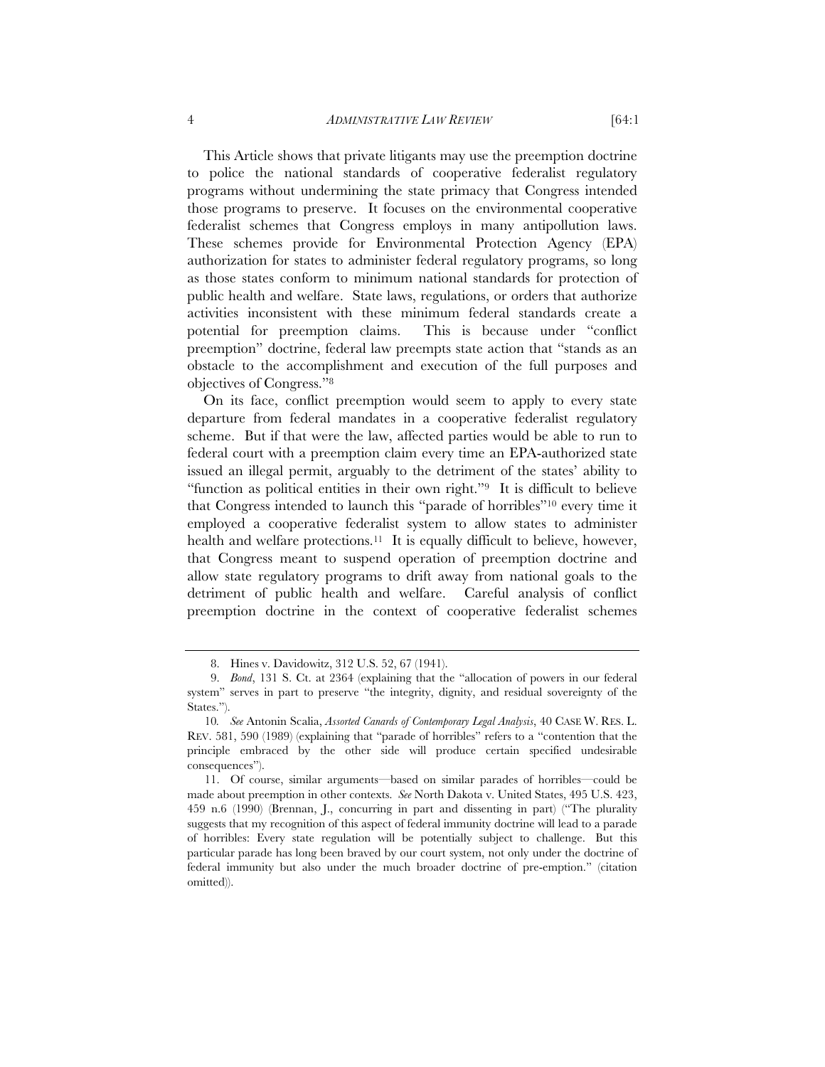This Article shows that private litigants may use the preemption doctrine to police the national standards of cooperative federalist regulatory programs without undermining the state primacy that Congress intended those programs to preserve. It focuses on the environmental cooperative federalist schemes that Congress employs in many antipollution laws. These schemes provide for Environmental Protection Agency (EPA) authorization for states to administer federal regulatory programs, so long as those states conform to minimum national standards for protection of public health and welfare. State laws, regulations, or orders that authorize activities inconsistent with these minimum federal standards create a potential for preemption claims. This is because under "conflict preemption" doctrine, federal law preempts state action that "stands as an obstacle to the accomplishment and execution of the full purposes and objectives of Congress."[8]

On its face, conflict preemption would seem to apply to every state departure from federal mandates in a cooperative federalist regulatory scheme. But if that were the law, affected parties would be able to run to federal court with a preemption claim every time an EPA-authorized state issued an illegal permit, arguably to the detriment of the states' ability to "function as political entities in their own right."[9] It is difficult to believe that Congress intended to launch this "parade of horribles"[10] every time it employed a cooperative federalist system to allow states to administer health and welfare protections.[11] It is equally difficult to believe, however, that Congress meant to suspend operation of preemption doctrine and allow state regulatory programs to drift away from national goals to the detriment of public health and welfare. Careful analysis of conflict preemption doctrine in the context of cooperative federalist schemes

---

8. Hines v. Davidowitz, 312 U.S. 52, 67 (1941).

9. *Bond*, 131 S. Ct. at 2364 (explaining that the "allocation of powers in our federal system" serves in part to preserve "the integrity, dignity, and residual sovereignty of the States.").

10. *See* Antonin Scalia, *Assorted Canards of Contemporary Legal Analysis*, 40 CASE W. RES. L. REV. 581, 590 (1989) (explaining that "parade of horribles" refers to a "contention that the principle embraced by the other side will produce certain specified undesirable consequences").

11. Of course, similar arguments—based on similar parades of horribles—could be made about preemption in other contexts. *See* North Dakota v. United States, 495 U.S. 423, 459 n.6 (1990) (Brennan, J., concurring in part and dissenting in part) ("The plurality suggests that my recognition of this aspect of federal immunity doctrine will lead to a parade of horribles: Every state regulation will be potentially subject to challenge. But this particular parade has long been braved by our court system, not only under the doctrine of federal immunity but also under the much broader doctrine of pre-emption." (citation omitted)).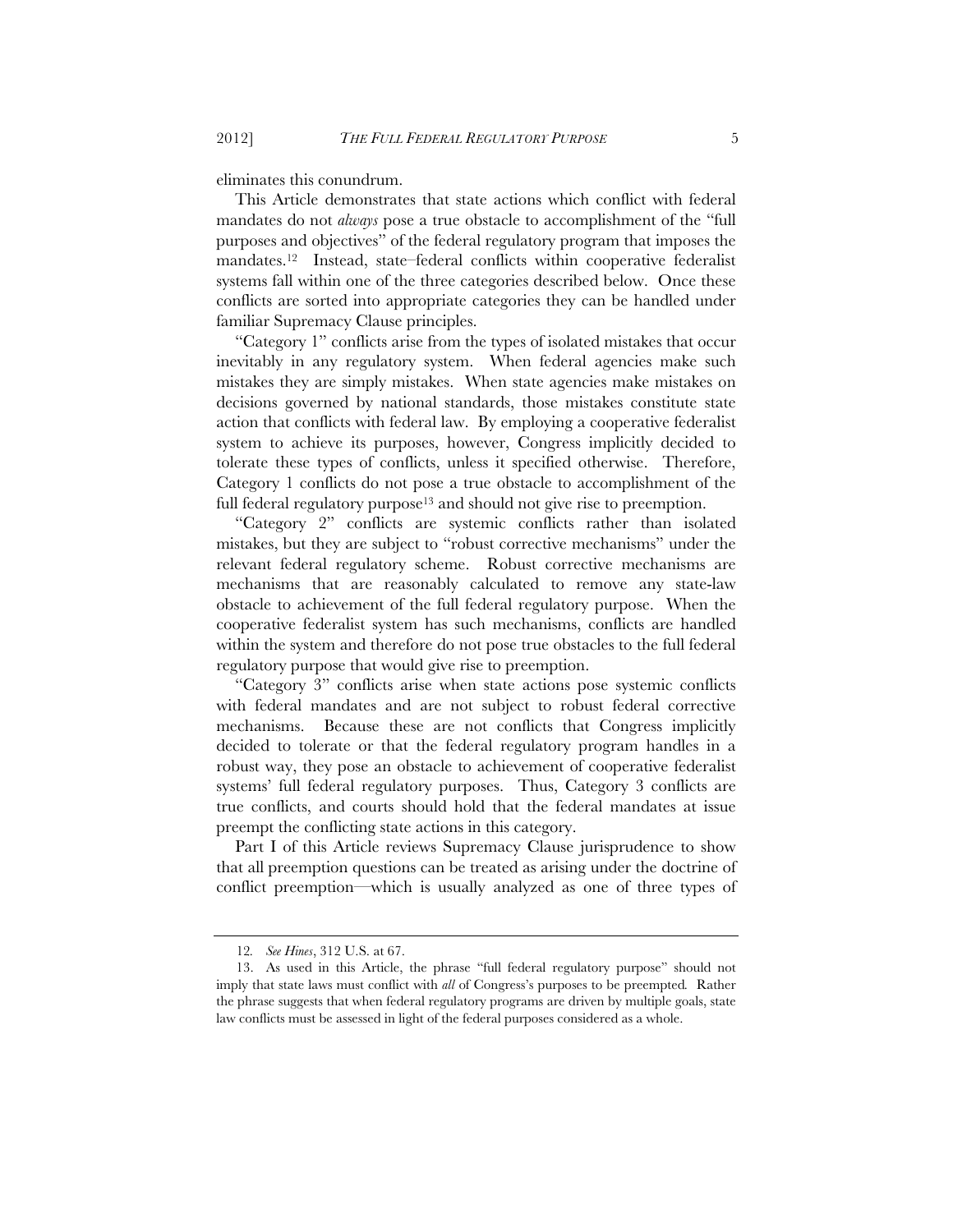eliminates this conundrum.

This Article demonstrates that state actions which conflict with federal mandates do not *always* pose a true obstacle to accomplishment of the "full purposes and objectives" of the federal regulatory program that imposes the mandates.[12] Instead, state–federal conflicts within cooperative federalist systems fall within one of the three categories described below. Once these conflicts are sorted into appropriate categories they can be handled under familiar Supremacy Clause principles.

"Category 1" conflicts arise from the types of isolated mistakes that occur inevitably in any regulatory system. When federal agencies make such mistakes they are simply mistakes. When state agencies make mistakes on decisions governed by national standards, those mistakes constitute state action that conflicts with federal law. By employing a cooperative federalist system to achieve its purposes, however, Congress implicitly decided to tolerate these types of conflicts, unless it specified otherwise. Therefore, Category 1 conflicts do not pose a true obstacle to accomplishment of the full federal regulatory purpose[13] and should not give rise to preemption.

"Category 2" conflicts are systemic conflicts rather than isolated mistakes, but they are subject to "robust corrective mechanisms" under the relevant federal regulatory scheme. Robust corrective mechanisms are mechanisms that are reasonably calculated to remove any state-law obstacle to achievement of the full federal regulatory purpose. When the cooperative federalist system has such mechanisms, conflicts are handled within the system and therefore do not pose true obstacles to the full federal regulatory purpose that would give rise to preemption.

"Category 3" conflicts arise when state actions pose systemic conflicts with federal mandates and are not subject to robust federal corrective mechanisms. Because these are not conflicts that Congress implicitly decided to tolerate or that the federal regulatory program handles in a robust way, they pose an obstacle to achievement of cooperative federalist systems' full federal regulatory purposes. Thus, Category 3 conflicts are true conflicts, and courts should hold that the federal mandates at issue preempt the conflicting state actions in this category.

Part I of this Article reviews Supremacy Clause jurisprudence to show that all preemption questions can be treated as arising under the doctrine of conflict preemption—which is usually analyzed as one of three types of

---

12. *See Hines*, 312 U.S. at 67.

13. As used in this Article, the phrase "full federal regulatory purpose" should not imply that state laws must conflict with *all* of Congress's purposes to be preempted. Rather the phrase suggests that when federal regulatory programs are driven by multiple goals, state law conflicts must be assessed in light of the federal purposes considered as a whole.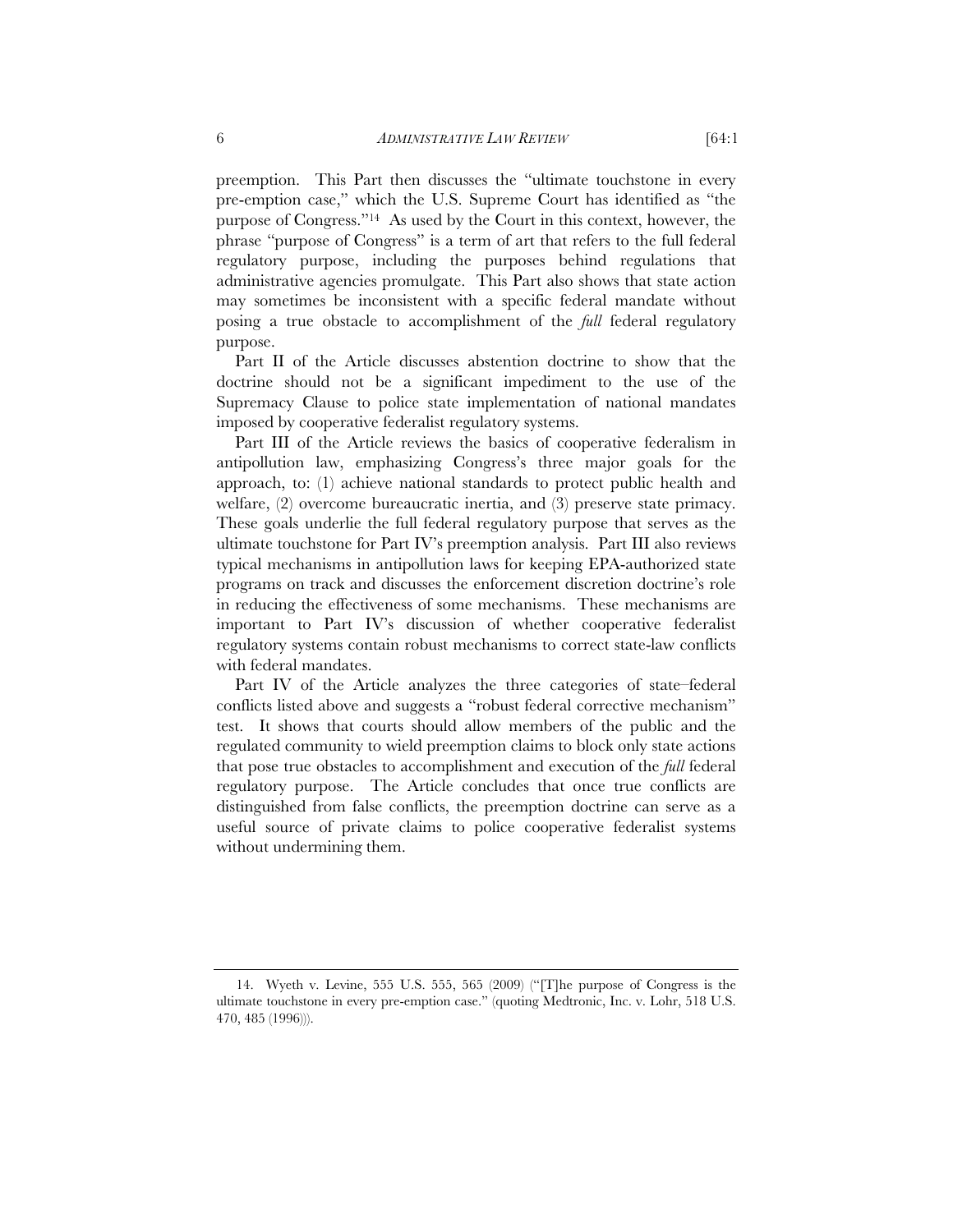preemption. This Part then discusses the "ultimate touchstone in every pre-emption case," which the U.S. Supreme Court has identified as "the purpose of Congress."[14] As used by the Court in this context, however, the phrase "purpose of Congress" is a term of art that refers to the full federal regulatory purpose, including the purposes behind regulations that administrative agencies promulgate. This Part also shows that state action may sometimes be inconsistent with a specific federal mandate without posing a true obstacle to accomplishment of the *full* federal regulatory purpose.

Part II of the Article discusses abstention doctrine to show that the doctrine should not be a significant impediment to the use of the Supremacy Clause to police state implementation of national mandates imposed by cooperative federalist regulatory systems.

Part III of the Article reviews the basics of cooperative federalism in antipollution law, emphasizing Congress's three major goals for the approach, to: (1) achieve national standards to protect public health and welfare, (2) overcome bureaucratic inertia, and (3) preserve state primacy. These goals underlie the full federal regulatory purpose that serves as the ultimate touchstone for Part IV's preemption analysis. Part III also reviews typical mechanisms in antipollution laws for keeping EPA-authorized state programs on track and discusses the enforcement discretion doctrine's role in reducing the effectiveness of some mechanisms. These mechanisms are important to Part IV's discussion of whether cooperative federalist regulatory systems contain robust mechanisms to correct state-law conflicts with federal mandates.

Part IV of the Article analyzes the three categories of state–federal conflicts listed above and suggests a "robust federal corrective mechanism" test. It shows that courts should allow members of the public and the regulated community to wield preemption claims to block only state actions that pose true obstacles to accomplishment and execution of the *full* federal regulatory purpose. The Article concludes that once true conflicts are distinguished from false conflicts, the preemption doctrine can serve as a useful source of private claims to police cooperative federalist systems without undermining them.

---

14. Wyeth v. Levine, 555 U.S. 555, 565 (2009) ("[T]he purpose of Congress is the ultimate touchstone in every pre-emption case." (quoting Medtronic, Inc. v. Lohr, 518 U.S. 470, 485 (1996))).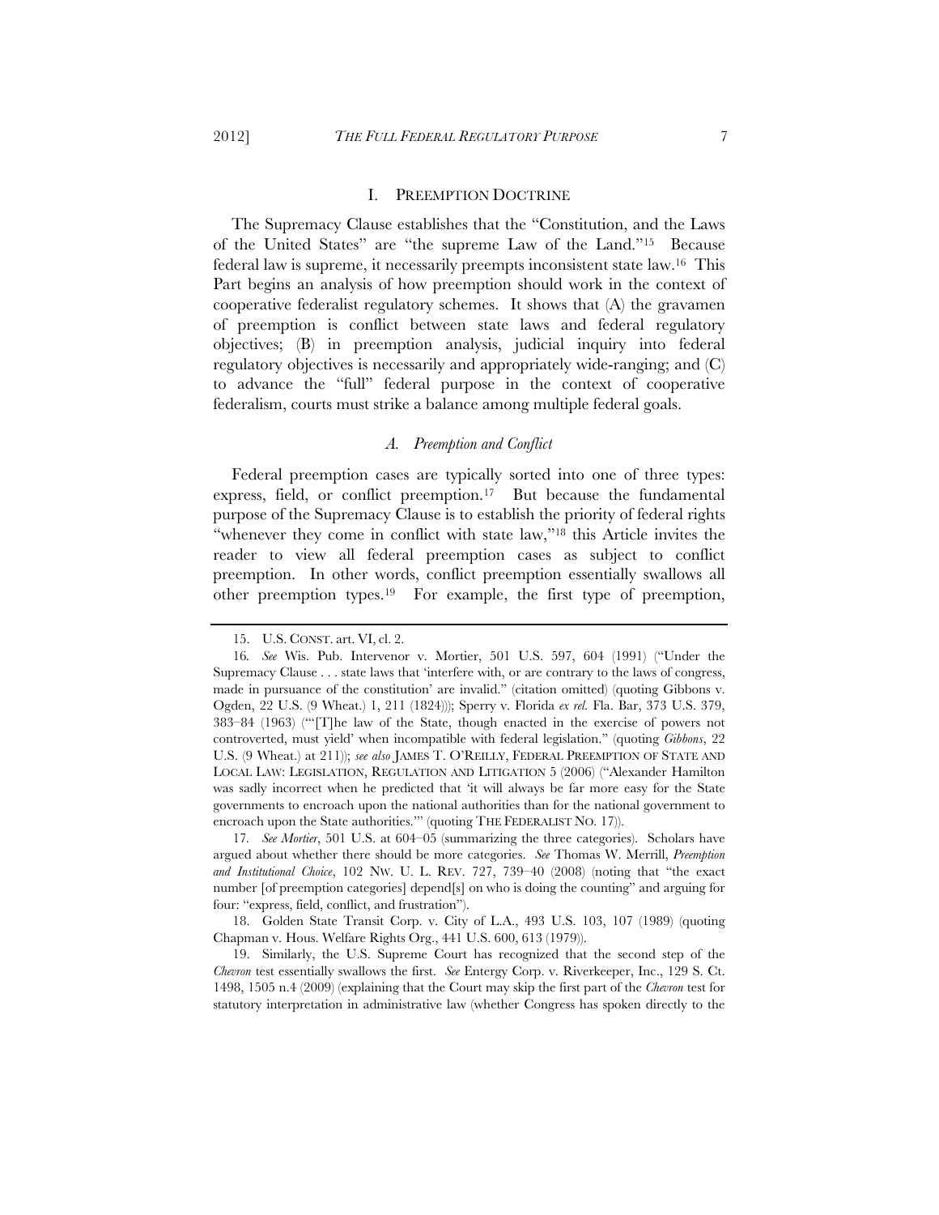## I. PREEMPTION DOCTRINE

The Supremacy Clause establishes that the "Constitution, and the Laws of the United States" are "the supreme Law of the Land."[15] Because federal law is supreme, it necessarily preempts inconsistent state law.[16] This Part begins an analysis of how preemption should work in the context of cooperative federalist regulatory schemes. It shows that (A) the gravamen of preemption is conflict between state laws and federal regulatory objectives; (B) in preemption analysis, judicial inquiry into federal regulatory objectives is necessarily and appropriately wide-ranging; and (C) to advance the "full" federal purpose in the context of cooperative federalism, courts must strike a balance among multiple federal goals.

### *A. Preemption and Conflict*

Federal preemption cases are typically sorted into one of three types: express, field, or conflict preemption.[17] But because the fundamental purpose of the Supremacy Clause is to establish the priority of federal rights "whenever they come in conflict with state law,"[18] this Article invites the reader to view all federal preemption cases as subject to conflict preemption. In other words, conflict preemption essentially swallows all other preemption types.[19] For example, the first type of preemption,

---

15. U.S. CONST. art. VI, cl. 2.

16. *See* Wis. Pub. Intervenor v. Mortier, 501 U.S. 597, 604 (1991) ("Under the Supremacy Clause . . . state laws that 'interfere with, or are contrary to the laws of congress, made in pursuance of the constitution' are invalid." (citation omitted) (quoting Gibbons v. Ogden, 22 U.S. (9 Wheat.) 1, 211 (1824))); Sperry v. Florida *ex rel.* Fla. Bar, 373 U.S. 379, 383–84 (1963) ("'[T]he law of the State, though enacted in the exercise of powers not controverted, must yield' when incompatible with federal legislation." (quoting *Gibbons*, 22 U.S. (9 Wheat.) at 211)); *see also* JAMES T. O'REILLY, FEDERAL PREEMPTION OF STATE AND LOCAL LAW: LEGISLATION, REGULATION AND LITIGATION 5 (2006) ("Alexander Hamilton was sadly incorrect when he predicted that 'it will always be far more easy for the State governments to encroach upon the national authorities than for the national government to encroach upon the State authorities.'" (quoting THE FEDERALIST NO. 17)).

17. *See Mortier*, 501 U.S. at 604–05 (summarizing the three categories). Scholars have argued about whether there should be more categories. *See* Thomas W. Merrill, *Preemption and Institutional Choice*, 102 NW. U. L. REV. 727, 739–40 (2008) (noting that "the exact number [of preemption categories] depend[s] on who is doing the counting" and arguing for four: "express, field, conflict, and frustration").

18. Golden State Transit Corp. v. City of L.A., 493 U.S. 103, 107 (1989) (quoting Chapman v. Hous. Welfare Rights Org., 441 U.S. 600, 613 (1979)).

19. Similarly, the U.S. Supreme Court has recognized that the second step of the *Chevron* test essentially swallows the first. *See* Entergy Corp. v. Riverkeeper, Inc., 129 S. Ct. 1498, 1505 n.4 (2009) (explaining that the Court may skip the first part of the *Chevron* test for statutory interpretation in administrative law (whether the Congress has spoken directly to the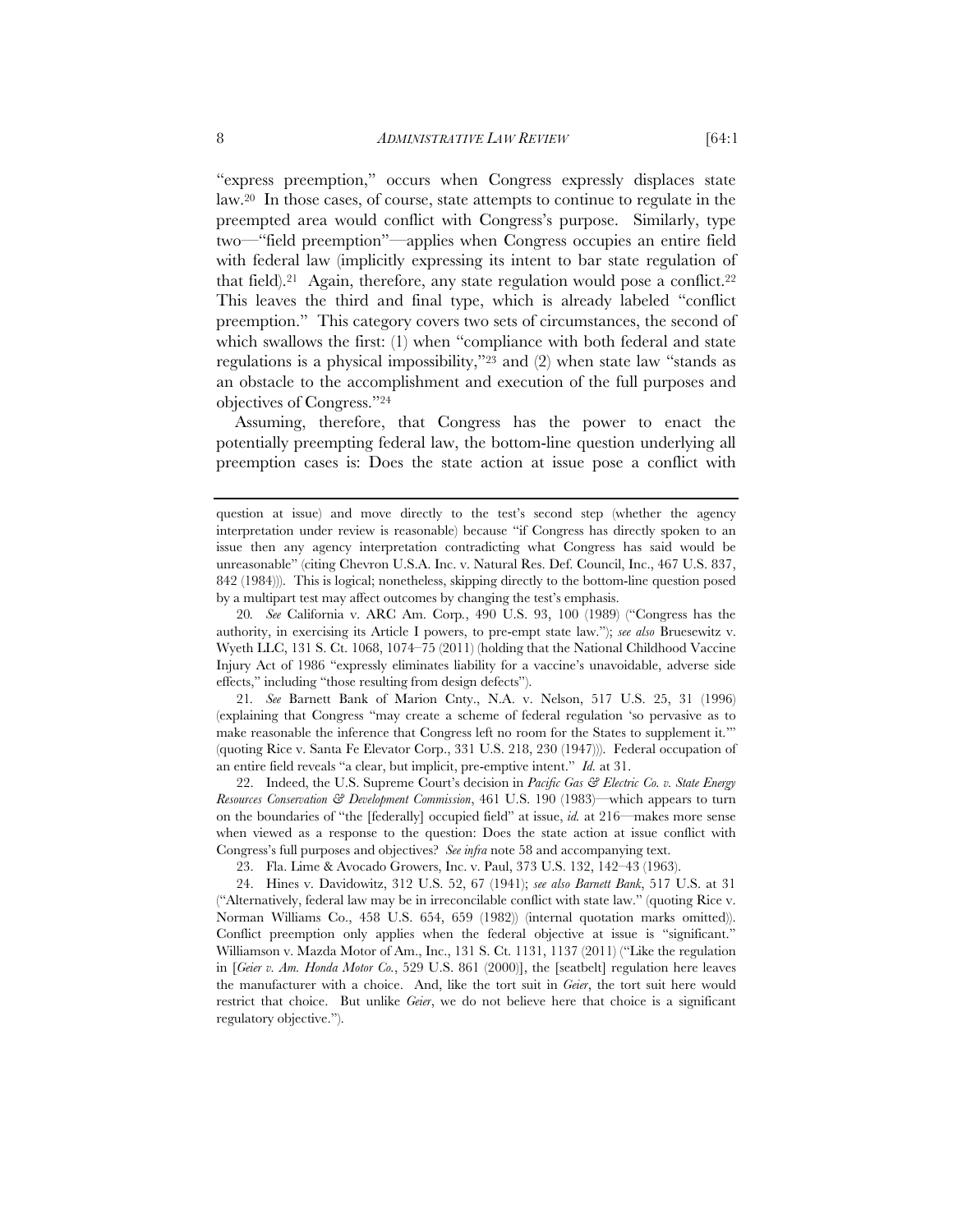"express preemption," occurs when Congress expressly displaces state law.[20] In those cases, of course, state attempts to continue to regulate in the preempted area would conflict with Congress's purpose. Similarly, type two—"field preemption"—applies when Congress occupies an entire field with federal law (implicitly expressing its intent to bar state regulation of that field).[21] Again, therefore, any state regulation would pose a conflict.[22] This leaves the third and final type, which is already labeled "conflict preemption." This category covers two sets of circumstances, the second of which swallows the first: (1) when "compliance with both federal and state regulations is a physical impossibility,"[23] and (2) when state law "stands as an obstacle to the accomplishment and execution of the full purposes and objectives of Congress."[24]

Assuming, therefore, that Congress has the power to enact the potentially preempting federal law, the bottom-line question underlying all preemption cases is: Does the state action at issue pose a conflict with

---

question at issue) and move directly to the test's second step (whether the agency interpretation under review is reasonable) because "if Congress has directly spoken to an issue then any agency interpretation contradicting what Congress has said would be unreasonable" (citing Chevron U.S.A. Inc. v. Natural Res. Def. Council, Inc., 467 U.S. 837, 842 (1984))). This is logical; nonetheless, skipping directly to the bottom-line question posed by a multipart test may affect outcomes by changing the test's emphasis.

20. *See* California v. ARC Am. Corp., 490 U.S. 93, 100 (1989) ("Congress has the authority, in exercising its Article I powers, to pre-empt state law."); *see also* Bruesewitz v. Wyeth LLC, 131 S. Ct. 1068, 1074–75 (2011) (holding that the National Childhood Vaccine Injury Act of 1986 "expressly eliminates liability for a vaccine's unavoidable, adverse side effects," including "those resulting from design defects").

21. *See* Barnett Bank of Marion Cnty., N.A. v. Nelson, 517 U.S. 25, 31 (1996) (explaining that Congress "may create a scheme of federal regulation 'so pervasive as to make reasonable the inference that Congress left no room for the States to supplement it.'" (quoting Rice v. Santa Fe Elevator Corp., 331 U.S. 218, 230 (1947))). Federal occupation of an entire field reveals "a clear, but implicit, pre-emptive intent." *Id.* at 31.

22. Indeed, the U.S. Supreme Court's decision in *Pacific Gas & Electric Co. v. State Energy Resources Conservation & Development Commission*, 461 U.S. 190 (1983)—which appears to turn on the boundaries of "the [federally] occupied field" at issue, *id.* at 216—makes more sense when viewed as a response to the question: Does the state action at issue conflict with Congress's full purposes and objectives? *See infra* note 58 and accompanying text.

23. Fla. Lime & Avocado Growers, Inc. v. Paul, 373 U.S. 132, 142–43 (1963).

24. Hines v. Davidowitz, 312 U.S. 52, 67 (1941); *see also Barnett Bank*, 517 U.S. at 31 ("Alternatively, federal law may be in irreconcilable conflict with state law." (quoting Rice v. Norman Williams Co., 458 U.S. 654, 659 (1982)) (internal quotation marks omitted)). Conflict preemption only applies when the federal objective at issue is "significant." Williamson v. Mazda Motor of Am., Inc., 131 S. Ct. 1131, 1137 (2011) ("Like the regulation in [*Geier v. Am. Honda Motor Co.*, 529 U.S. 861 (2000)], the [seatbelt] regulation here leaves the manufacturer with a choice. And, like the tort suit in *Geier*, the tort suit here would restrict that choice. But unlike *Geier*, we do not believe here that choice is a significant regulatory objective.").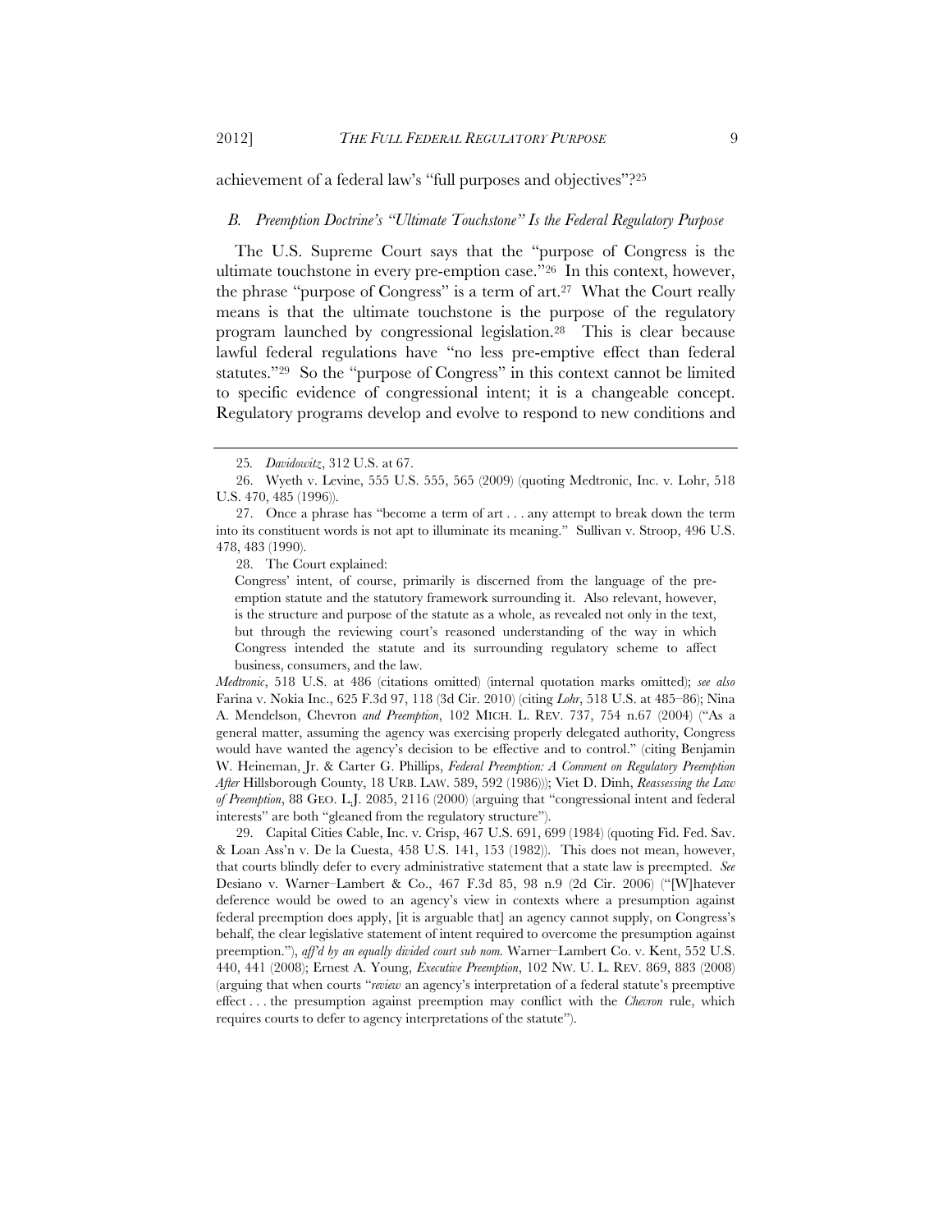achievement of a federal law's "full purposes and objectives"?[25]

### *B. Preemption Doctrine's "Ultimate Touchstone" Is the Federal Regulatory Purpose*

The U.S. Supreme Court says that the "purpose of Congress is the ultimate touchstone in every pre-emption case."[26] In this context, however, the phrase "purpose of Congress" is a term of art.[27] What the Court really means is that the ultimate touchstone is the purpose of the regulatory program launched by congressional legislation.[28] This is clear because lawful federal regulations have "no less pre-emptive effect than federal statutes."[29] So the "purpose of Congress" in this context cannot be limited to specific evidence of congressional intent; it is a changeable concept. Regulatory programs develop and evolve to respond to new conditions and

---

25. *Davidowitz*, 312 U.S. at 67.

26. Wyeth v. Levine, 555 U.S. 555, 565 (2009) (quoting Medtronic, Inc. v. Lohr, 518 U.S. 470, 485 (1996)).

27. Once a phrase has "become a term of art . . . any attempt to break down the term into its constituent words is not apt to illuminate its meaning." Sullivan v. Stroop, 496 U.S. 478, 483 (1990).

28. The Court explained:

> Congress' intent, of course, primarily is discerned from the language of the pre-emption statute and the statutory framework surrounding it. Also relevant, however, is the structure and purpose of the statute as a whole, as revealed not only in the text, but through the reviewing court's reasoned understanding of the way in which Congress intended the statute and its surrounding regulatory scheme to affect business, consumers, and the law.

*Medtronic*, 518 U.S. at 486 (citations omitted) (internal quotation marks omitted); *see also* Farina v. Nokia Inc., 625 F.3d 97, 118 (3d Cir. 2010) (citing *Lohr*, 518 U.S. at 485–86); Nina A. Mendelson, Chevron *and Preemption*, 102 MICH. L. REV. 737, 754 n.67 (2004) ("As a general matter, assuming the agency was exercising properly delegated authority, Congress would have wanted the agency's decision to be effective and to control." (citing Benjamin W. Heineman, Jr. & Carter G. Phillips, *Federal Preemption: A Comment on Regulatory Preemption After* Hillsborough County, 18 URB. LAW. 589, 592 (1986))); Viet D. Dinh, *Reassessing the Law of Preemption*, 88 GEO. L.J. 2085, 2116 (2000) (arguing that "congressional intent and federal interests" are both "gleaned from the regulatory structure").

29. Capital Cities Cable, Inc. v. Crisp, 467 U.S. 691, 699 (1984) (quoting Fid. Fed. Sav. & Loan Ass'n v. De la Cuesta, 458 U.S. 141, 153 (1982)). This does not mean, however, that courts blindly defer to every administrative statement that a state law is preempted. *See* Desiano v. Warner–Lambert & Co., 467 F.3d 85, 98 n.9 (2d Cir. 2006) ("[W]hatever deference would be owed to an agency's view in contexts where a presumption against federal preemption does apply, [it is arguable that] an agency cannot supply, on Congress's behalf, the clear legislative statement of intent required to overcome the presumption against preemption."), *aff'd by an equally divided court sub nom.* Warner–Lambert Co. v. Kent, 552 U.S. 440, 441 (2008); Ernest A. Young, *Executive Preemption*, 102 NW. U. L. REV. 869, 883 (2008) (arguing that when courts "*review* an agency's interpretation of a federal statute's preemptive effect . . . the presumption against preemption may conflict with the *Chevron* rule, which requires courts to defer to agency interpretations of the statute").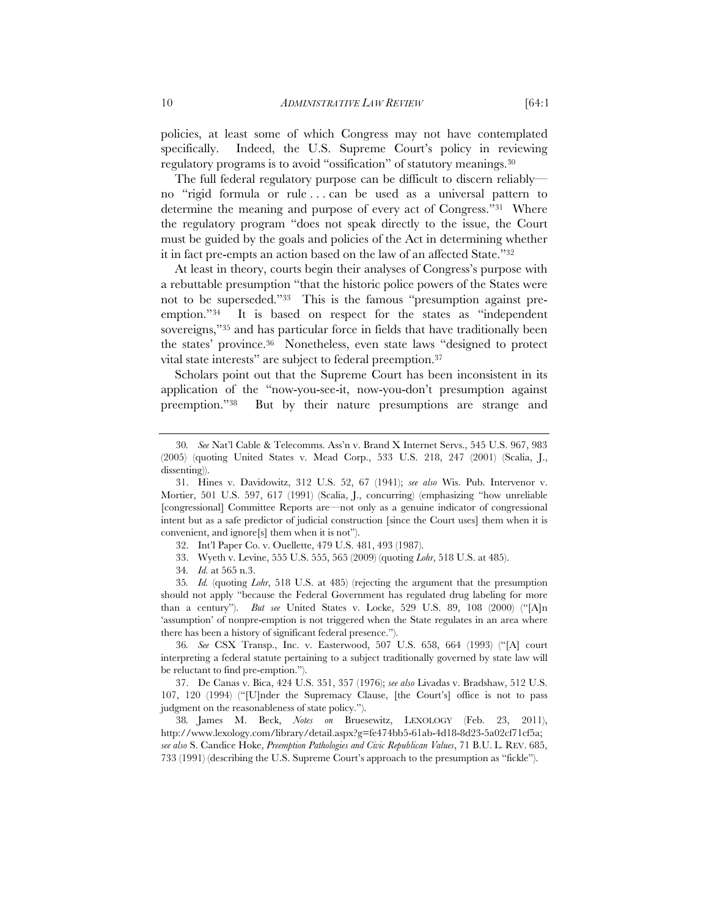policies, at least some of which Congress may not have contemplated specifically. Indeed, the U.S. Supreme Court's policy in reviewing regulatory programs is to avoid "ossification" of statutory meanings.[30]

The full federal regulatory purpose can be difficult to discern reliably—no "rigid formula or rule . . . can be used as a universal pattern to determine the meaning and purpose of every act of Congress."[31] Where the regulatory program "does not speak directly to the issue, the Court must be guided by the goals and policies of the Act in determining whether it in fact pre-empts an action based on the law of an affected State."[32]

At least in theory, courts begin their analyses of Congress's purpose with a rebuttable presumption "that the historic police powers of the States were not to be superseded."[33] This is the famous "presumption against pre-emption."[34] It is based on respect for the states as "independent sovereigns,"[35] and has particular force in fields that have traditionally been the states' province.[36] Nonetheless, even state laws "designed to protect vital state interests" are subject to federal preemption.[37]

Scholars point out that the Supreme Court has been inconsistent in its application of the "now-you-see-it, now-you-don't presumption against preemption."[38] But by their nature presumptions are strange and

---

30. *See* Nat'l Cable & Telecomms. Ass'n v. Brand X Internet Servs., 545 U.S. 967, 983 (2005) (quoting United States v. Mead Corp., 533 U.S. 218, 247 (2001) (Scalia, J., dissenting)).

31. Hines v. Davidowitz, 312 U.S. 52, 67 (1941); *see also* Wis. Pub. Intervenor v. Mortier, 501 U.S. 597, 617 (1991) (Scalia, J., concurring) (emphasizing "how unreliable [congressional] Committee Reports are—not only as a genuine indicator of congressional intent but as a safe predictor of judicial construction [since the Court uses] them when it is convenient, and ignore[s] them when it is not").

32. Int'l Paper Co. v. Ouellette, 479 U.S. 481, 493 (1987).

33. Wyeth v. Levine, 555 U.S. 555, 565 (2009) (quoting *Lohr*, 518 U.S. at 485).

34. *Id.* at 565 n.3.

35. *Id.* (quoting *Lohr*, 518 U.S. at 485) (rejecting the argument that the presumption should not apply "because the Federal Government has regulated drug labeling for more than a century"). *But see* United States v. Locke, 529 U.S. 89, 108 (2000) ("[A]n 'assumption' of nonpre-emption is not triggered when the State regulates in an area where there has been a history of significant federal presence.").

36. *See* CSX Transp., Inc. v. Easterwood, 507 U.S. 658, 664 (1993) ("[A] court interpreting a federal statute pertaining to a subject traditionally governed by state law will be reluctant to find pre-emption.").

37. De Canas v. Bica, 424 U.S. 351, 357 (1976); *see also* Livadas v. Bradshaw, 512 U.S. 107, 120 (1994) ("[U]nder the Supremacy Clause, [the Court's] office is not to pass judgment on the reasonableness of state policy.").

38. James M. Beck, *Notes on* Bruesewitz, LEXOLOGY (Feb. 23, 2011), http://www.lexology.com/library/detail.aspx?g=fe474bb5-61ab-4d18-8d23-5a02cf71cf5a; *see also* S. Candice Hoke, *Preemption Pathologies and Civic Republican Values*, 71 B.U. L. REV. 685, 733 (1991) (describing the U.S. Supreme Court's approach to the presumption as "fickle").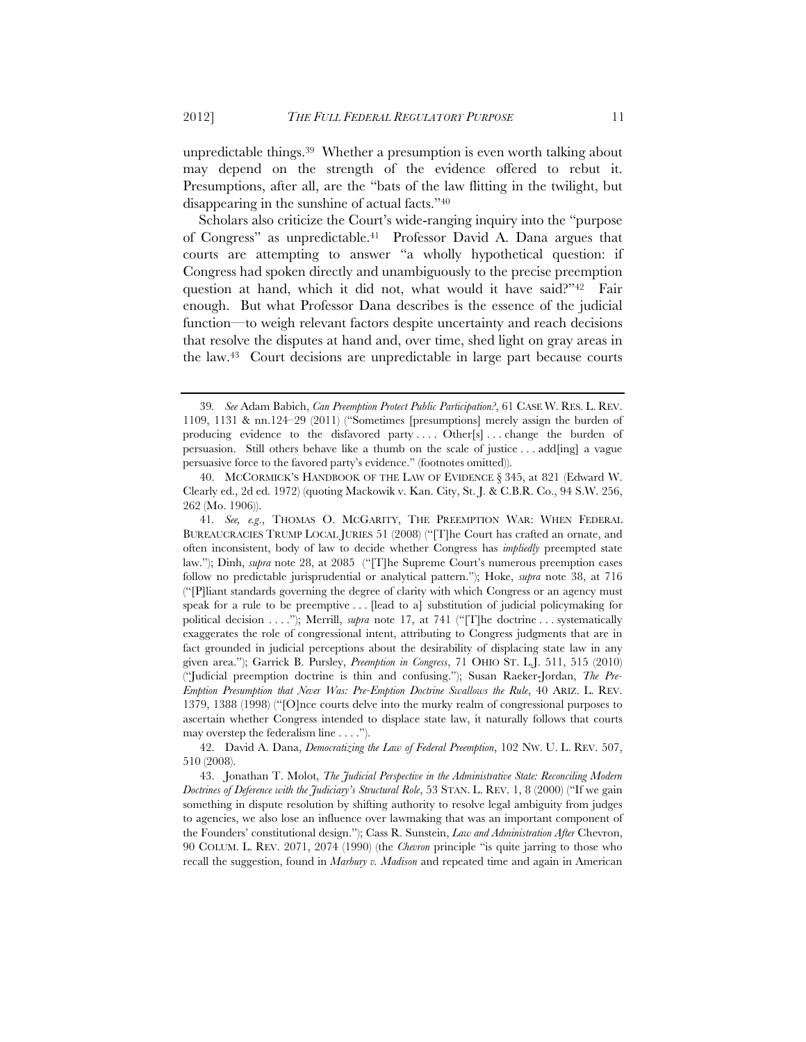unpredictable things.[39] Whether a presumption is even worth talking about may depend on the strength of the evidence offered to rebut it. Presumptions, after all, are the "bats of the law flitting in the twilight, but disappearing in the sunshine of actual facts."[40]

Scholars also criticize the Court's wide-ranging inquiry into the "purpose of Congress" as unpredictable.[41] Professor David A. Dana argues that courts are attempting to answer "a wholly hypothetical question: if Congress had spoken directly and unambiguously to the precise preemption question at hand, which it did not, what would it have said?"[42] Fair enough. But what Professor Dana describes is the essence of the judicial function—to weigh relevant factors despite uncertainty and reach decisions that resolve the disputes at hand and, over time, shed light on gray areas in the law.[43] Court decisions are unpredictable in large part because courts

---

39. *See* Adam Babich, *Can Preemption Protect Public Participation?*, 61 CASE W. RES. L. REV. 1109, 1131 & nn.124–29 (2011) ("Sometimes [presumptions] merely assign the burden of producing evidence to the disfavored party . . . . Other[s] . . . change the burden of persuasion. Still others behave like a thumb on the scale of justice . . . add[ing] a vague persuasive force to the favored party's evidence." (footnotes omitted)).

40. MCCORMICK'S HANDBOOK OF THE LAW OF EVIDENCE § 345, at 821 (Edward W. Clearly ed., 2d ed. 1972) (quoting Mackowik v. Kan. City, St. J. & C.B.R. Co., 94 S.W. 256, 262 (Mo. 1906)).

41. *See, e.g.*, THOMAS O. MCGARITY, THE PREEMPTION WAR: WHEN FEDERAL BUREAUCRACIES TRUMP LOCAL JURIES 51 (2008) ("[T]he Court has crafted an ornate, and often inconsistent, body of law to decide whether Congress has *impliedly* preempted state law."); Dinh, *supra* note 28, at 2085 ("[T]he Supreme Court's numerous preemption cases follow no predictable jurisprudential or analytical pattern."); Hoke, *supra* note 38, at 716 ("[P]liant standards governing the degree of clarity with which Congress or an agency must speak for a rule to be preemptive . . . [lead to a] substitution of judicial policymaking for political decision . . . ."); Merrill, *supra* note 17, at 741 ("[T]he doctrine . . . systematically exaggerates the role of congressional intent, attributing to Congress judgments that are in fact grounded in judicial perceptions about the desirability of displacing state law in any given area."); Garrick B. Pursley, *Preemption in Congress*, 71 OHIO ST. L.J. 511, 515 (2010) ("Judicial preemption doctrine is thin and confusing."); Susan Raeker-Jordan, *The Pre-Emption Presumption that Never Was: Pre-Emption Doctrine Swallows the Rule*, 40 ARIZ. L. REV. 1379, 1388 (1998) ("[O]nce courts delve into the murky realm of congressional purposes to ascertain whether Congress intended to displace state law, it naturally follows that courts may overstep the federalism line . . . .").

42. David A. Dana, *Democratizing the Law of Federal Preemption*, 102 NW. U. L. REV. 507, 510 (2008).

43. Jonathan T. Molot, *The Judicial Perspective in the Administrative State: Reconciling Modern Doctrines of Deference with the Judiciary's Structural Role*, 53 STAN. L. REV. 1, 8 (2000) ("If we gain something in dispute resolution by shifting authority to resolve legal ambiguity from judges to agencies, we also lose an influence over lawmaking that was an important component of the Founders' constitutional design."); Cass R. Sunstein, *Law and Administration After* Chevron, 90 COLUM. L. REV. 2071, 2074 (1990) (the *Chevron* principle "is quite jarring to those who recall the suggestion, found in *Marbury v. Madison* and repeated time and again in American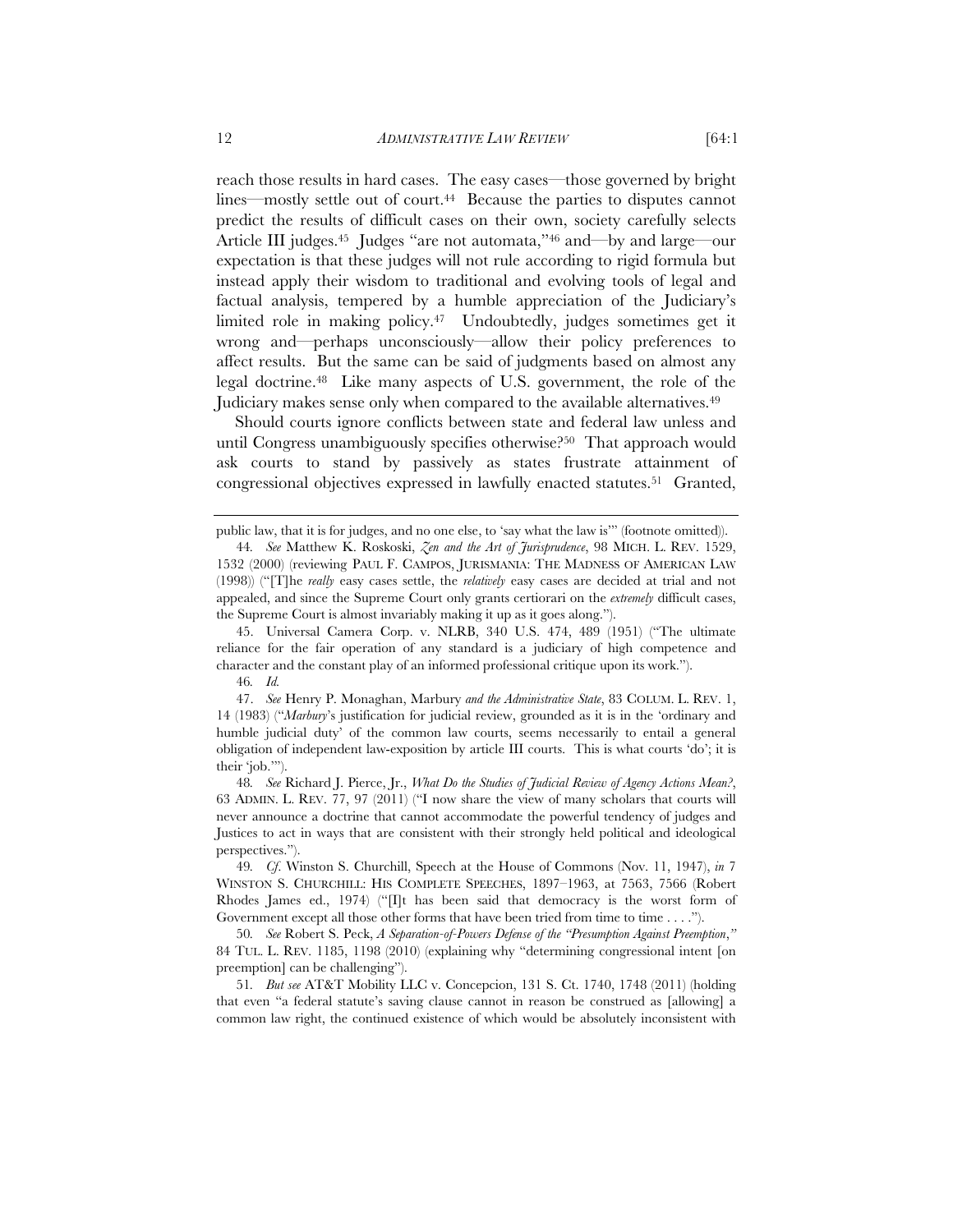reach those results in hard cases. The easy cases—those governed by bright lines—mostly settle out of court.[44] Because the parties to disputes cannot predict the results of difficult cases on their own, society carefully selects Article III judges.[45] Judges "are not automata,"[46] and—by and large—our expectation is that these judges will not rule according to rigid formula but instead apply their wisdom to traditional and evolving tools of legal and factual analysis, tempered by a humble appreciation of the Judiciary's limited role in making policy.[47] Undoubtedly, judges sometimes get it wrong and—perhaps unconsciously—allow their policy preferences to affect results. But the same can be said of judgments based on almost any legal doctrine.[48] Like many aspects of U.S. government, the role of the Judiciary makes sense only when compared to the available alternatives.[49]

Should courts ignore conflicts between state and federal law unless and until Congress unambiguously specifies otherwise?[50] That approach would ask courts to stand by passively as states frustrate attainment of congressional objectives expressed in lawfully enacted statutes.[51] Granted,

---

public law, that it is for judges, and no one else, to 'say what the law is'" (footnote omitted)).

44. *See* Matthew K. Roskoski, *Zen and the Art of Jurisprudence*, 98 MICH. L. REV. 1529, 1532 (2000) (reviewing PAUL F. CAMPOS, JURISMANIA: THE MADNESS OF AMERICAN LAW (1998)) ("[T]he *really* easy cases settle, the *relatively* easy cases are decided at trial and not appealed, and since the Supreme Court only grants certiorari on the *extremely* difficult cases, the Supreme Court is almost invariably making it up as it goes along.").

45. Universal Camera Corp. v. NLRB, 340 U.S. 474, 489 (1951) ("The ultimate reliance for the fair operation of any standard is a judiciary of high competence and character and the constant play of an informed professional critique upon its work.").

46. *Id.*

47. *See* Henry P. Monaghan, Marbury *and the Administrative State*, 83 COLUM. L. REV. 1, 14 (1983) ("*Marbury*'s justification for judicial review, grounded as it is in the 'ordinary and humble judicial duty' of the common law courts, seems necessarily to entail a general obligation of independent law-exposition by article III courts. This is what courts 'do'; it is their 'job.'").

48. *See* Richard J. Pierce, Jr., *What Do the Studies of Judicial Review of Agency Actions Mean?*, 63 ADMIN. L. REV. 77, 97 (2011) ("I now share the view of many scholars that courts will never announce a doctrine that cannot accommodate the powerful tendency of judges and Justices to act in ways that are consistent with their strongly held political and ideological perspectives.").

49. *Cf.* Winston S. Churchill, Speech at the House of Commons (Nov. 11, 1947), *in* 7 WINSTON S. CHURCHILL: HIS COMPLETE SPEECHES, 1897–1963, at 7563, 7566 (Robert Rhodes James ed., 1974) ("[I]t has been said that democracy is the worst form of Government except all those other forms that have been tried from time to time . . . .").

50. *See* Robert S. Peck, *A Separation-of-Powers Defense of the "Presumption Against Preemption*,*"* 84 TUL. L. REV. 1185, 1198 (2010) (explaining why "determining congressional intent [on preemption] can be challenging").

51. *But see* AT&T Mobility LLC v. Concepcion, 131 S. Ct. 1740, 1748 (2011) (holding that even "a federal statute's saving clause cannot in reason be construed as [allowing] a common law right, the continued existence of which would be absolutely inconsistent with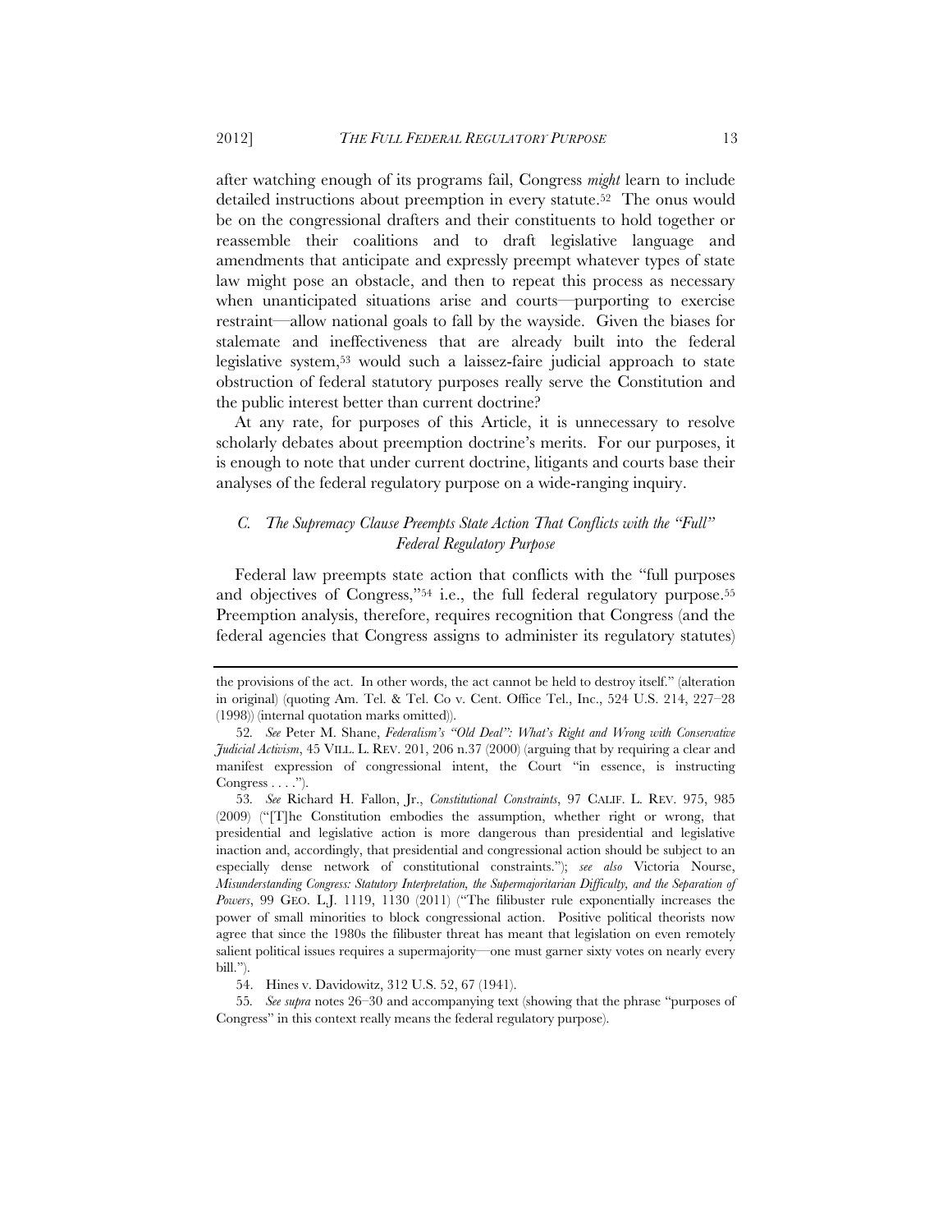after watching enough of its programs fail, Congress *might* learn to include detailed instructions about preemption in every statute.[52] The onus would be on the congressional drafters and their constituents to hold together or reassemble their coalitions and to draft legislative language and amendments that anticipate and expressly preempt whatever types of state law might pose an obstacle, and then to repeat this process as necessary when unanticipated situations arise and courts—purporting to exercise restraint—allow national goals to fall by the wayside. Given the biases for stalemate and ineffectiveness that are already built into the federal legislative system,[53] would such a laissez-faire judicial approach to state obstruction of federal statutory purposes really serve the Constitution and the public interest better than current doctrine?

At any rate, for purposes of this Article, it is unnecessary to resolve scholarly debates about preemption doctrine's merits. For our purposes, it is enough to note that under current doctrine, litigants and courts base their analyses of the federal regulatory purpose on a wide-ranging inquiry.

### *C. The Supremacy Clause Preempts State Action That Conflicts with the "Full" Federal Regulatory Purpose*

Federal law preempts state action that conflicts with the "full purposes and objectives of Congress,"[54] i.e., the full federal regulatory purpose.[55] Preemption analysis, therefore, requires recognition that Congress (and the federal agencies that Congress assigns to administer its regulatory statutes)

---

the provisions of the act. In other words, the act cannot be held to destroy itself." (alteration in original) (quoting Am. Tel. & Tel. Co v. Cent. Office Tel., Inc., 524 U.S. 214, 227–28 (1998)) (internal quotation marks omitted)).

52. *See* Peter M. Shane, *Federalism's "Old Deal": What's Right and Wrong with Conservative Judicial Activism*, 45 VILL. L. REV. 201, 206 n.37 (2000) (arguing that by requiring a clear and manifest expression of congressional intent, the Court "in essence, is instructing Congress . . . .").

53. *See* Richard H. Fallon, Jr., *Constitutional Constraints*, 97 CALIF. L. REV. 975, 985 (2009) ("[T]he Constitution embodies the assumption, whether right or wrong, that presidential and legislative action is more dangerous than presidential and legislative inaction and, accordingly, that presidential and congressional action should be subject to an especially dense network of constitutional constraints."); *see also* Victoria Nourse, *Misunderstanding Congress: Statutory Interpretation, the Supermajoritarian Difficulty, and the Separation of Powers*, 99 GEO. L.J. 1119, 1130 (2011) ("The filibuster rule exponentially increases the power of small minorities to block congressional action. Positive political theorists now agree that since the 1980s the filibuster threat has meant that legislation on even remotely salient political issues requires a supermajority—one must garner sixty votes on nearly every bill.").

54. Hines v. Davidowitz, 312 U.S. 52, 67 (1941).

55. *See supra* notes 26–30 and accompanying text (showing that the phrase "purposes of Congress" in this context really means the federal regulatory purpose).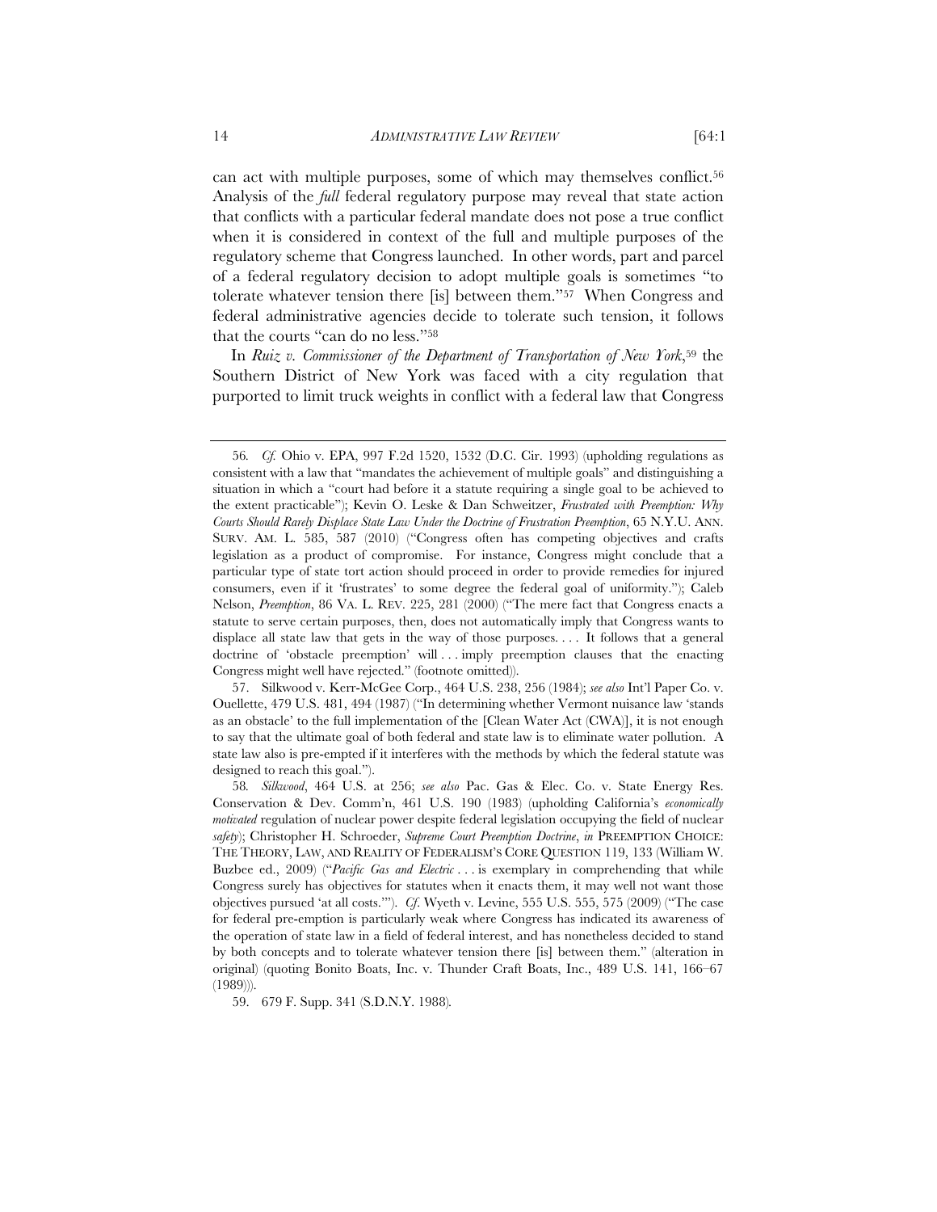can act with multiple purposes, some of which may themselves conflict.[56] Analysis of the *full* federal regulatory purpose may reveal that state action that conflicts with a particular federal mandate does not pose a true conflict when it is considered in context of the full and multiple purposes of the regulatory scheme that Congress launched. In other words, part and parcel of a federal regulatory decision to adopt multiple goals is sometimes "to tolerate whatever tension there [is] between them."[57] When Congress and federal administrative agencies decide to tolerate such tension, it follows that the courts "can do no less."[58]

In *Ruiz v. Commissioner of the Department of Transportation of New York*,[59] the Southern District of New York was faced with a city regulation that purported to limit truck weights in conflict with a federal law that Congress

---

56. *Cf.* Ohio v. EPA, 997 F.2d 1520, 1532 (D.C. Cir. 1993) (upholding regulations as consistent with a law that "mandates the achievement of multiple goals" and distinguishing a situation in which a "court had before it a statute requiring a single goal to be achieved to the extent practicable"); Kevin O. Leske & Dan Schweitzer, *Frustrated with Preemption: Why Courts Should Rarely Displace State Law Under the Doctrine of Frustration Preemption*, 65 N.Y.U. ANN. SURV. AM. L. 585, 587 (2010) ("Congress often has competing objectives and crafts legislation as a product of compromise. For instance, Congress might conclude that a particular type of state tort action should proceed in order to provide remedies for injured consumers, even if it 'frustrates' to some degree the federal goal of uniformity."); Caleb Nelson, *Preemption*, 86 VA. L. REV. 225, 281 (2000) ("The mere fact that Congress enacts a statute to serve certain purposes, then, does not automatically imply that Congress wants to displace all state law that gets in the way of those purposes. . . . It follows that a general doctrine of 'obstacle preemption' will . . . imply preemption clauses that the enacting Congress might well have rejected." (footnote omitted)).

57. Silkwood v. Kerr-McGee Corp., 464 U.S. 238, 256 (1984); *see also* Int'l Paper Co. v. Ouellette, 479 U.S. 481, 494 (1987) ("In determining whether Vermont nuisance law 'stands as an obstacle' to the full implementation of the [Clean Water Act (CWA)], it is not enough to say that the ultimate goal of both federal and state law is to eliminate water pollution. A state law also is pre-empted if it interferes with the methods by which the federal statute was designed to reach this goal.").

58. *Silkwood*, 464 U.S. at 256; *see also* Pac. Gas & Elec. Co. v. State Energy Res. Conservation & Dev. Comm'n, 461 U.S. 190 (1983) (upholding California's *economically motivated* regulation of nuclear power despite federal legislation occupying the field of nuclear *safety*); Christopher H. Schroeder, *Supreme Court Preemption Doctrine*, *in* PREEMPTION CHOICE: THE THEORY, LAW, AND REALITY OF FEDERALISM'S CORE QUESTION 119, 133 (William W. Buzbee ed., 2009) ("*Pacific Gas and Electric* . . . is exemplary in comprehending that while Congress surely has objectives for statutes when it enacts them, it may well not want those objectives pursued 'at all costs.'"). *Cf.* Wyeth v. Levine, 555 U.S. 555, 575 (2009) ("The case for federal pre-emption is particularly weak where Congress has indicated its awareness of the operation of state law in a field of federal interest, and has nonetheless decided to stand by both concepts and to tolerate whatever tension there [is] between them." (alteration in original) (quoting Bonito Boats, Inc. v. Thunder Craft Boats, Inc., 489 U.S. 141, 166–67 (1989))).

59. 679 F. Supp. 341 (S.D.N.Y. 1988).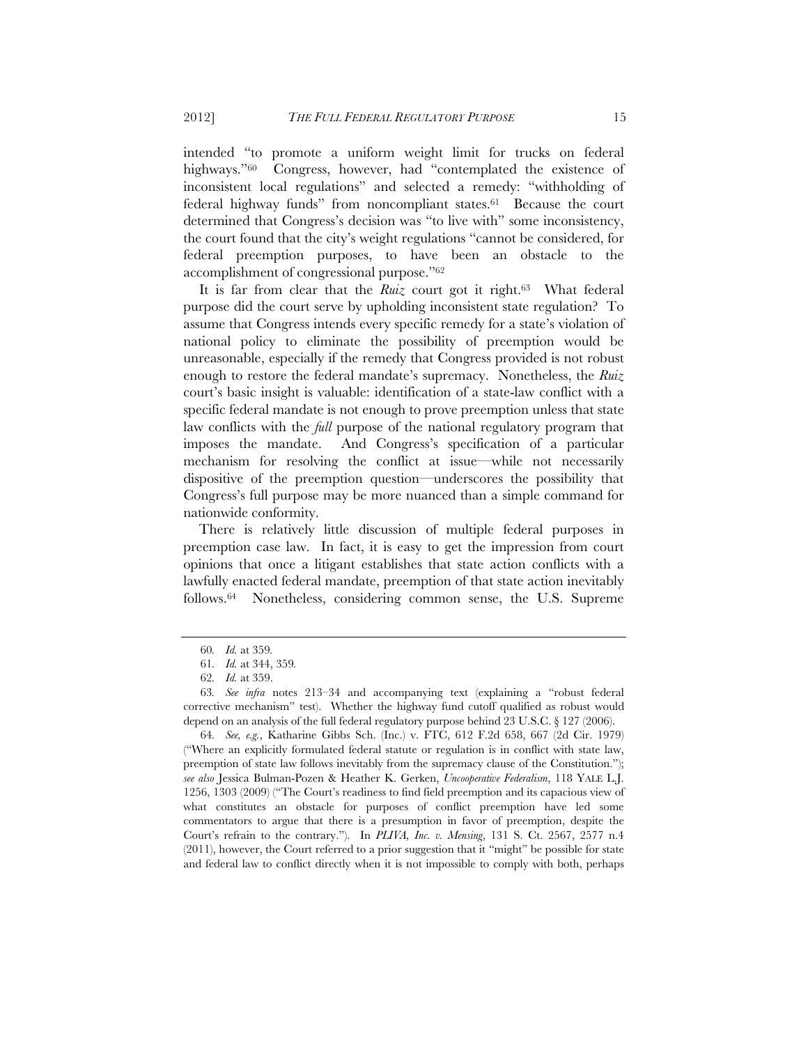intended "to promote a uniform weight limit for trucks on federal highways."[60] Congress, however, had "contemplated the existence of inconsistent local regulations" and selected a remedy: "withholding of federal highway funds" from noncompliant states.[61] Because the court determined that Congress's decision was "to live with" some inconsistency, the court found that the city's weight regulations "cannot be considered, for federal preemption purposes, to have been an obstacle to the accomplishment of congressional purpose."[62]

It is far from clear that the *Ruiz* court got it right.[63] What federal purpose did the court serve by upholding inconsistent state regulation? To assume that Congress intends every specific remedy for a state's violation of national policy to eliminate the possibility of preemption would be unreasonable, especially if the remedy that Congress provided is not robust enough to restore the federal mandate's supremacy. Nonetheless, the *Ruiz* court's basic insight is valuable: identification of a state-law conflict with a specific federal mandate is not enough to prove preemption unless that state law conflicts with the *full* purpose of the national regulatory program that imposes the mandate. And Congress's specification of a particular mechanism for resolving the conflict at issue—while not necessarily dispositive of the preemption question—underscores the possibility that Congress's full purpose may be more nuanced than a simple command for nationwide conformity.

There is relatively little discussion of multiple federal purposes in preemption case law. In fact, it is easy to get the impression from court opinions that once a litigant establishes that state action conflicts with a lawfully enacted federal mandate, preemption of that state action inevitably follows.[64] Nonetheless, considering common sense, the U.S. Supreme

---

60. *Id.* at 359.

61. *Id.* at 344, 359.

62. *Id.* at 359.

63. *See infra* notes 213–34 and accompanying text (explaining a "robust federal corrective mechanism" test). Whether the highway fund cutoff qualified as robust would depend on an analysis of the full federal regulatory purpose behind 23 U.S.C. § 127 (2006).

64. *See, e.g.*, Katharine Gibbs Sch. (Inc.) v. FTC, 612 F.2d 658, 667 (2d Cir. 1979) ("Where an explicitly formulated federal statute or regulation is in conflict with state law, preemption of state law follows inevitably from the supremacy clause of the Constitution."); *see also* Jessica Bulman-Pozen & Heather K. Gerken, *Uncooperative Federalism*, 118 YALE L.J. 1256, 1303 (2009) ("The Court's readiness to find field preemption and its capacious view of what constitutes an obstacle for purposes of conflict preemption have led some commentators to argue that there is a presumption in favor of preemption, despite the Court's refrain to the contrary."). In *PLIVA, Inc. v. Mensing*, 131 S. Ct. 2567, 2577 n.4 (2011), however, the Court referred to a prior suggestion that it "might" be possible for state and federal law to conflict directly when it is not impossible to comply with both, perhaps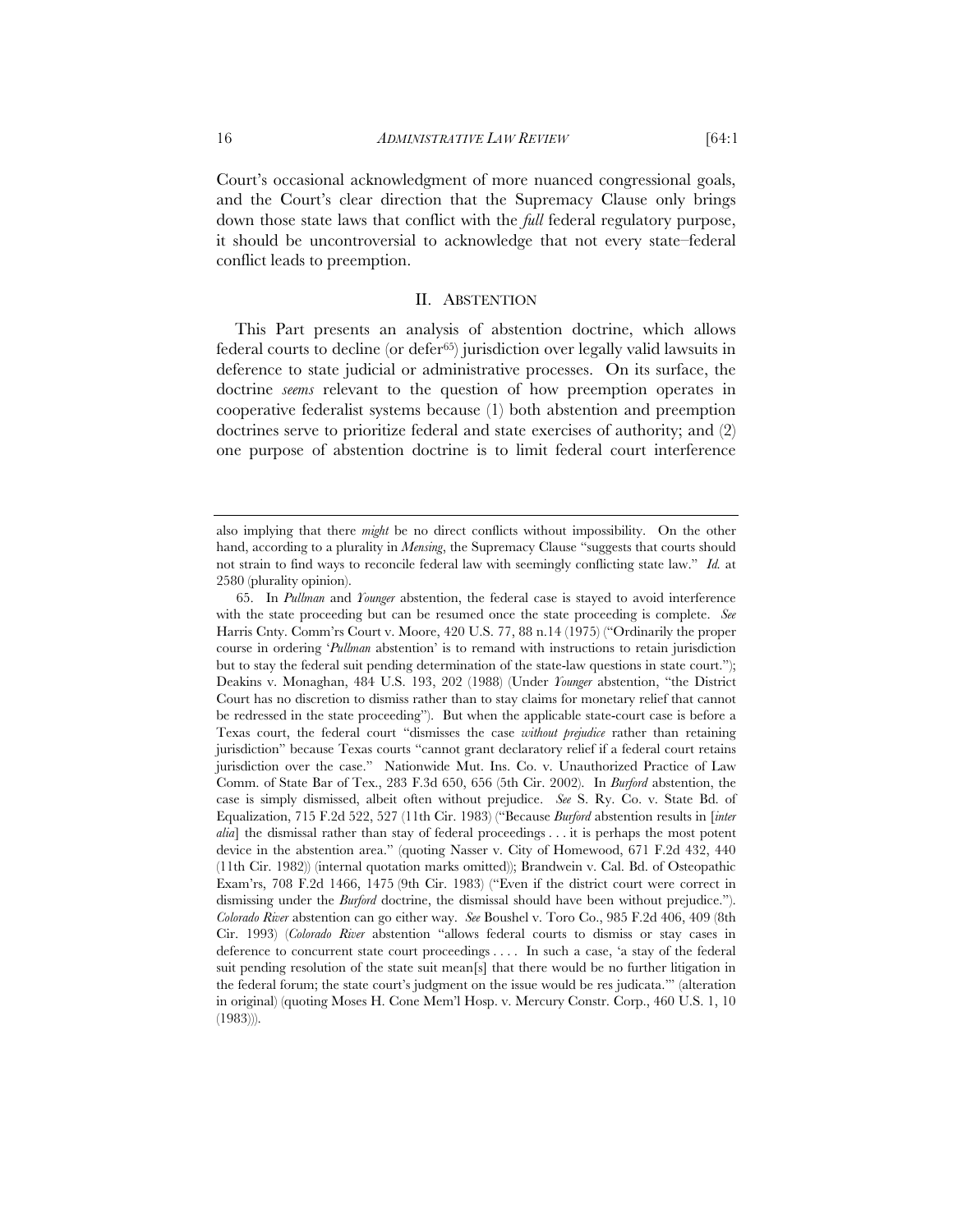Court's occasional acknowledgment of more nuanced congressional goals, and the Court's clear direction that the Supremacy Clause only brings down those state laws that conflict with the *full* federal regulatory purpose, it should be uncontroversial to acknowledge that not every state–federal conflict leads to preemption.

## II. ABSTENTION

This Part presents an analysis of abstention doctrine, which allows federal courts to decline (or defer[65]) jurisdiction over legally valid lawsuits in deference to state judicial or administrative processes. On its surface, the doctrine *seems* relevant to the question of how preemption operates in cooperative federalist systems because (1) both abstention and preemption doctrines serve to prioritize federal and state exercises of authority; and (2) one purpose of abstention doctrine is to limit federal court interference

---

also implying that there *might* be no direct conflicts without impossibility. On the other hand, according to a plurality in *Mensing*, the Supremacy Clause "suggests that courts should not strain to find ways to reconcile federal law with seemingly conflicting state law." *Id.* at 2580 (plurality opinion).

65. In *Pullman* and *Younger* abstention, the federal case is stayed to avoid interference with the state proceeding but can be resumed once the state proceeding is complete. *See* Harris Cnty. Comm'rs Court v. Moore, 420 U.S. 77, 88 n.14 (1975) ("Ordinarily the proper course in ordering '*Pullman* abstention' is to remand with instructions to retain jurisdiction but to stay the federal suit pending determination of the state-law questions in state court."); Deakins v. Monaghan, 484 U.S. 193, 202 (1988) (Under *Younger* abstention, "the District Court has no discretion to dismiss rather than to stay claims for monetary relief that cannot be redressed in the state proceeding"). But when the applicable state-court case is before a Texas court, the federal court "dismisses the case *without prejudice* rather than retaining jurisdiction" because Texas courts "cannot grant declaratory relief if a federal court retains jurisdiction over the case." Nationwide Mut. Ins. Co. v. Unauthorized Practice of Law Comm. of State Bar of Tex., 283 F.3d 650, 656 (5th Cir. 2002). In *Burford* abstention, the case is simply dismissed, albeit often without prejudice. *See* S. Ry. Co. v. State Bd. of Equalization, 715 F.2d 522, 527 (11th Cir. 1983) ("Because *Burford* abstention results in [*inter alia*] the dismissal rather than stay of federal proceedings . . . it is perhaps the most potent device in the abstention area." (quoting Nasser v. City of Homewood, 671 F.2d 432, 440 (11th Cir. 1982)) (internal quotation marks omitted)); Brandwein v. Cal. Bd. of Osteopathic Exam'rs, 708 F.2d 1466, 1475 (9th Cir. 1983) ("Even if the district court were correct in dismissing under the *Burford* doctrine, the dismissal should have been without prejudice."). *Colorado River* abstention can go either way. *See* Boushel v. Toro Co., 985 F.2d 406, 409 (8th Cir. 1993) (*Colorado River* abstention "allows federal courts to dismiss or stay cases in deference to concurrent state court proceedings . . . . In such a case, 'a stay of the federal suit pending resolution of the state suit mean[s] that there would be no further litigation in the federal forum; the state court's judgment on the issue would be res judicata.'" (alteration in original) (quoting Moses H. Cone Mem'l Hosp. v. Mercury Constr. Corp., 460 U.S. 1, 10 (1983))).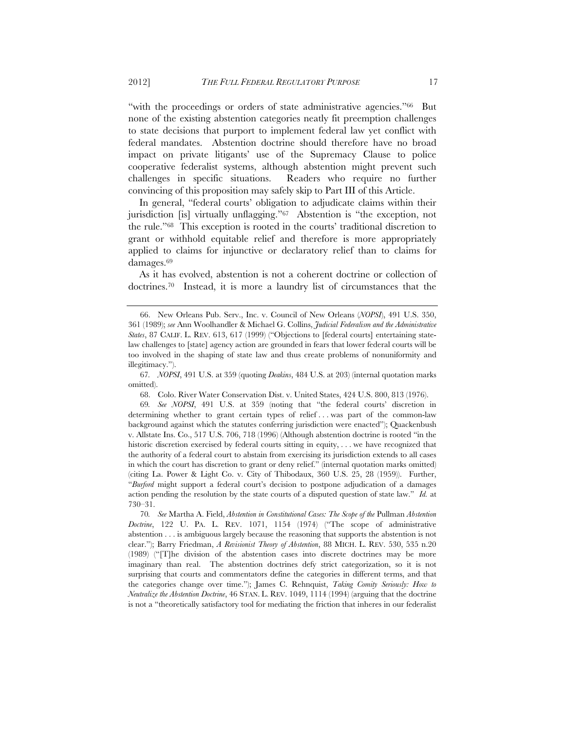"with the proceedings or orders of state administrative agencies."[66] But none of the existing abstention categories neatly fit preemption challenges to state decisions that purport to implement federal law yet conflict with federal mandates. Abstention doctrine should therefore have no broad impact on private litigants' use of the Supremacy Clause to police cooperative federalist systems, although abstention might prevent such challenges in specific situations. Readers who require no further convincing of this proposition may safely skip to Part III of this Article.

In general, "federal courts' obligation to adjudicate claims within their jurisdiction [is] virtually unflagging."[67] Abstention is "the exception, not the rule."[68] This exception is rooted in the courts' traditional discretion to grant or withhold equitable relief and therefore is more appropriately applied to claims for injunctive or declaratory relief than to claims for damages.[69]

As it has evolved, abstention is not a coherent doctrine or collection of doctrines.[70] Instead, it is more a laundry list of circumstances that the

---

66. New Orleans Pub. Serv., Inc. v. Council of New Orleans (*NOPSI*), 491 U.S. 350, 361 (1989); *see* Ann Woolhandler & Michael G. Collins, *Judicial Federalism and the Administrative States*, 87 CALIF. L. REV. 613, 617 (1999) ("Objections to [federal courts] entertaining state-law challenges to [state] agency action are grounded in fears that lower federal courts will be too involved in the shaping of state law and thus create problems of nonuniformity and illegitimacy.").

67. *NOPSI*, 491 U.S. at 359 (quoting *Deakins*, 484 U.S. at 203) (internal quotation marks omitted).

68. Colo. River Water Conservation Dist. v. United States, 424 U.S. 800, 813 (1976).

69. *See NOPSI*, 491 U.S. at 359 (noting that "the federal courts' discretion in determining whether to grant certain types of relief . . . was part of the common-law background against which the statutes conferring jurisdiction were enacted"); Quackenbush v. Allstate Ins. Co., 517 U.S. 706, 718 (1996) (Although abstention doctrine is rooted "in the historic discretion exercised by federal courts sitting in equity, . . . we have recognized that the authority of a federal court to abstain from exercising its jurisdiction extends to all cases in which the court has discretion to grant or deny relief." (internal quotation marks omitted) (citing La. Power & Light Co. v. City of Thibodaux, 360 U.S. 25, 28 (1959)). Further, "*Burford* might support a federal court's decision to postpone adjudication of a damages action pending the resolution by the state courts of a disputed question of state law." *Id.* at 730–31.

70. *See* Martha A. Field, *Abstention in Constitutional Cases: The Scope of the* Pullman *Abstention Doctrine*, 122 U. PA. L. REV. 1071, 1154 (1974) ("The scope of administrative abstention . . . is ambiguous largely because the reasoning that supports the abstention is not clear."); Barry Friedman, *A Revisionist Theory of Abstention*, 88 MICH. L. REV. 530, 535 n.20 (1989) ("[T]he division of the abstention cases into discrete doctrines may be more imaginary than real. The abstention doctrines defy strict categorization, so it is not surprising that courts and commentators define the categories in different terms, and that the categories change over time."); James C. Rehnquist, *Taking Comity Seriously: How to Neutralize the Abstention Doctrine*, 46 STAN. L. REV. 1049, 1114 (1994) (arguing that the doctrine is not a "theoretically satisfactory tool for mediating the friction that inheres in our federalist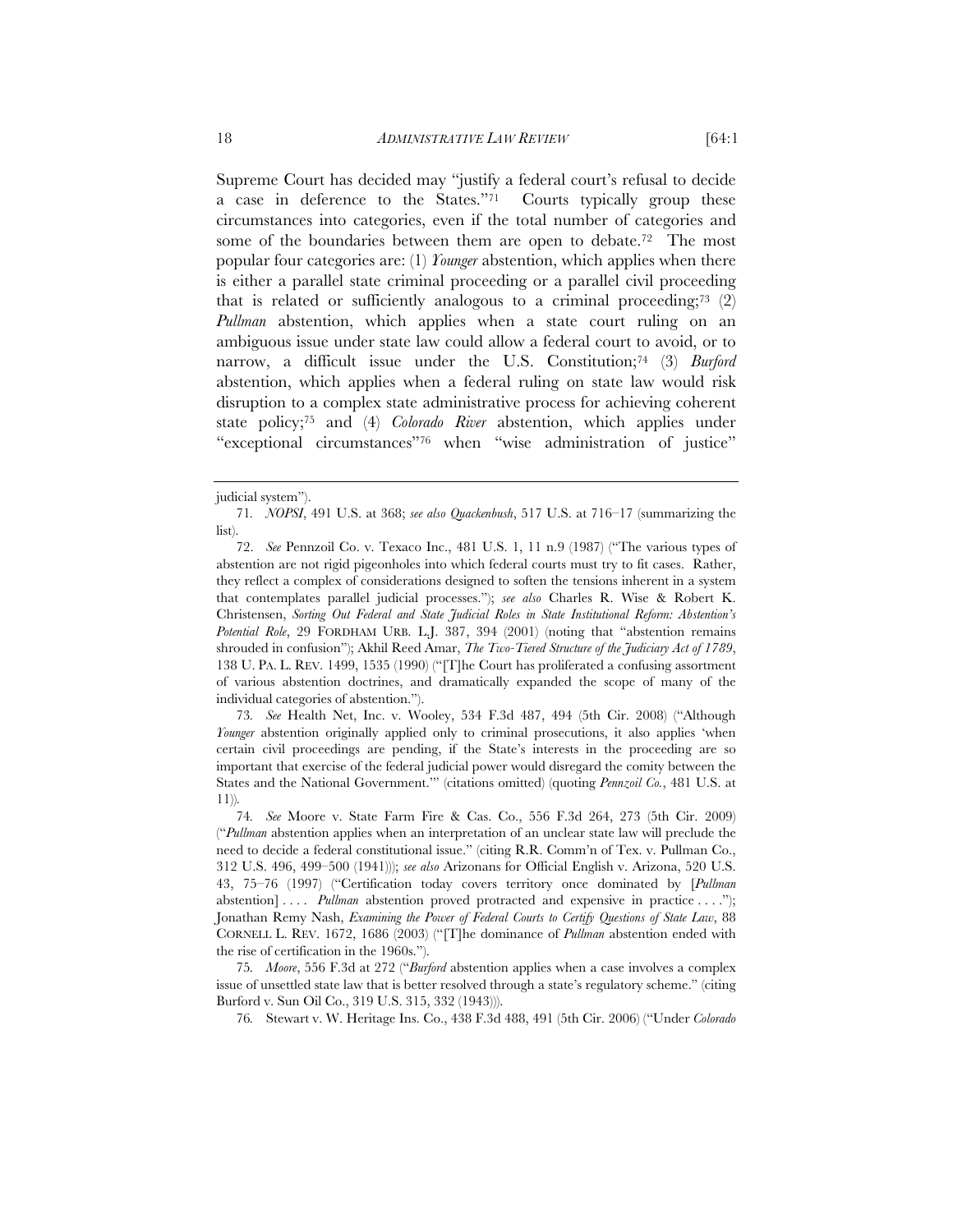Supreme Court has decided may "justify a federal court's refusal to decide a case in deference to the States."[71] Courts typically group these circumstances into categories, even if the total number of categories and some of the boundaries between them are open to debate.[72] The most popular four categories are: (1) *Younger* abstention, which applies when there is either a parallel state criminal proceeding or a parallel civil proceeding that is related or sufficiently analogous to a criminal proceeding;[73] (2) *Pullman* abstention, which applies when a state court ruling on an ambiguous issue under state law could allow a federal court to avoid, or to narrow, a difficult issue under the U.S. Constitution;[74] (3) *Burford* abstention, which applies when a federal ruling on state law would risk disruption to a complex state administrative process for achieving coherent state policy;[75] and (4) *Colorado River* abstention, which applies under "exceptional circumstances"[76] when "wise administration of justice"

---

judicial system").

71. *NOPSI*, 491 U.S. at 368; *see also Quackenbush*, 517 U.S. at 716–17 (summarizing the list).

72. *See* Pennzoil Co. v. Texaco Inc., 481 U.S. 1, 11 n.9 (1987) ("The various types of abstention are not rigid pigeonholes into which federal courts must try to fit cases. Rather, they reflect a complex of considerations designed to soften the tensions inherent in a system that contemplates parallel judicial processes."); *see also* Charles R. Wise & Robert K. Christensen, *Sorting Out Federal and State Judicial Roles in State Institutional Reform: Abstention's Potential Role*, 29 FORDHAM URB. L.J. 387, 394 (2001) (noting that "abstention remains shrouded in confusion"); Akhil Reed Amar, *The Two-Tiered Structure of the Judiciary Act of 1789*, 138 U. PA. L. REV. 1499, 1535 (1990) ("[T]he Court has proliferated a confusing assortment of various abstention doctrines, and dramatically expanded the scope of many of the individual categories of abstention.").

73. *See* Health Net, Inc. v. Wooley, 534 F.3d 487, 494 (5th Cir. 2008) ("Although *Younger* abstention originally applied only to criminal prosecutions, it also applies 'when certain civil proceedings are pending, if the State's interests in the proceeding are so important that exercise of the federal judicial power would disregard the comity between the States and the National Government.'" (citations omitted) (quoting *Pennzoil Co.*, 481 U.S. at 11)).

74. *See* Moore v. State Farm Fire & Cas. Co., 556 F.3d 264, 273 (5th Cir. 2009) ("*Pullman* abstention applies when an interpretation of an unclear state law will preclude the need to decide a federal constitutional issue." (citing R.R. Comm'n of Tex. v. Pullman Co., 312 U.S. 496, 499–500 (1941))); *see also* Arizonans for Official English v. Arizona, 520 U.S. 43, 75–76 (1997) ("Certification today covers territory once dominated by [*Pullman* abstention] . . . . *Pullman* abstention proved protracted and expensive in practice . . . ."); Jonathan Remy Nash, *Examining the Power of Federal Courts to Certify Questions of State Law*, 88 CORNELL L. REV. 1672, 1686 (2003) ("[T]he dominance of *Pullman* abstention ended with the rise of certification in the 1960s.").

75. *Moore*, 556 F.3d at 272 ("*Burford* abstention applies when a case involves a complex issue of unsettled state law that is better resolved through a state's regulatory scheme." (citing Burford v. Sun Oil Co., 319 U.S. 315, 332 (1943))).

76. Stewart v. W. Heritage Ins. Co., 438 F.3d 488, 491 (5th Cir. 2006) ("Under *Colorado*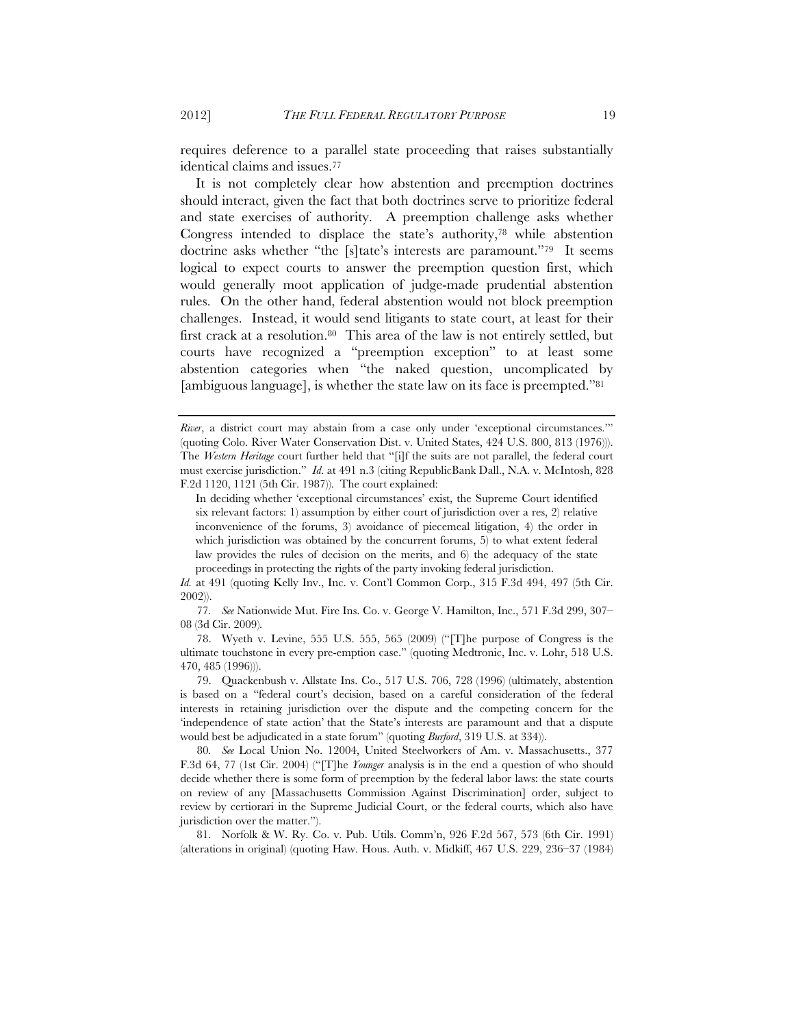requires deference to a parallel state proceeding that raises substantially identical claims and issues.[77]

It is not completely clear how abstention and preemption doctrines should interact, given the fact that both doctrines serve to prioritize federal and state exercises of authority. A preemption challenge asks whether Congress intended to displace the state's authority,[78] while abstention doctrine asks whether "the [s]tate's interests are paramount."[79] It seems logical to expect courts to answer the preemption question first, which would generally moot application of judge-made prudential abstention rules. On the other hand, federal abstention would not block preemption challenges. Instead, it would send litigants to state court, at least for their first crack at a resolution.[80] This area of the law is not entirely settled, but courts have recognized a "preemption exception" to at least some abstention categories when "the naked question, uncomplicated by [ambiguous language], is whether the state law on its face is preempted."[81]

---

*River*, a district court may abstain from a case only under 'exceptional circumstances.'" (quoting Colo. River Water Conservation Dist. v. United States, 424 U.S. 800, 813 (1976))). The *Western Heritage* court further held that "[i]f the suits are not parallel, the federal court must exercise jurisdiction." *Id.* at 491 n.3 (citing RepublicBank Dall., N.A. v. McIntosh, 828 F.2d 1120, 1121 (5th Cir. 1987)). The court explained:

> In deciding whether 'exceptional circumstances' exist, the Supreme Court identified six relevant factors: 1) assumption by either court of jurisdiction over a res, 2) relative inconvenience of the forums, 3) avoidance of piecemeal litigation, 4) the order in which jurisdiction was obtained by the concurrent forums, 5) to what extent federal law provides the rules of decision on the merits, and 6) the adequacy of the state proceedings in protecting the rights of the party invoking federal jurisdiction.

*Id.* at 491 (quoting Kelly Inv., Inc. v. Cont'l Common Corp., 315 F.3d 494, 497 (5th Cir. 2002)).

77. *See* Nationwide Mut. Fire Ins. Co. v. George V. Hamilton, Inc., 571 F.3d 299, 307–08 (3d Cir. 2009).

78. Wyeth v. Levine, 555 U.S. 555, 565 (2009) ("[T]he purpose of Congress is the ultimate touchstone in every pre-emption case." (quoting Medtronic, Inc. v. Lohr, 518 U.S. 470, 485 (1996))).

79. Quackenbush v. Allstate Ins. Co., 517 U.S. 706, 728 (1996) (ultimately, abstention is based on a "federal court's decision, based on a careful consideration of the federal interests in retaining jurisdiction over the dispute and the competing concern for the 'independence of state action' that the State's interests are paramount and that a dispute would best be adjudicated in a state forum" (quoting *Burford*, 319 U.S. at 334)).

80. *See* Local Union No. 12004, United Steelworkers of Am. v. Massachusetts., 377 F.3d 64, 77 (1st Cir. 2004) ("[T]he *Younger* analysis is in the end a question of who should decide whether there is some form of preemption by the federal labor laws: the state courts on review of any [Massachusetts Commission Against Discrimination] order, subject to review by certiorari in the Supreme Judicial Court, or the federal courts, which also have jurisdiction over the matter.").

81. Norfolk & W. Ry. Co. v. Pub. Utils. Comm'n, 926 F.2d 567, 573 (6th Cir. 1991) (alterations in original) (quoting Haw. Hous. Auth. v. Midkiff, 467 U.S. 229, 236–37 (1984)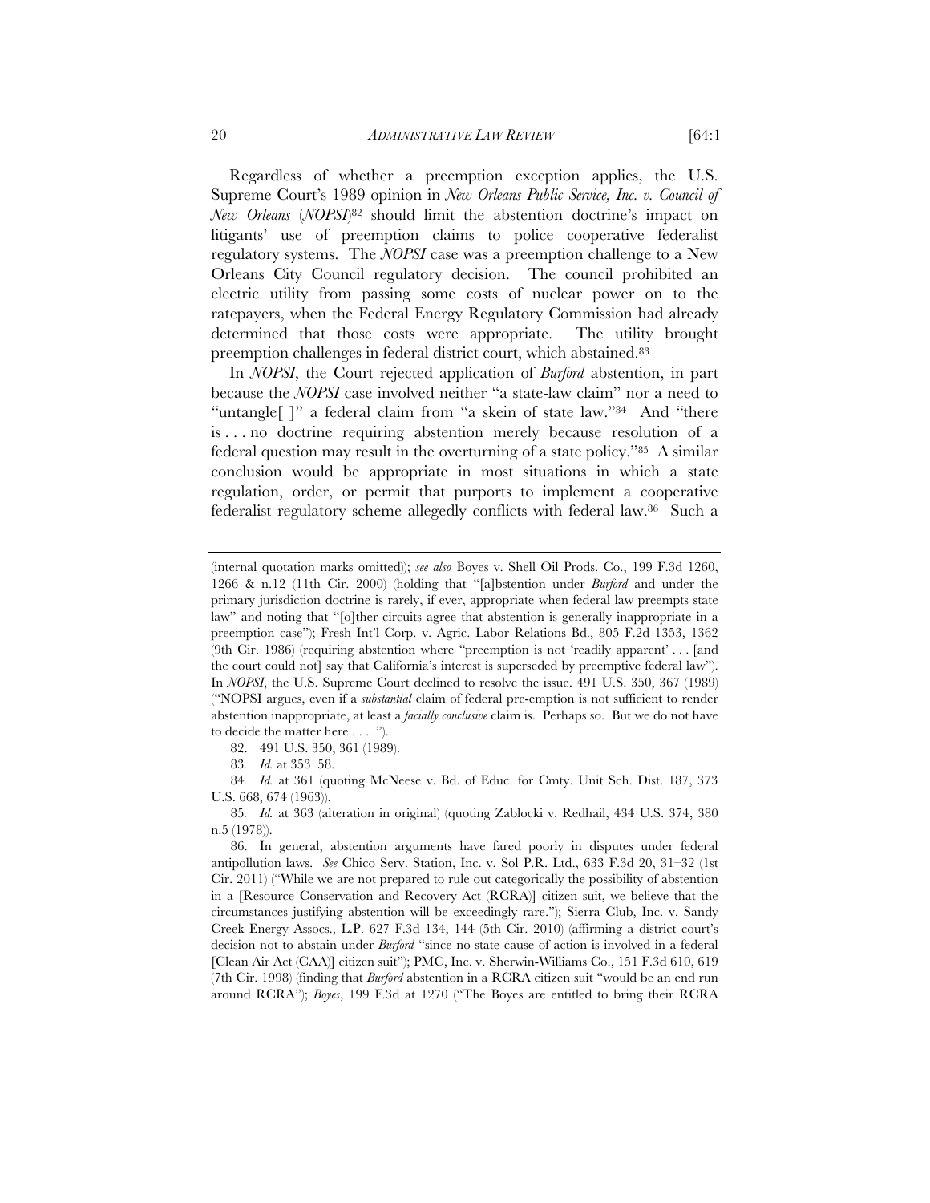Regardless of whether a preemption exception applies, the U.S. Supreme Court's 1989 opinion in *New Orleans Public Service, Inc. v. Council of New Orleans* (*NOPSI*)[82] should limit the abstention doctrine's impact on litigants' use of preemption claims to police cooperative federalist regulatory systems. The *NOPSI* case was a preemption challenge to a New Orleans City Council regulatory decision. The council prohibited an electric utility from passing some costs of nuclear power on to the ratepayers, when the Federal Energy Regulatory Commission had already determined that those costs were appropriate. The utility brought preemption challenges in federal district court, which abstained.[83]

In *NOPSI*, the Court rejected application of *Burford* abstention, in part because the *NOPSI* case involved neither "a state-law claim" nor a need to "untangle[ ]" a federal claim from "a skein of state law."[84] And "there is . . . no doctrine requiring abstention merely because resolution of a federal question may result in the overturning of a state policy."[85] A similar conclusion would be appropriate in most situations in which a state regulation, order, or permit that purports to implement a cooperative federalist regulatory scheme allegedly conflicts with federal law.[86] Such a

---

(internal quotation marks omitted)); *see also* Boyes v. Shell Oil Prods. Co., 199 F.3d 1260, 1266 & n.12 (11th Cir. 2000) (holding that "[a]bstention under *Burford* and under the primary jurisdiction doctrine is rarely, if ever, appropriate when federal law preempts state law" and noting that "[o]ther circuits agree that abstention is generally inappropriate in a preemption case"); Fresh Int'l Corp. v. Agric. Labor Relations Bd., 805 F.2d 1353, 1362 (9th Cir. 1986) (requiring abstention where "preemption is not 'readily apparent' . . . [and the court could not] say that California's interest is superseded by preemptive federal law"). In *NOPSI*, the U.S. Supreme Court declined to resolve the issue. 491 U.S. 350, 367 (1989) ("NOPSI argues, even if a *substantial* claim of federal pre-emption is not sufficient to render abstention inappropriate, at least a *facially conclusive* claim is. Perhaps so. But we do not have to decide the matter here . . . .").

82. 491 U.S. 350, 361 (1989).

83. *Id.* at 353–58.

84. *Id.* at 361 (quoting McNeese v. Bd. of Educ. for Cmty. Unit Sch. Dist. 187, 373 U.S. 668, 674 (1963)).

85. *Id.* at 363 (alteration in original) (quoting Zablocki v. Redhail, 434 U.S. 374, 380 n.5 (1978)).

86. In general, abstention arguments have fared poorly in disputes under federal antipollution laws. *See* Chico Serv. Station, Inc. v. Sol P.R. Ltd., 633 F.3d 20, 31–32 (1st Cir. 2011) ("While we are not prepared to rule out categorically the possibility of abstention in a [Resource Conservation and Recovery Act (RCRA)] citizen suit, we believe that the circumstances justifying abstention will be exceedingly rare."); Sierra Club, Inc. v. Sandy Creek Energy Assocs., L.P. 627 F.3d 134, 144 (5th Cir. 2010) (affirming a district court's decision not to abstain under *Burford* "since no state cause of action is involved in a federal [Clean Air Act (CAA)] citizen suit"); PMC, Inc. v. Sherwin-Williams Co., 151 F.3d 610, 619 (7th Cir. 1998) (finding that *Burford* abstention in a RCRA citizen suit "would be an end run around RCRA"); *Boyes*, 199 F.3d at 1270 ("The Boyes are entitled to bring their RCRA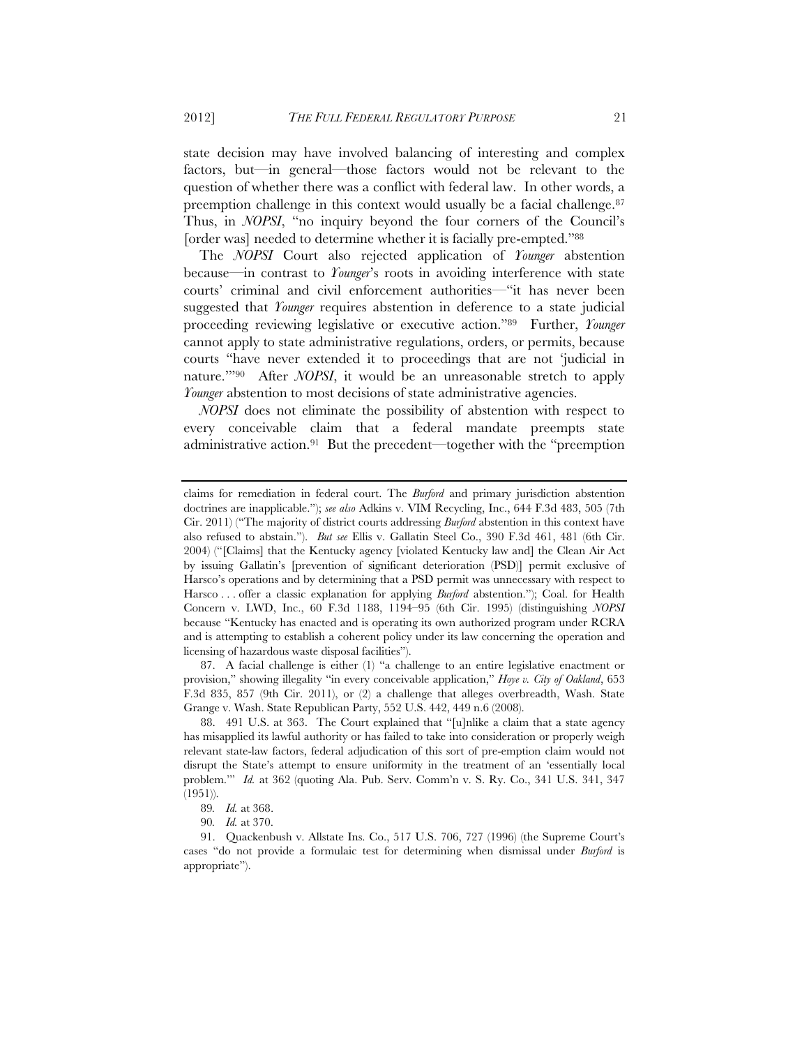state decision may have involved balancing of interesting and complex factors, but—in general—those factors would not be relevant to the question of whether there was a conflict with federal law. In other words, a preemption challenge in this context would usually be a facial challenge.[87] Thus, in *NOPSI*, "no inquiry beyond the four corners of the Council's [order was] needed to determine whether it is facially pre-empted."[88]

The *NOPSI* Court also rejected application of *Younger* abstention because—in contrast to *Younger*'s roots in avoiding interference with state courts' criminal and civil enforcement authorities—"it has never been suggested that *Younger* requires abstention in deference to a state judicial proceeding reviewing legislative or executive action."[89] Further, *Younger* cannot apply to state administrative regulations, orders, or permits, because courts "have never extended it to proceedings that are not 'judicial in nature.'"[90] After *NOPSI*, it would be an unreasonable stretch to apply *Younger* abstention to most decisions of state administrative agencies.

*NOPSI* does not eliminate the possibility of abstention with respect to every conceivable claim that a federal mandate preempts state administrative action.[91] But the precedent—together with the "preemption

---

claims for remediation in federal court. The *Burford* and primary jurisdiction abstention doctrines are inapplicable."); *see also* Adkins v. VIM Recycling, Inc., 644 F.3d 483, 505 (7th Cir. 2011) ("The majority of district courts addressing *Burford* abstention in this context have also refused to abstain."). *But see* Ellis v. Gallatin Steel Co., 390 F.3d 461, 481 (6th Cir. 2004) ("[Claims] that the Kentucky agency [violated Kentucky law and] the Clean Air Act by issuing Gallatin's [prevention of significant deterioration (PSD)] permit exclusive of Harsco's operations and by determining that a PSD permit was unnecessary with respect to Harsco . . . offer a classic explanation for applying *Burford* abstention."); Coal. for Health Concern v. LWD, Inc., 60 F.3d 1188, 1194–95 (6th Cir. 1995) (distinguishing *NOPSI* because "Kentucky has enacted and is operating its own authorized program under RCRA and is attempting to establish a coherent policy under its law concerning the operation and licensing of hazardous waste disposal facilities").

87. A facial challenge is either (1) "a challenge to an entire legislative enactment or provision," showing illegality "in every conceivable application," *Hoye v. City of Oakland*, 653 F.3d 835, 857 (9th Cir. 2011), or (2) a challenge that alleges overbreadth, Wash. State Grange v. Wash. State Republican Party, 552 U.S. 442, 449 n.6 (2008).

88. 491 U.S. at 363. The Court explained that "[u]nlike a claim that a state agency has misapplied its lawful authority or has failed to take into consideration or properly weigh relevant state-law factors, federal adjudication of this sort of pre-emption claim would not disrupt the State's attempt to ensure uniformity in the treatment of an 'essentially local problem.'" *Id.* at 362 (quoting Ala. Pub. Serv. Comm'n v. S. Ry. Co., 341 U.S. 341, 347 (1951)).

89. *Id.* at 368.

90. *Id.* at 370.

91. Quackenbush v. Allstate Ins. Co., 517 U.S. 706, 727 (1996) (the Supreme Court's cases "do not provide a formulaic test for determining when dismissal under *Burford* is appropriate").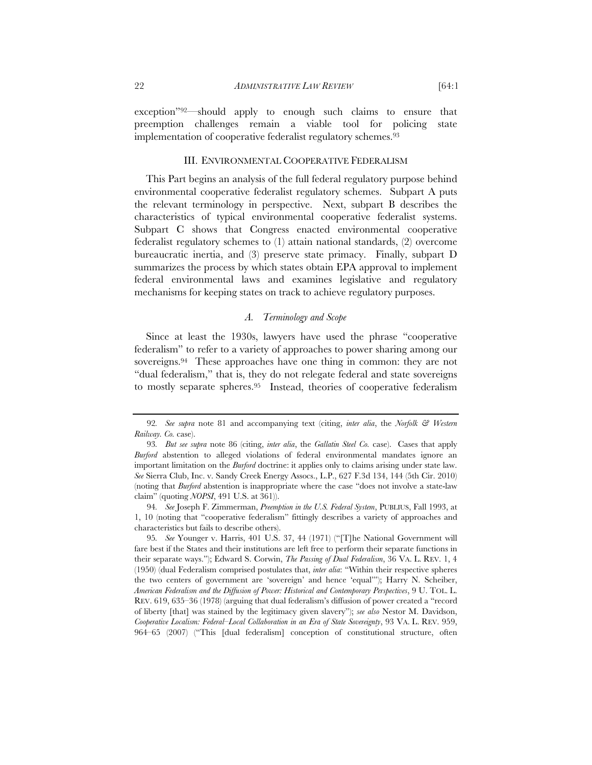exception"[92]—should apply to enough such claims to ensure that preemption challenges remain a viable tool for policing state implementation of cooperative federalist regulatory schemes.[93]

## III. ENVIRONMENTAL COOPERATIVE FEDERALISM

This Part begins an analysis of the full federal regulatory purpose behind environmental cooperative federalist regulatory schemes. Subpart A puts the relevant terminology in perspective. Next, subpart B describes the characteristics of typical environmental cooperative federalist systems. Subpart C shows that Congress enacted environmental cooperative federalist regulatory schemes to (1) attain national standards, (2) overcome bureaucratic inertia, and (3) preserve state primacy. Finally, subpart D summarizes the process by which states obtain EPA approval to implement federal environmental laws and examines legislative and regulatory mechanisms for keeping states on track to achieve regulatory purposes.

### *A. Terminology and Scope*

Since at least the 1930s, lawyers have used the phrase "cooperative federalism" to refer to a variety of approaches to power sharing among our sovereigns.[94] These approaches have one thing in common: they are not "dual federalism," that is, they do not relegate federal and state sovereigns to mostly separate spheres.[95] Instead, theories of cooperative federalism

---

92. *See supra* note 81 and accompanying text (citing, *inter alia*, the *Norfolk & Western Railway. Co.* case).

93. *But see supra* note 86 (citing, *inter alia*, the *Gallatin Steel Co.* case). Cases that apply *Burford* abstention to alleged violations of federal environmental mandates ignore an important limitation on the *Burford* doctrine: it applies only to claims arising under state law. *See* Sierra Club, Inc. v. Sandy Creek Energy Assocs., L.P., 627 F.3d 134, 144 (5th Cir. 2010) (noting that *Burford* abstention is inappropriate where the case "does not involve a state-law claim" (quoting *NOPSI*, 491 U.S. at 361)).

94. *See* Joseph F. Zimmerman, *Preemption in the U.S. Federal System*, PUBLIUS, Fall 1993, at 1, 10 (noting that "cooperative federalism" fittingly describes a variety of approaches and characteristics but fails to describe others).

95. *See* Younger v. Harris, 401 U.S. 37, 44 (1971) ("[T]he National Government will fare best if the States and their institutions are left free to perform their separate functions in their separate ways."); Edward S. Corwin, *The Passing of Dual Federalism*, 36 VA. L. REV. 1, 4 (1950) (dual Federalism comprised postulates that, *inter alia*: "Within their respective spheres the two centers of government are 'sovereign' and hence 'equal'"); Harry N. Scheiber, *American Federalism and the Diffusion of Power: Historical and Contemporary Perspectives*, 9 U. TOL. L. REV. 619, 635–36 (1978) (arguing that dual federalism's diffusion of power created a "record of liberty [that] was stained by the legitimacy given slavery"); *see also* Nestor M. Davidson, *Cooperative Localism: Federal–Local Collaboration in an Era of State Sovereignty*, 93 VA. L. REV. 959, 964–65 (2007) ("This [dual federalism] conception of constitutional structure, often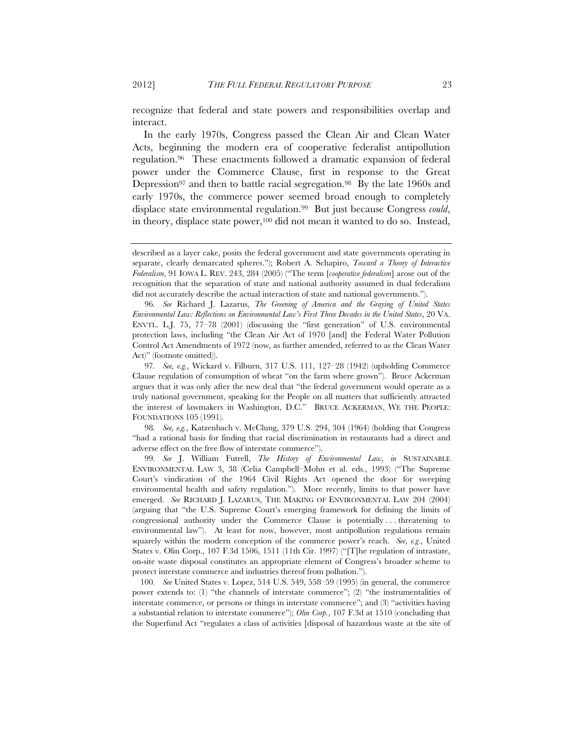recognize that federal and state powers and responsibilities overlap and interact.

In the early 1970s, Congress passed the Clean Air and Clean Water Acts, beginning the modern era of cooperative federalist antipollution regulation.[96] These enactments followed a dramatic expansion of federal power under the Commerce Clause, first in response to the Great Depression[97] and then to battle racial segregation.[98] By the late 1960s and early 1970s, the commerce power seemed broad enough to completely displace state environmental regulation.[99] But just because Congress *could*, in theory, displace state power,[100] did not mean it wanted to do so. Instead,

---

described as a layer cake, posits the federal government and state governments operating in separate, clearly demarcated spheres."); Robert A. Schapiro, *Toward a Theory of Interactive Federalism*, 91 IOWA L. REV. 243, 284 (2005) ("The term [*cooperative federalism*] arose out of the recognition that the separation of state and national authority assumed in dual federalism did not accurately describe the actual interaction of state and national governments.").

96. *See* Richard J. Lazarus, *The Greening of America and the Graying of United States Environmental Law: Reflections on Environmental Law's First Three Decades in the United States*, 20 VA. ENVTL. L.J. 75, 77–78 (2001) (discussing the "first generation" of U.S. environmental protection laws, including "the Clean Air Act of 1970 [and] the Federal Water Pollution Control Act Amendments of 1972 (now, as further amended, referred to as the Clean Water Act)" (footnote omitted)).

97. *See, e.g.*, Wickard v. Filburn, 317 U.S. 111, 127–28 (1942) (upholding Commerce Clause regulation of consumption of wheat "on the farm where grown"). Bruce Ackerman argues that it was only after the new deal that "the federal government would operate as a truly national government, speaking for the People on all matters that sufficiently attracted the interest of lawmakers in Washington, D.C." BRUCE ACKERMAN, WE THE PEOPLE: FOUNDATIONS 105 (1991).

98. *See, e.g.*, Katzenbach v. McClung, 379 U.S. 294, 304 (1964) (holding that Congress "had a rational basis for finding that racial discrimination in restaurants had a direct and adverse effect on the free flow of interstate commerce").

99. *See* J. William Futrell, *The History of Environmental Law*, *in* SUSTAINABLE ENVIRONMENTAL LAW 3, 38 (Celia Campbell–Mohn et al. eds., 1993) ("The Supreme Court's vindication of the 1964 Civil Rights Act opened the door for sweeping environmental health and safety regulation."). More recently, limits to that power have emerged. *See* RICHARD J. LAZARUS, THE MAKING OF ENVIRONMENTAL LAW 204 (2004) (arguing that "the U.S. Supreme Court's emerging framework for defining the limits of congressional authority under the Commerce Clause is potentially . . . threatening to environmental law"). At least for now, however, most antipollution regulations remain squarely within the modern conception of the commerce power's reach. *See*, *e.g.*, United States v. Olin Corp., 107 F.3d 1506, 1511 (11th Cir. 1997) ("[T]he regulation of intrastate, on-site waste disposal constitutes an appropriate element of Congress's broader scheme to protect interstate commerce and industries thereof from pollution.").

100. *See* United States v. Lopez, 514 U.S. 549, 558–59 (1995) (in general, the commerce power extends to: (1) "the channels of interstate commerce"; (2) "the instrumentalities of interstate commerce, or persons or things in interstate commerce"; and (3) "activities having a substantial relation to interstate commerce"); *Olin Corp.*, 107 F.3d at 1510 (concluding that the Superfund Act "regulates a class of activities [disposal of hazardous waste at the site of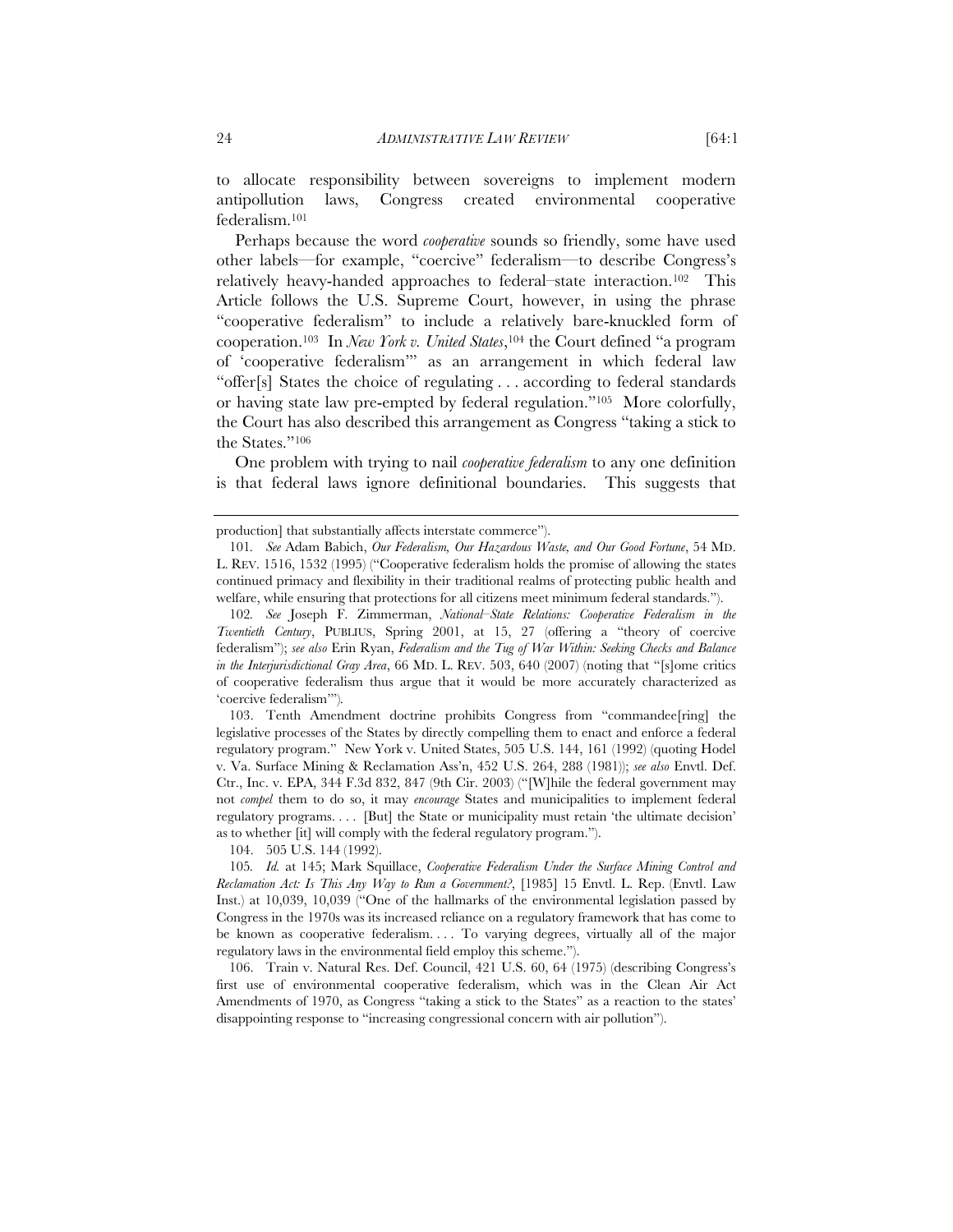to allocate responsibility between sovereigns to implement modern antipollution laws, Congress created environmental cooperative federalism.[101]

Perhaps because the word *cooperative* sounds so friendly, some have used other labels—for example, "coercive" federalism—to describe Congress's relatively heavy-handed approaches to federal–state interaction.[102] This Article follows the U.S. Supreme Court, however, in using the phrase "cooperative federalism" to include a relatively bare-knuckled form of cooperation.[103] In *New York v. United States*,[104] the Court defined "a program of 'cooperative federalism'" as an arrangement in which federal law "offer[s] States the choice of regulating . . . according to federal standards or having state law pre-empted by federal regulation."[105] More colorfully, the Court has also described this arrangement as Congress "taking a stick to the States."[106]

One problem with trying to nail *cooperative federalism* to any one definition is that federal laws ignore definitional boundaries. This suggests that

---

production] that substantially affects interstate commerce").

101. *See* Adam Babich, *Our Federalism, Our Hazardous Waste, and Our Good Fortune*, 54 MD. L. REV. 1516, 1532 (1995) ("Cooperative federalism holds the promise of allowing the states continued primacy and flexibility in their traditional realms of protecting public health and welfare, while ensuring that protections for all citizens meet minimum federal standards.").

102. *See* Joseph F. Zimmerman, *National–State Relations: Cooperative Federalism in the Twentieth Century*, PUBLIUS, Spring 2001, at 15, 27 (offering a "theory of coercive federalism"); *see also* Erin Ryan, *Federalism and the Tug of War Within: Seeking Checks and Balance in the Interjurisdictional Gray Area*, 66 MD. L. REV. 503, 640 (2007) (noting that "[s]ome critics of cooperative federalism thus argue that it would be more accurately characterized as 'coercive federalism'").

103. Tenth Amendment doctrine prohibits Congress from "commandee[ring] the legislative processes of the States by directly compelling them to enact and enforce a federal regulatory program." New York v. United States, 505 U.S. 144, 161 (1992) (quoting Hodel v. Va. Surface Mining & Reclamation Ass'n, 452 U.S. 264, 288 (1981)); *see also* Envtl. Def. Ctr., Inc. v. EPA, 344 F.3d 832, 847 (9th Cir. 2003) ("[W]hile the federal government may not *compel* them to do so, it may *encourage* States and municipalities to implement federal regulatory programs. . . . [But] the State or municipality must retain 'the ultimate decision' as to whether [it] will comply with the federal regulatory program.").

104. 505 U.S. 144 (1992).

105. *Id.* at 145; Mark Squillace, *Cooperative Federalism Under the Surface Mining Control and Reclamation Act: Is This Any Way to Run a Government?*, [1985] 15 Envtl. L. Rep. (Envtl. Law Inst.) at 10,039, 10,039 ("One of the hallmarks of the environmental legislation passed by Congress in the 1970s was its increased reliance on a regulatory framework that has come to be known as cooperative federalism. . . . To varying degrees, virtually all of the major regulatory laws in the environmental field employ this scheme.").

106. Train v. Natural Res. Def. Council, 421 U.S. 60, 64 (1975) (describing Congress's first use of environmental cooperative federalism, which was in the Clean Air Act Amendments of 1970, as Congress "taking a stick to the States" as a reaction to the states' disappointing response to "increasing congressional concern with air pollution").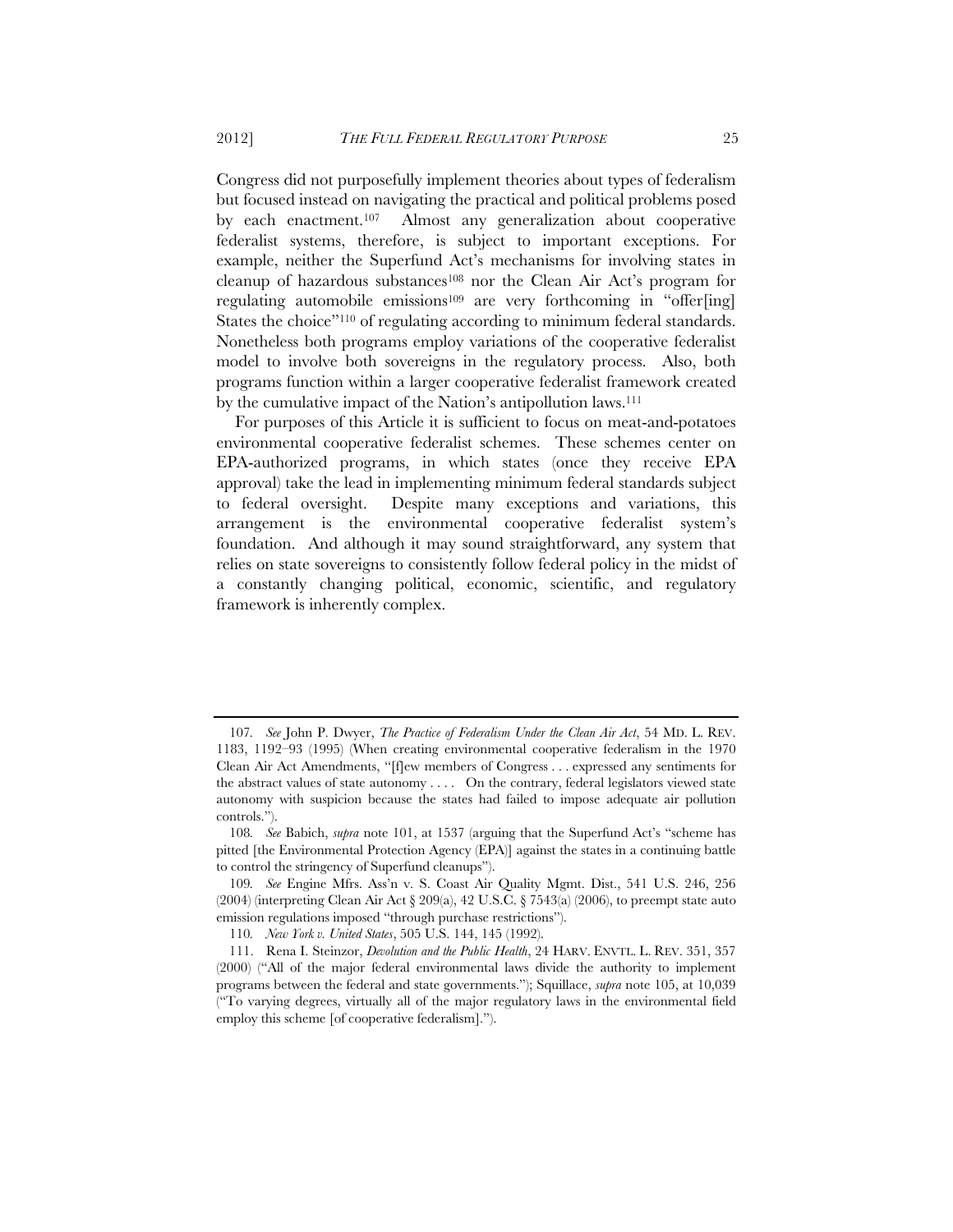Congress did not purposefully implement theories about types of federalism but focused instead on navigating the practical and political problems posed by each enactment.[107] Almost any generalization about cooperative federalist systems, therefore, is subject to important exceptions. For example, neither the Superfund Act's mechanisms for involving states in cleanup of hazardous substances[108] nor the Clean Air Act's program for regulating automobile emissions[109] are very forthcoming in "offer[ing] States the choice"[110] of regulating according to minimum federal standards. Nonetheless both programs employ variations of the cooperative federalist model to involve both sovereigns in the regulatory process. Also, both programs function within a larger cooperative federalist framework created by the cumulative impact of the Nation's antipollution laws.[111]

For purposes of this Article it is sufficient to focus on meat-and-potatoes environmental cooperative federalist schemes. These schemes center on EPA-authorized programs, in which states (once they receive EPA approval) take the lead in implementing minimum federal standards subject to federal oversight. Despite many exceptions and variations, this arrangement is the environmental cooperative federalist system's foundation. And although it may sound straightforward, any system that relies on state sovereigns to consistently follow federal policy in the midst of a constantly changing political, economic, scientific, and regulatory framework is inherently complex.

---

107. *See* John P. Dwyer, *The Practice of Federalism Under the Clean Air Act*, 54 MD. L. REV. 1183, 1192–93 (1995) (When creating environmental cooperative federalism in the 1970 Clean Air Act Amendments, "[f]ew members of Congress . . . expressed any sentiments for the abstract values of state autonomy . . . . On the contrary, federal legislators viewed state autonomy with suspicion because the states had failed to impose adequate air pollution controls.").

108. *See* Babich, *supra* note 101, at 1537 (arguing that the Superfund Act's "scheme has pitted [the Environmental Protection Agency (EPA)] against the states in a continuing battle to control the stringency of Superfund cleanups").

109. *See* Engine Mfrs. Ass'n v. S. Coast Air Quality Mgmt. Dist., 541 U.S. 246, 256 (2004) (interpreting Clean Air Act § 209(a), 42 U.S.C. § 7543(a) (2006), to preempt state auto emission regulations imposed "through purchase restrictions").

110. *New York v. United States*, 505 U.S. 144, 145 (1992).

111. Rena I. Steinzor, *Devolution and the Public Health*, 24 HARV. ENVTL. L. REV. 351, 357 (2000) ("All of the major federal environmental laws divide the authority to implement programs between the federal and state governments."); Squillace, *supra* note 105, at 10,039 ("To varying degrees, virtually all of the major regulatory laws in the environmental field employ this scheme [of cooperative federalism].").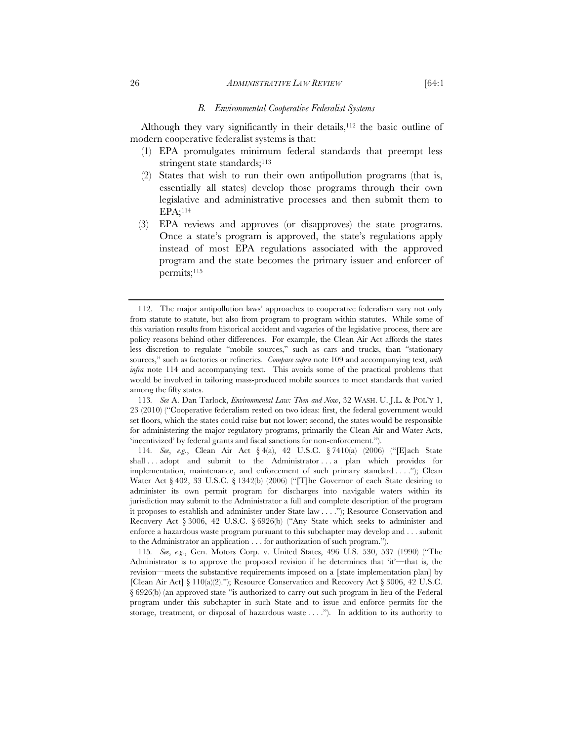### *B. Environmental Cooperative Federalist Systems*

Although they vary significantly in their details,[112] the basic outline of modern cooperative federalist systems is that:

(1) EPA promulgates minimum federal standards that preempt less stringent state standards;[113]

(2) States that wish to run their own antipollution programs (that is, essentially all states) develop those programs through their own legislative and administrative processes and then submit them to EPA;[114]

(3) EPA reviews and approves (or disapproves) the state programs. Once a state's program is approved, the state's regulations apply instead of most EPA regulations associated with the approved program and the state becomes the primary issuer and enforcer of permits;[115]

---

112. The major antipollution laws' approaches to cooperative federalism vary not only from statute to statute, but also from program to program within statutes. While some of this variation results from historical accident and vagaries of the legislative process, there are policy reasons behind other differences. For example, the Clean Air Act affords the states less discretion to regulate "mobile sources," such as cars and trucks, than "stationary sources," such as factories or refineries. *Compare supra* note 109 and accompanying text, *with infra* note 114 and accompanying text. This avoids some of the practical problems that would be involved in tailoring mass-produced mobile sources to meet standards that varied among the fifty states.

113. *See* A. Dan Tarlock, *Environmental Law: Then and Now*, 32 WASH. U. J.L. & POL'Y 1, 23 (2010) ("Cooperative federalism rested on two ideas: first, the federal government would set floors, which the states could raise but not lower; second, the states would be responsible for administering the major regulatory programs, primarily the Clean Air and Water Acts, 'incentivized' by federal grants and fiscal sanctions for non-enforcement.").

114. *See, e.g.*, Clean Air Act § 4(a), 42 U.S.C. § 7410(a) (2006) ("[E]ach State shall . . . adopt and submit to the Administrator . . . a plan which provides for implementation, maintenance, and enforcement of such primary standard . . . ."); Clean Water Act § 402, 33 U.S.C. § 1342(b) (2006) ("[T]he Governor of each State desiring to administer its own permit program for discharges into navigable waters within its jurisdiction may submit to the Administrator a full and complete description of the program it proposes to establish and administer under State law . . . ."); Resource Conservation and Recovery Act § 3006, 42 U.S.C. § 6926(b) ("Any State which seeks to administer and enforce a hazardous waste program pursuant to this subchapter may develop and . . . submit to the Administrator an application . . . for authorization of such program.").

115. *See, e.g.*, Gen. Motors Corp. v. United States, 496 U.S. 530, 537 (1990) ("The Administrator is to approve the proposed revision if he determines that 'it'—that is, the revision—meets the substantive requirements imposed on a [state implementation plan] by [Clean Air Act] § 110(a)(2)."); Resource Conservation and Recovery Act § 3006, 42 U.S.C. § 6926(b) (an approved state "is authorized to carry out such program in lieu of the Federal program under this subchapter in such State and to issue and enforce permits for the storage, treatment, or disposal of hazardous waste . . . ."). In addition to its authority to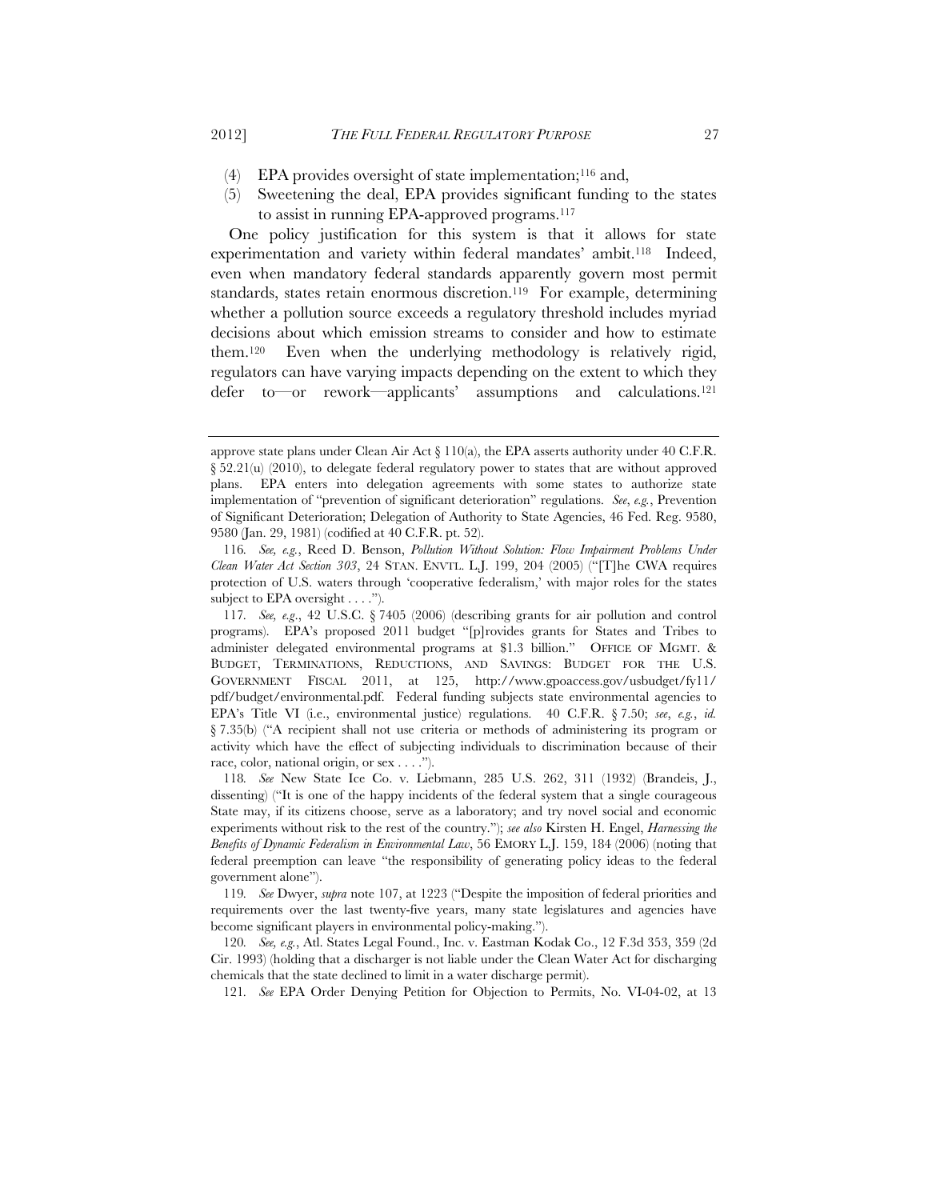(4) EPA provides oversight of state implementation;[116] and,

(5) Sweetening the deal, EPA provides significant funding to the states to assist in running EPA-approved programs.[117]

One policy justification for this system is that it allows for state experimentation and variety within federal mandates' ambit.[118] Indeed, even when mandatory federal standards apparently govern most permit standards, states retain enormous discretion.[119] For example, determining whether a pollution source exceeds a regulatory threshold includes myriad decisions about which emission streams to consider and how to estimate them.[120] Even when the underlying methodology is relatively rigid, regulators can have varying impacts depending on the extent to which they defer to—or rework—applicants' assumptions and calculations.[121]

---

approve state plans under Clean Air Act § 110(a), the EPA asserts authority under 40 C.F.R. § 52.21(u) (2010), to delegate federal regulatory power to states that are without approved plans. EPA enters into delegation agreements with some states to authorize state implementation of "prevention of significant deterioration" regulations. *See, e.g.*, Prevention of Significant Deterioration; Delegation of Authority to State Agencies, 46 Fed. Reg. 9580, 9580 (Jan. 29, 1981) (codified at 40 C.F.R. pt. 52).

116. *See, e.g.*, Reed D. Benson, *Pollution Without Solution: Flow Impairment Problems Under Clean Water Act Section 303*, 24 STAN. ENVTL. L.J. 199, 204 (2005) ("[T]he CWA requires protection of U.S. waters through 'cooperative federalism,' with major roles for the states subject to EPA oversight . . . .").

117. *See, e.g.*, 42 U.S.C. § 7405 (2006) (describing grants for air pollution and control programs). EPA's proposed 2011 budget "[p]rovides grants for States and Tribes to administer delegated environmental programs at $1.3 billion." OFFICE OF MGMT. & BUDGET, TERMINATIONS, REDUCTIONS, AND SAVINGS: BUDGET FOR THE U.S. GOVERNMENT FISCAL 2011, at 125, http://www.gpoaccess.gov/usbudget/fy11/pdf/budget/environmental.pdf. Federal funding subjects state environmental agencies to EPA's Title VI (i.e., environmental justice) regulations. 40 C.F.R. § 7.50; *see, e.g.*, *id.* § 7.35(b) ("A recipient shall not use criteria or methods of administering its program or activity which have the effect of subjecting individuals to discrimination because of their race, color, national origin, or sex . . . .").

118. *See* New State Ice Co. v. Liebmann, 285 U.S. 262, 311 (1932) (Brandeis, J., dissenting) ("It is one of the happy incidents of the federal system that a single courageous State may, if its citizens choose, serve as a laboratory; and try novel social and economic experiments without risk to the rest of the country."); *see also* Kirsten H. Engel, *Harnessing the Benefits of Dynamic Federalism in Environmental Law*, 56 EMORY L.J. 159, 184 (2006) (noting that federal preemption can leave "the responsibility of generating policy ideas to the federal government alone").

119. *See* Dwyer, *supra* note 107, at 1223 ("Despite the imposition of federal priorities and requirements over the last twenty-five years, many state legislatures and agencies have become significant players in environmental policy-making.").

120. *See, e.g.*, Atl. States Legal Found., Inc. v. Eastman Kodak Co., 12 F.3d 353, 359 (2d Cir. 1993) (holding that a discharger is not liable under the Clean Water Act for discharging chemicals that the state declined to limit in a water discharge permit).

121. *See* EPA Order Denying Petition for Objection to Permits, No. VI-04-02, at 13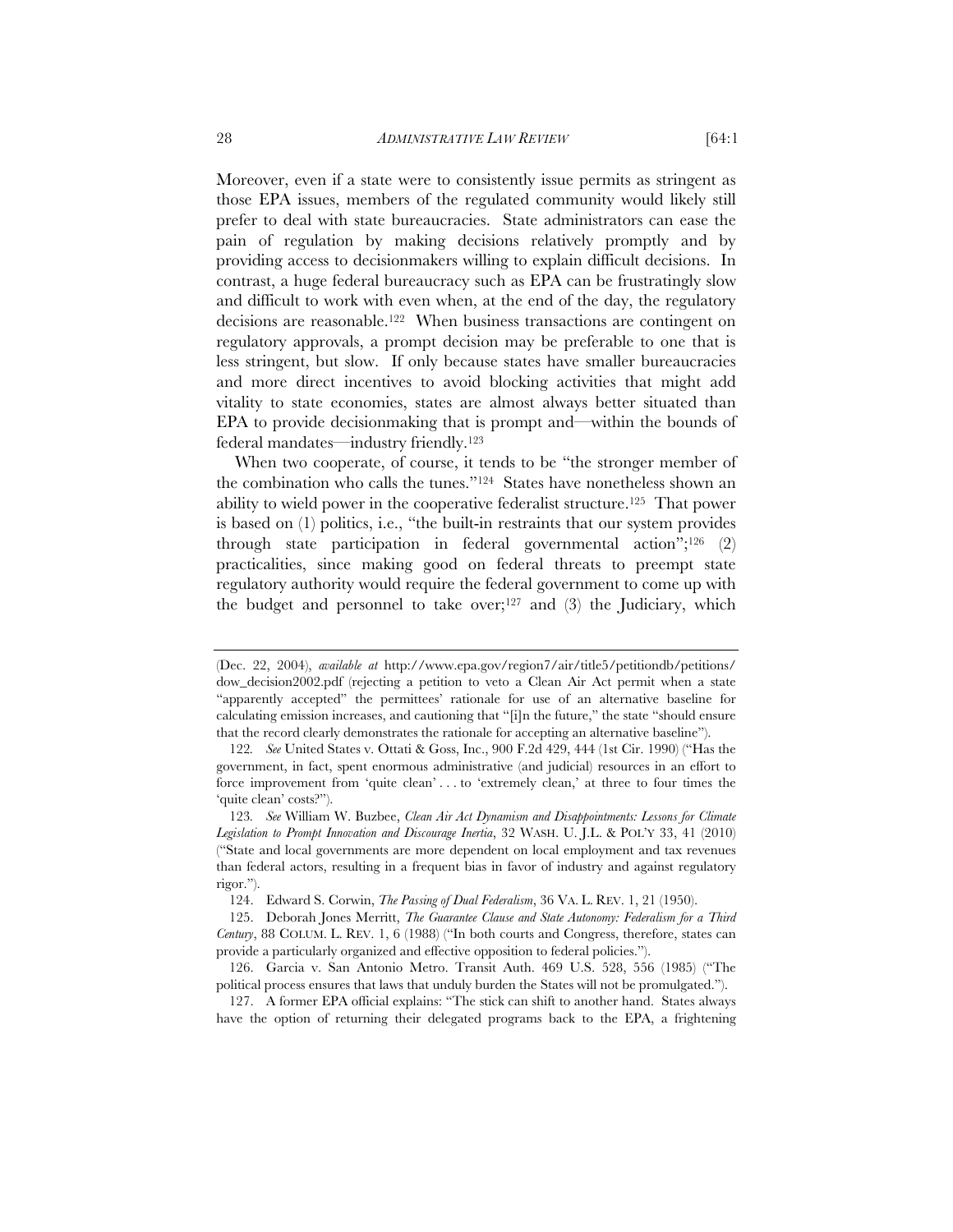Moreover, even if a state were to consistently issue permits as stringent as those EPA issues, members of the regulated community would likely still prefer to deal with state bureaucracies. State administrators can ease the pain of regulation by making decisions relatively promptly and by providing access to decisionmakers willing to explain difficult decisions. In contrast, a huge federal bureaucracy such as EPA can be frustratingly slow and difficult to work with even when, at the end of the day, the regulatory decisions are reasonable.[122] When business transactions are contingent on regulatory approvals, a prompt decision may be preferable to one that is less stringent, but slow. If only because states have smaller bureaucracies and more direct incentives to avoid blocking activities that might add vitality to state economies, states are almost always better situated than EPA to provide decisionmaking that is prompt and—within the bounds of federal mandates—industry friendly.[123]

When two cooperate, of course, it tends to be "the stronger member of the combination who calls the tunes."[124] States have nonetheless shown an ability to wield power in the cooperative federalist structure.[125] That power is based on (1) politics, i.e., "the built-in restraints that our system provides through state participation in federal governmental action";[126] (2) practicalities, since making good on federal threats to preempt state regulatory authority would require the federal government to come up with the budget and personnel to take over;[127] and (3) the Judiciary, which

---

(Dec. 22, 2004), *available at* http://www.epa.gov/region7/air/title5/petitiondb/petitions/dow_decision2002.pdf (rejecting a petition to veto a Clean Air Act permit when a state "apparently accepted" the permittees' rationale for use of an alternative baseline for calculating emission increases, and cautioning that "[i]n the future," the state "should ensure that the record clearly demonstrates the rationale for accepting an alternative baseline").

122. *See* United States v. Ottati & Goss, Inc., 900 F.2d 429, 444 (1st Cir. 1990) ("Has the government, in fact, spent enormous administrative (and judicial) resources in an effort to force improvement from 'quite clean' . . . to 'extremely clean,' at three to four times the 'quite clean' costs?").

123. *See* William W. Buzbee, *Clean Air Act Dynamism and Disappointments: Lessons for Climate Legislation to Prompt Innovation and Discourage Inertia*, 32 WASH. U. J.L. & POL'Y 33, 41 (2010) ("State and local governments are more dependent on local employment and tax revenues than federal actors, resulting in a frequent bias in favor of industry and against regulatory rigor.").

124. Edward S. Corwin, *The Passing of Dual Federalism*, 36 VA. L. REV. 1, 21 (1950).

125. Deborah Jones Merritt, *The Guarantee Clause and State Autonomy: Federalism for a Third Century*, 88 COLUM. L. REV. 1, 6 (1988) ("In both courts and Congress, therefore, states can provide a particularly organized and effective opposition to federal policies.").

126. Garcia v. San Antonio Metro. Transit Auth. 469 U.S. 528, 556 (1985) ("The political process ensures that laws that unduly burden the States will not be promulgated.").

127. A former EPA official explains: "The stick can shift to another hand. States always have the option of returning their delegated programs back to the EPA, a frightening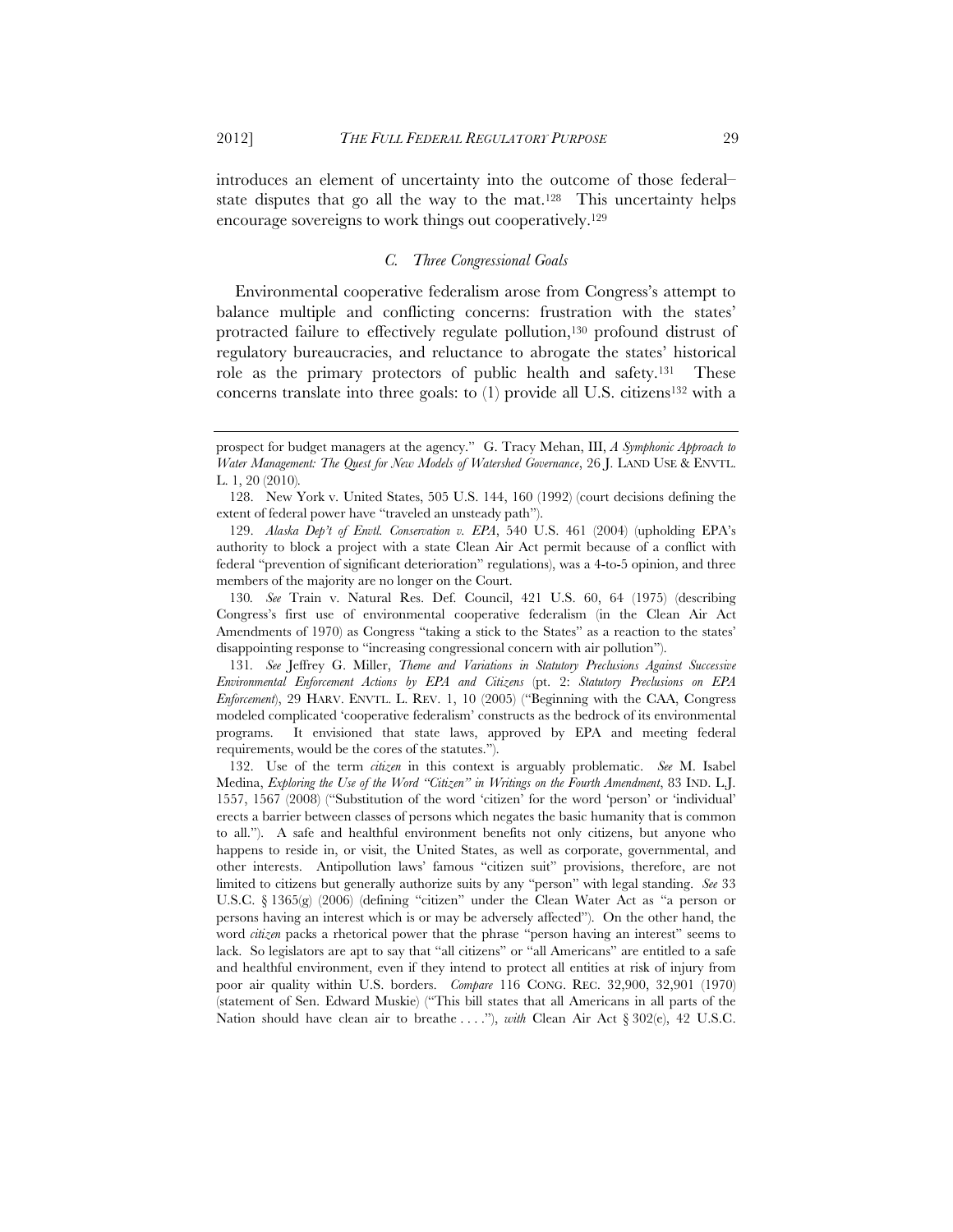introduces an element of uncertainty into the outcome of those federal–state disputes that go all the way to the mat.[128] This uncertainty helps encourage sovereigns to work things out cooperatively.[129]

### *C. Three Congressional Goals*

Environmental cooperative federalism arose from Congress's attempt to balance multiple and conflicting concerns: frustration with the states' protracted failure to effectively regulate pollution,[130] profound distrust of regulatory bureaucracies, and reluctance to abrogate the states' historical role as the primary protectors of public health and safety.[131] These concerns translate into three goals: to (1) provide all U.S. citizens[132] with a

---

prospect for budget managers at the agency." G. Tracy Mehan, III, *A Symphonic Approach to Water Management: The Quest for New Models of Watershed Governance*, 26 J. LAND USE & ENVTL. L. 1, 20 (2010).

128. New York v. United States, 505 U.S. 144, 160 (1992) (court decisions defining the extent of federal power have "traveled an unsteady path").

129. *Alaska Dep't of Envtl. Conservation v. EPA*, 540 U.S. 461 (2004) (upholding EPA's authority to block a project with a state Clean Air Act permit because of a conflict with federal "prevention of significant deterioration" regulations), was a 4-to-5 opinion, and three members of the majority are no longer on the Court.

130. *See* Train v. Natural Res. Def. Council, 421 U.S. 60, 64 (1975) (describing Congress's first use of environmental cooperative federalism (in the Clean Air Act Amendments of 1970) as Congress "taking a stick to the States" as a reaction to the states' disappointing response to "increasing congressional concern with air pollution").

131. *See* Jeffrey G. Miller, *Theme and Variations in Statutory Preclusions Against Successive Environmental Enforcement Actions by EPA and Citizens* (pt. 2: *Statutory Preclusions on EPA Enforcement*), 29 HARV. ENVTL. L. REV. 1, 10 (2005) ("Beginning with the CAA, Congress modeled complicated 'cooperative federalism' constructs as the bedrock of its environmental programs. It envisioned that state laws, approved by EPA and meeting federal requirements, would be the cores of the statutes.").

132. Use of the term *citizen* in this context is arguably problematic. *See* M. Isabel Medina, *Exploring the Use of the Word "Citizen" in Writings on the Fourth Amendment*, 83 IND. L.J. 1557, 1567 (2008) ("Substitution of the word 'citizen' for the word 'person' or 'individual' erects a barrier between classes of persons which negates the basic humanity that is common to all."). A safe and healthful environment benefits not only citizens, but anyone who happens to reside in, or visit, the United States, as well as corporate, governmental, and other interests. Antipollution laws' famous "citizen suit" provisions, therefore, are not limited to citizens but generally authorize suits by any "person" with legal standing. *See* 33 U.S.C. § 1365(g) (2006) (defining "citizen" under the Clean Water Act as "a person or persons having an interest which is or may be adversely affected"). On the other hand, the word *citizen* packs a rhetorical power that the phrase "person having an interest" seems to lack. So legislators are apt to say that "all citizens" or "all Americans" are entitled to a safe and healthful environment, even if they intend to protect all entities at risk of injury from poor air quality within U.S. borders. *Compare* 116 CONG. REC. 32,900, 32,901 (1970) (statement of Sen. Edward Muskie) ("This bill states that all Americans in all parts of the Nation should have clean air to breathe . . . ."), *with* Clean Air Act § 302(e), 42 U.S.C.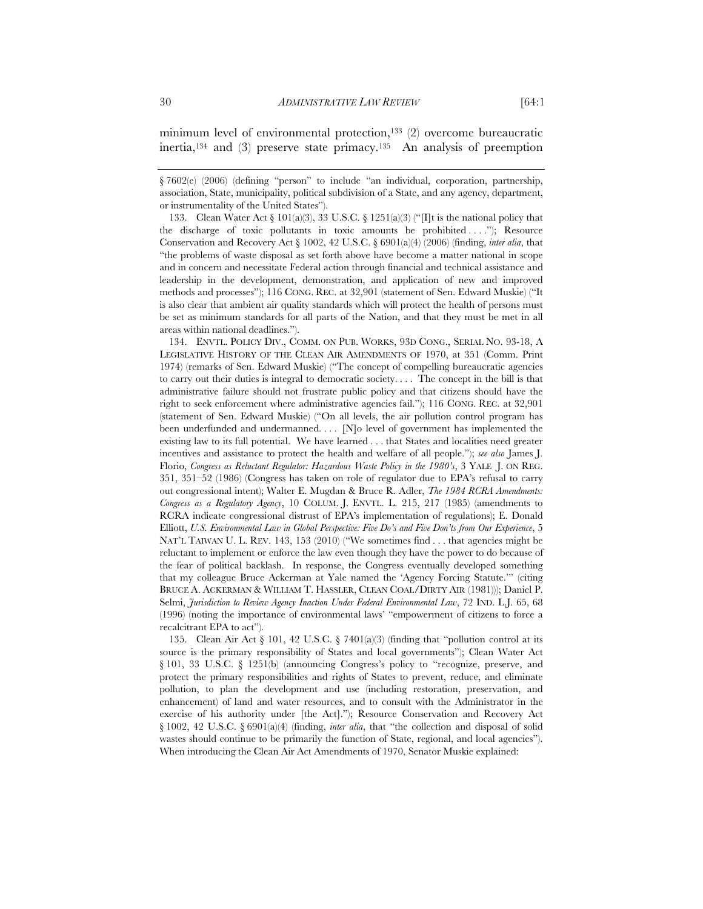minimum level of environmental protection,[133] (2) overcome bureaucratic inertia,[134] and (3) preserve state primacy.[135] An analysis of preemption

---

§ 7602(e) (2006) (defining "person" to include "an individual, corporation, partnership, association, State, municipality, political subdivision of a State, and any agency, department, or instrumentality of the United States").

133. Clean Water Act § 101(a)(3), 33 U.S.C. § 1251(a)(3) ("[I]t is the national policy that the discharge of toxic pollutants in toxic amounts be prohibited . . . ."); Resource Conservation and Recovery Act § 1002, 42 U.S.C. § 6901(a)(4) (2006) (finding, *inter alia*, that "the problems of waste disposal as set forth above have become a matter national in scope and in concern and necessitate Federal action through financial and technical assistance and leadership in the development, demonstration, and application of new and improved methods and processes"); 116 CONG. REC. at 32,901 (statement of Sen. Edward Muskie) ("It is also clear that ambient air quality standards which will protect the health of persons must be set as minimum standards for all parts of the Nation, and that they must be met in all areas within national deadlines.").

134. ENVTL. POLICY DIV., COMM. ON PUB. WORKS, 93D CONG., SERIAL NO. 93-18, A LEGISLATIVE HISTORY OF THE CLEAN AIR AMENDMENTS OF 1970, at 351 (Comm. Print 1974) (remarks of Sen. Edward Muskie) ("The concept of compelling bureaucratic agencies to carry out their duties is integral to democratic society. . . . The concept in the bill is that administrative failure should not frustrate public policy and that citizens should have the right to seek enforcement where administrative agencies fail."); 116 CONG. REC. at 32,901 (statement of Sen. Edward Muskie) ("On all levels, the air pollution control program has been underfunded and undermanned. . . . [N]o level of government has implemented the existing law to its full potential. We have learned . . . that States and localities need greater incentives and assistance to protect the health and welfare of all people."); *see also* James J. Florio, *Congress as Reluctant Regulator: Hazardous Waste Policy in the 1980's*, 3 YALE J. ON REG. 351, 351–52 (1986) (Congress has taken on role of regulator due to EPA's refusal to carry out congressional intent); Walter E. Mugdan & Bruce R. Adler, *The 1984 RCRA Amendments: Congress as a Regulatory Agency*, 10 COLUM. J. ENVTL. L. 215, 217 (1985) (amendments to RCRA indicate congressional distrust of EPA's implementation of regulations); E. Donald Elliott, *U.S. Environmental Law in Global Perspective: Five Do's and Five Don'ts from Our Experience*, 5 NAT'L TAIWAN U. L. REV. 143, 153 (2010) ("We sometimes find . . . that agencies might be reluctant to implement or enforce the law even though they have the power to do because of the fear of political backlash. In response, the Congress eventually developed something that my colleague Bruce Ackerman at Yale named the 'Agency Forcing Statute.'" (citing BRUCE A. ACKERMAN & WILLIAM T. HASSLER, CLEAN COAL/DIRTY AIR (1981))); Daniel P. Selmi, *Jurisdiction to Review Agency Inaction Under Federal Environmental Law*, 72 IND. L.J. 65, 68 (1996) (noting the importance of environmental laws' "empowerment of citizens to force a recalcitrant EPA to act").

135. Clean Air Act § 101, 42 U.S.C. § 7401(a)(3) (finding that "pollution control at its source is the primary responsibility of States and local governments"); Clean Water Act § 101, 33 U.S.C. § 1251(b) (announcing Congress's policy to "recognize, preserve, and protect the primary responsibilities and rights of States to prevent, reduce, and eliminate pollution, to plan the development and use (including restoration, preservation, and enhancement) of land and water resources, and to consult with the Administrator in the exercise of his authority under [the Act]."); Resource Conservation and Recovery Act § 1002, 42 U.S.C. § 6901(a)(4) (finding, *inter alia*, that "the collection and disposal of solid wastes should continue to be primarily the function of State, regional, and local agencies"). When introducing the Clean Air Act Amendments of 1970, Senator Muskie explained: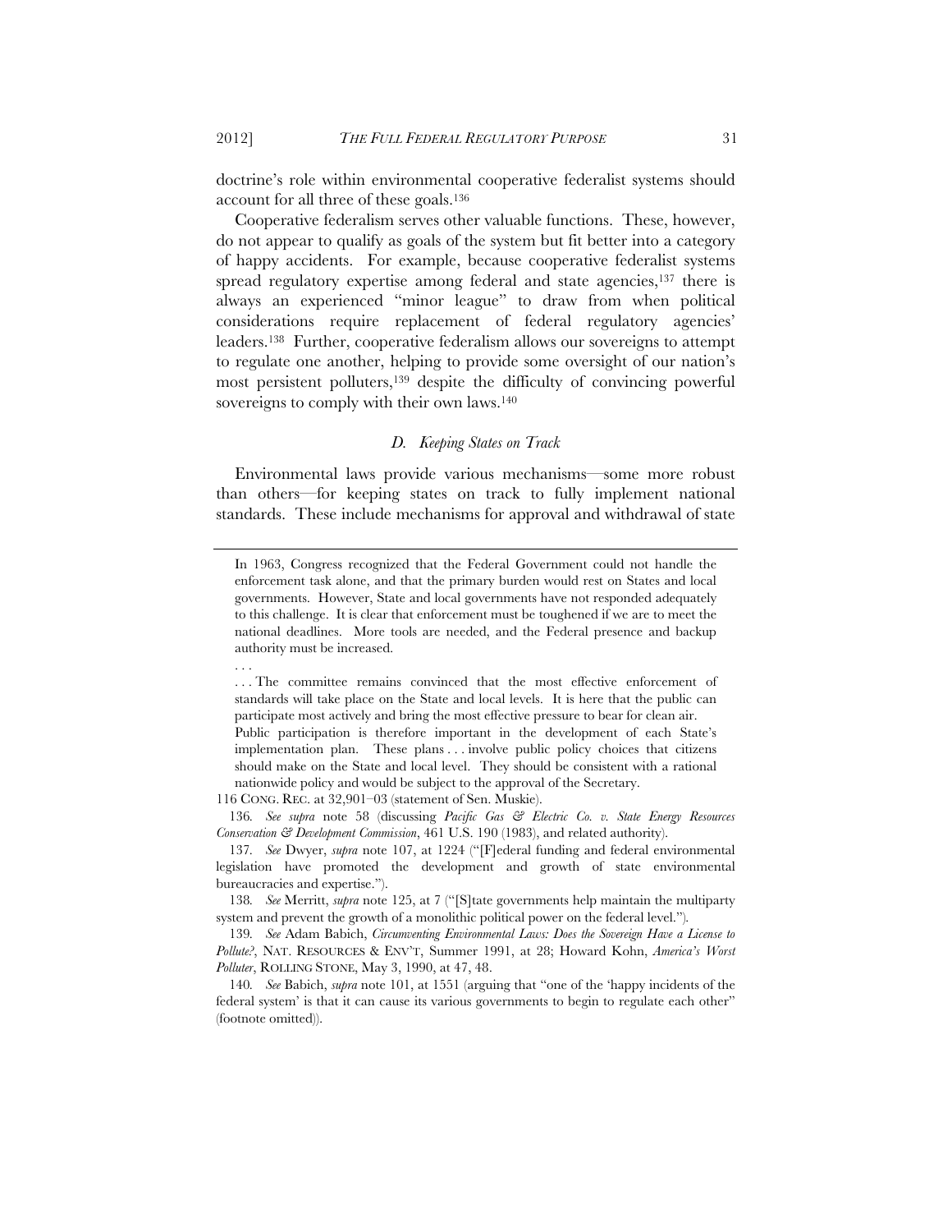doctrine's role within environmental cooperative federalist systems should account for all three of these goals.[136]

Cooperative federalism serves other valuable functions. These, however, do not appear to qualify as goals of the system but fit better into a category of happy accidents. For example, because cooperative federalist systems spread regulatory expertise among federal and state agencies,[137] there is always an experienced "minor league" to draw from when political considerations require replacement of federal regulatory agencies' leaders.[138] Further, cooperative federalism allows our sovereigns to attempt to regulate one another, helping to provide some oversight of our nation's most persistent polluters,[139] despite the difficulty of convincing powerful sovereigns to comply with their own laws.[140]

### *D. Keeping States on Track*

Environmental laws provide various mechanisms—some more robust than others—for keeping states on track to fully implement national standards. These include mechanisms for approval and withdrawal of state

---

> In 1963, Congress recognized that the Federal Government could not handle the enforcement task alone, and that the primary burden would rest on States and local governments. However, State and local governments have not responded adequately to this challenge. It is clear that enforcement must be toughened if we are to meet the national deadlines. More tools are needed, and the Federal presence and backup authority must be increased.
>
> . . .
>
> . . . The committee remains convinced that the most effective enforcement of standards will take place on the State and local levels. It is here that the public can participate most actively and bring the most effective pressure to bear for clean air. Public participation is therefore important in the development of each State's implementation plan. These plans . . . involve public policy choices that citizens should make on the State and local level. They should be consistent with a rational nationwide policy and would be subject to the approval of the Secretary.

116 CONG. REC. at 32,901–03 (statement of Sen. Muskie).

136. *See supra* note 58 (discussing *Pacific Gas & Electric Co. v. State Energy Resources Conservation & Development Commission*, 461 U.S. 190 (1983), and related authority).

137. *See* Dwyer, *supra* note 107, at 1224 ("[F]ederal funding and federal environmental legislation have promoted the development and growth of state environmental bureaucracies and expertise.").

138. *See* Merritt, *supra* note 125, at 7 ("[S]tate governments help maintain the multiparty system and prevent the growth of a monolithic political power on the federal level.").

139. *See* Adam Babich, *Circumventing Environmental Laws: Does the Sovereign Have a License to Pollute?*, NAT. RESOURCES & ENV'T, Summer 1991, at 28; Howard Kohn, *America's Worst Polluter*, ROLLING STONE, May 3, 1990, at 47, 48.

140. *See* Babich, *supra* note 101, at 1551 (arguing that "one of the 'happy incidents of the federal system' is that it can cause its various governments to begin to regulate each other" (footnote omitted)).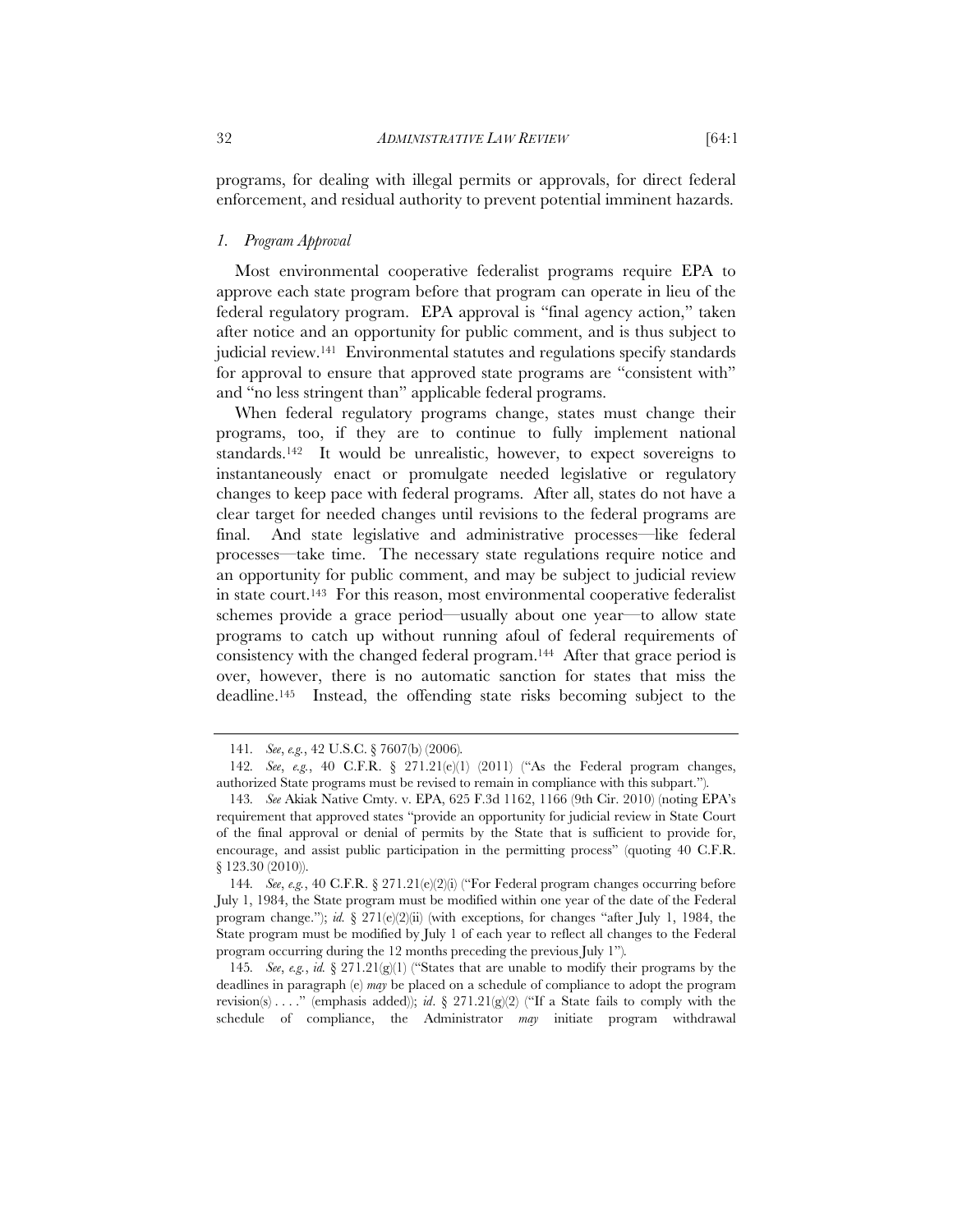programs, for dealing with illegal permits or approvals, for direct federal enforcement, and residual authority to prevent potential imminent hazards.

### *1. Program Approval*

Most environmental cooperative federalist programs require EPA to approve each state program before that program can operate in lieu of the federal regulatory program. EPA approval is "final agency action," taken after notice and an opportunity for public comment, and is thus subject to judicial review.[141] Environmental statutes and regulations specify standards for approval to ensure that approved state programs are "consistent with" and "no less stringent than" applicable federal programs.

When federal regulatory programs change, states must change their programs, too, if they are to continue to fully implement national standards.[142] It would be unrealistic, however, to expect sovereigns to instantaneously enact or promulgate needed legislative or regulatory changes to keep pace with federal programs. After all, states do not have a clear target for needed changes until revisions to the federal programs are final. And state legislative and administrative processes—like federal processes—take time. The necessary state regulations require notice and an opportunity for public comment, and may be subject to judicial review in state court.[143] For this reason, most environmental cooperative federalist schemes provide a grace period—usually about one year—to allow state programs to catch up without running afoul of federal requirements of consistency with the changed federal program.[144] After that grace period is over, however, there is no automatic sanction for states that miss the deadline.[145] Instead, the offending state risks becoming subject to the

---

141. *See*, *e.g.*, 42 U.S.C. § 7607(b) (2006).

142. *See*, *e.g.*, 40 C.F.R. § 271.21(e)(1) (2011) ("As the Federal program changes, authorized State programs must be revised to remain in compliance with this subpart.").

143. *See* Akiak Native Cmty. v. EPA, 625 F.3d 1162, 1166 (9th Cir. 2010) (noting EPA's requirement that approved states "provide an opportunity for judicial review in State Court of the final approval or denial of permits by the State that is sufficient to provide for, encourage, and assist public participation in the permitting process" (quoting 40 C.F.R. § 123.30 (2010)).

144. *See*, *e.g.*, 40 C.F.R. § 271.21(e)(2)(i) ("For Federal program changes occurring before July 1, 1984, the State program must be modified within one year of the date of the Federal program change."); *id.* § 271(e)(2)(ii) (with exceptions, for changes "after July 1, 1984, the State program must be modified by July 1 of each year to reflect all changes to the Federal program occurring during the 12 months preceding the previous July 1").

145. *See*, *e.g.*, *id.* § 271.21(g)(1) ("States that are unable to modify their programs by the deadlines in paragraph (e) *may* be placed on a schedule of compliance to adopt the program revision(s) . . . ." (emphasis added)); *id*. § 271.21(g)(2) ("If a State fails to comply with the schedule of compliance, the Administrator *may* initiate program withdrawal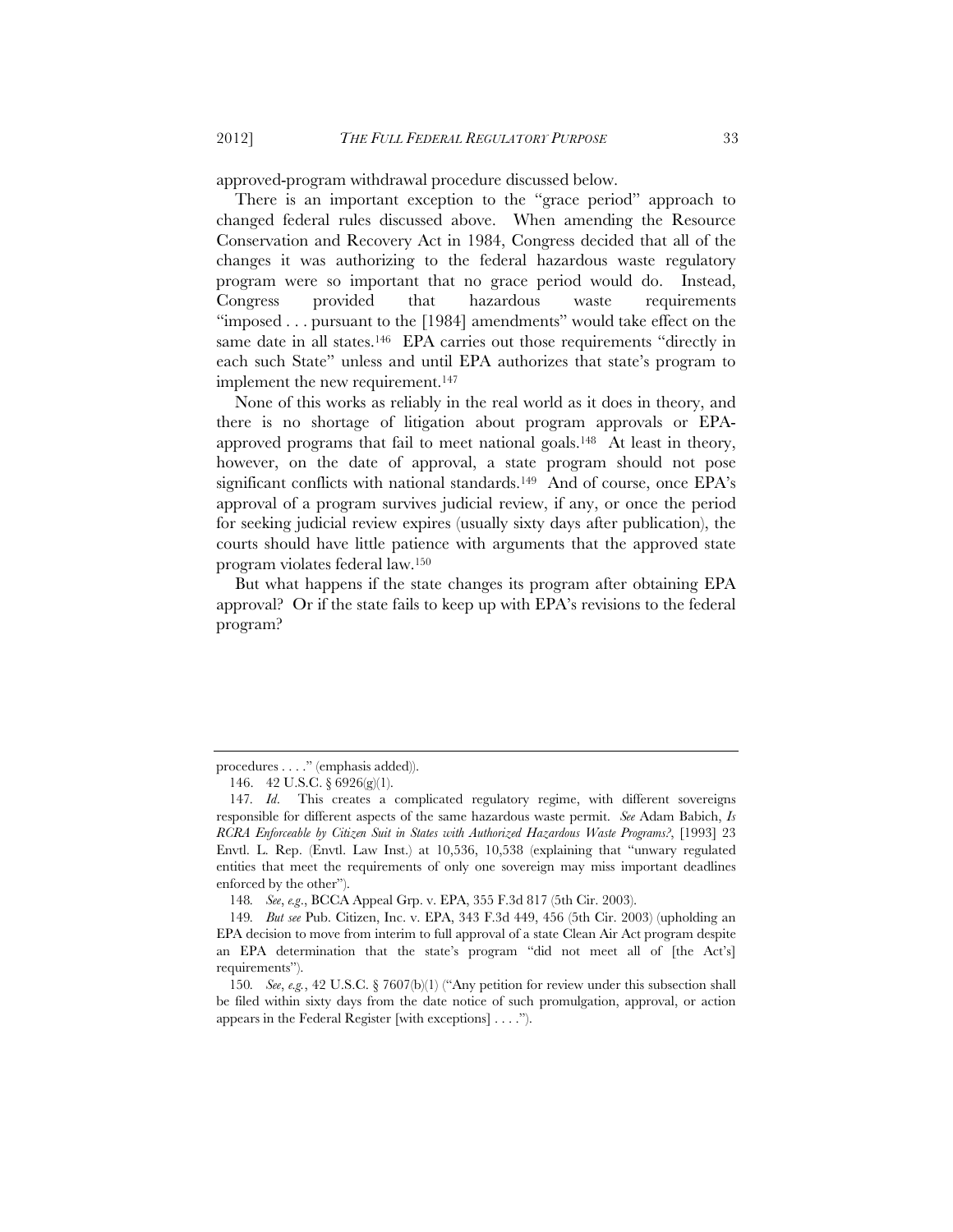approved-program withdrawal procedure discussed below.

There is an important exception to the "grace period" approach to changed federal rules discussed above. When amending the Resource Conservation and Recovery Act in 1984, Congress decided that all of the changes it was authorizing to the federal hazardous waste regulatory program were so important that no grace period would do. Instead, Congress provided that hazardous waste requirements "imposed . . . pursuant to the [1984] amendments" would take effect on the same date in all states.[146] EPA carries out those requirements "directly in each such State" unless and until EPA authorizes that state's program to implement the new requirement.[147]

None of this works as reliably in the real world as it does in theory, and there is no shortage of litigation about program approvals or EPA-approved programs that fail to meet national goals.[148] At least in theory, however, on the date of approval, a state program should not pose significant conflicts with national standards.[149] And of course, once EPA's approval of a program survives judicial review, if any, or once the period for seeking judicial review expires (usually sixty days after publication), the courts should have little patience with arguments that the approved state program violates federal law.[150]

But what happens if the state changes its program after obtaining EPA approval? Or if the state fails to keep up with EPA's revisions to the federal program?

---

procedures . . . ." (emphasis added)).

146. 42 U.S.C. § 6926(g)(1).

147. *Id.* This creates a complicated regulatory regime, with different sovereigns responsible for different aspects of the same hazardous waste permit. *See* Adam Babich, *Is RCRA Enforceable by Citizen Suit in States with Authorized Hazardous Waste Programs?*, [1993] 23 Envtl. L. Rep. (Envtl. Law Inst.) at 10,536, 10,538 (explaining that "unwary regulated entities that meet the requirements of only one sovereign may miss important deadlines enforced by the other").

148. *See, e.g.*, BCCA Appeal Grp. v. EPA, 355 F.3d 817 (5th Cir. 2003).

149. *But see* Pub. Citizen, Inc. v. EPA, 343 F.3d 449, 456 (5th Cir. 2003) (upholding an EPA decision to move from interim to full approval of a state Clean Air Act program despite an EPA determination that the state's program "did not meet all of [the Act's] requirements").

150. *See, e.g.*, 42 U.S.C. § 7607(b)(1) ("Any petition for review under this subsection shall be filed within sixty days from the date notice of such promulgation, approval, or action appears in the Federal Register [with exceptions] . . . .").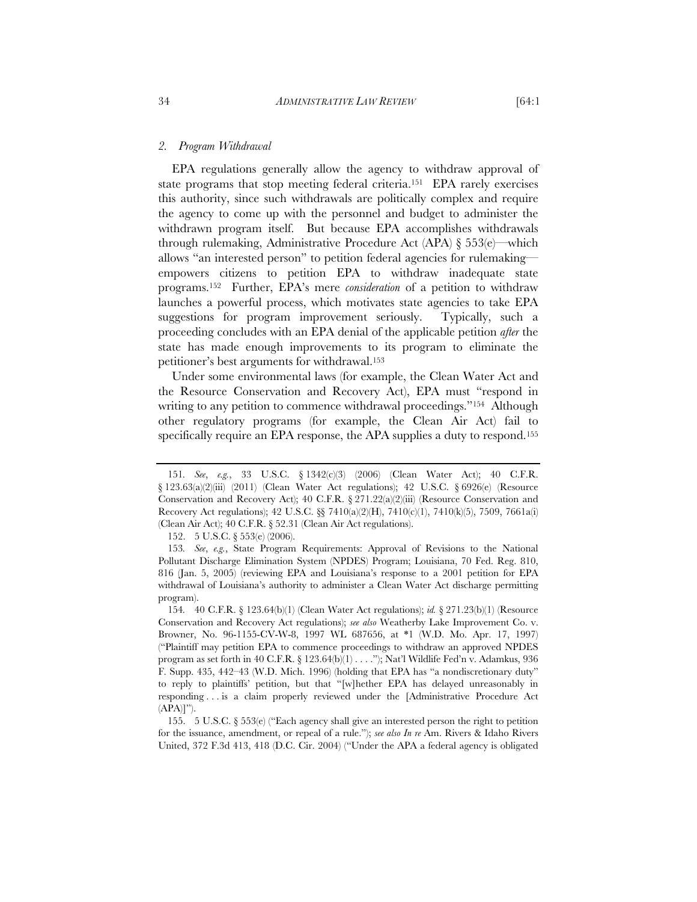### *2. Program Withdrawal*

EPA regulations generally allow the agency to withdraw approval of state programs that stop meeting federal criteria.[151] EPA rarely exercises this authority, since such withdrawals are politically complex and require the agency to come up with the personnel and budget to administer the withdrawn program itself. But because EPA accomplishes withdrawals through rulemaking, Administrative Procedure Act (APA) § 553(e)—which allows "an interested person" to petition federal agencies for rulemaking—empowers citizens to petition EPA to withdraw inadequate state programs.[152] Further, EPA's mere *consideration* of a petition to withdraw launches a powerful process, which motivates state agencies to take EPA suggestions for program improvement seriously. Typically, such a proceeding concludes with an EPA denial of the applicable petition *after* the state has made enough improvements to its program to eliminate the petitioner's best arguments for withdrawal.[153]

Under some environmental laws (for example, the Clean Water Act and the Resource Conservation and Recovery Act), EPA must "respond in writing to any petition to commence withdrawal proceedings."[154] Although other regulatory programs (for example, the Clean Air Act) fail to specifically require an EPA response, the APA supplies a duty to respond.[155]

---

151. *See, e.g.*, 33 U.S.C. § 1342(c)(3) (2006) (Clean Water Act); 40 C.F.R. § 123.63(a)(2)(iii) (2011) (Clean Water Act regulations); 42 U.S.C. § 6926(e) (Resource Conservation and Recovery Act); 40 C.F.R. § 271.22(a)(2)(iii) (Resource Conservation and Recovery Act regulations); 42 U.S.C. §§ 7410(a)(2)(H), 7410(c)(1), 7410(k)(5), 7509, 7661a(i) (Clean Air Act); 40 C.F.R. § 52.31 (Clean Air Act regulations).

152. 5 U.S.C. § 553(e) (2006).

153. *See, e.g.*, State Program Requirements: Approval of Revisions to the National Pollutant Discharge Elimination System (NPDES) Program; Louisiana, 70 Fed. Reg. 810, 816 (Jan. 5, 2005) (reviewing EPA and Louisiana's response to a 2001 petition for EPA withdrawal of Louisiana's authority to administer a Clean Water Act discharge permitting program).

154. 40 C.F.R. § 123.64(b)(1) (Clean Water Act regulations); *id.* § 271.23(b)(1) (Resource Conservation and Recovery Act regulations); *see also* Weatherby Lake Improvement Co. v. Browner, No. 96-1155-CV-W-8, 1997 WL 687656, at *1 (W.D. Mo. Apr. 17, 1997) ("Plaintiff may petition EPA to commence proceedings to withdraw an approved NPDES program as set forth in 40 C.F.R. § 123.64(b)(1) . . . ."); Nat'l Wildlife Fed'n v. Adamkus, 936 F. Supp. 435, 442–43 (W.D. Mich. 1996) (holding that EPA has "a nondiscretionary duty" to reply to plaintiffs' petition, but that "[w]hether EPA has delayed unreasonably in responding . . . is a claim properly reviewed under the [Administrative Procedure Act (APA)]").

155. 5 U.S.C. § 553(e) ("Each agency shall give an interested person the right to petition for the issuance, amendment, or repeal of a rule."); *see also In re* Am. Rivers & Idaho Rivers United, 372 F.3d 413, 418 (D.C. Cir. 2004) ("Under the APA a federal agency is obligated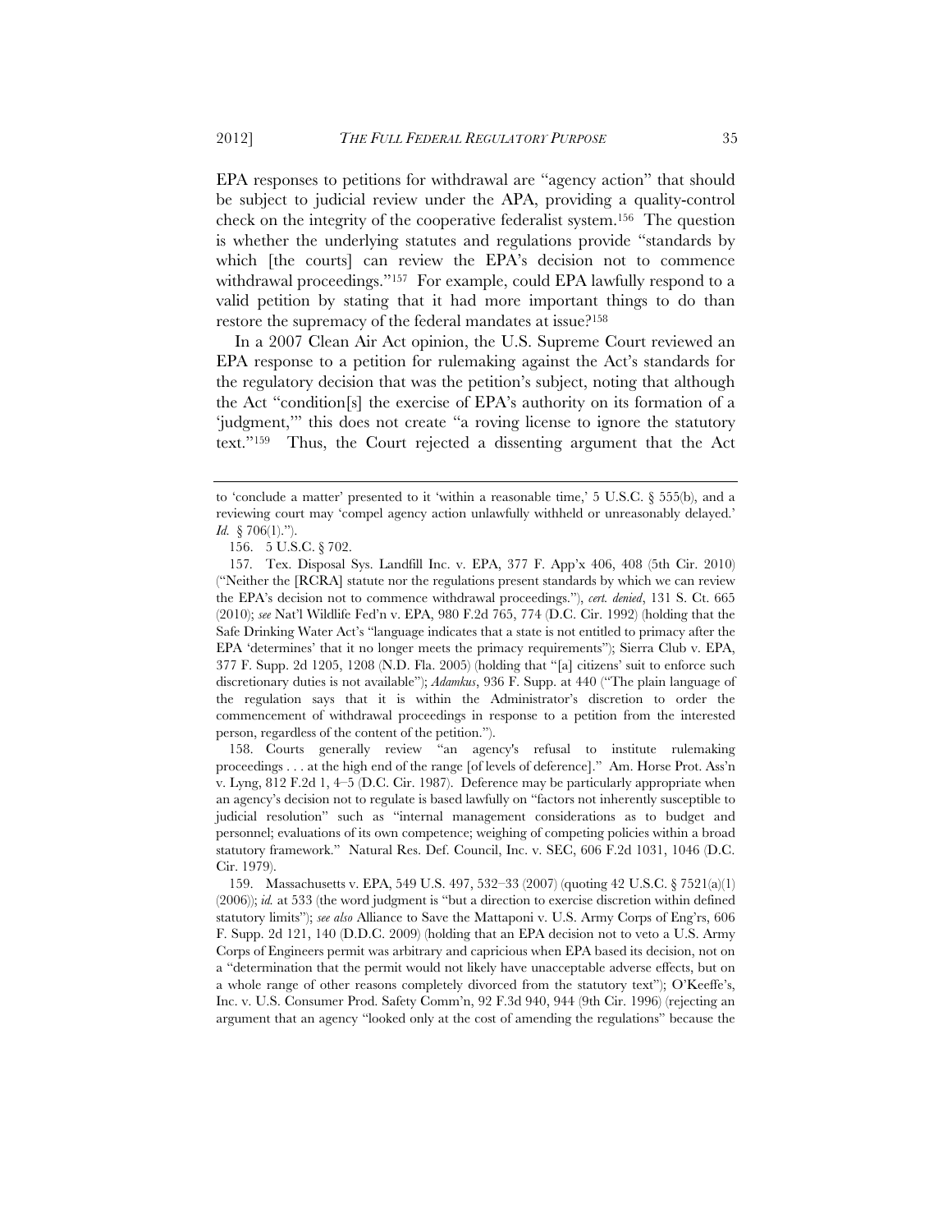EPA responses to petitions for withdrawal are "agency action" that should be subject to judicial review under the APA, providing a quality-control check on the integrity of the cooperative federalist system.[156] The question is whether the underlying statutes and regulations provide "standards by which [the courts] can review the EPA's decision not to commence withdrawal proceedings."[157] For example, could EPA lawfully respond to a valid petition by stating that it had more important things to do than restore the supremacy of the federal mandates at issue?[158]

In a 2007 Clean Air Act opinion, the U.S. Supreme Court reviewed an EPA response to a petition for rulemaking against the Act's standards for the regulatory decision that was the petition's subject, noting that although the Act "condition[s] the exercise of EPA's authority on its formation of a 'judgment,'" this does not create "a roving license to ignore the statutory text."[159] Thus, the Court rejected a dissenting argument that the Act

---

to 'conclude a matter' presented to it 'within a reasonable time,' 5 U.S.C. § 555(b), and a reviewing court may 'compel agency action unlawfully withheld or unreasonably delayed.' *Id.* § 706(1).").

156. 5 U.S.C. § 702.

157. Tex. Disposal Sys. Landfill Inc. v. EPA, 377 F. App'x 406, 408 (5th Cir. 2010) ("Neither the [RCRA] statute nor the regulations present standards by which we can review the EPA's decision not to commence withdrawal proceedings."), *cert. denied*, 131 S. Ct. 665 (2010); *see* Nat'l Wildlife Fed'n v. EPA, 980 F.2d 765, 774 (D.C. Cir. 1992) (holding that the Safe Drinking Water Act's "language indicates that a state is not entitled to primacy after the EPA 'determines' that it no longer meets the primacy requirements"); Sierra Club v. EPA, 377 F. Supp. 2d 1205, 1208 (N.D. Fla. 2005) (holding that "[a] citizens' suit to enforce such discretionary duties is not available"); *Adamkus*, 936 F. Supp. at 440 ("The plain language of the regulation says that it is within the Administrator's discretion to order the commencement of withdrawal proceedings in response to a petition from the interested person, regardless of the content of the petition.").

158. Courts generally review "an agency's refusal to institute rulemaking proceedings . . . at the high end of the range [of levels of deference]." Am. Horse Prot. Ass'n v. Lyng, 812 F.2d 1, 4–5 (D.C. Cir. 1987). Deference may be particularly appropriate when an agency's decision not to regulate is based lawfully on "factors not inherently susceptible to judicial resolution" such as "internal management considerations as to budget and personnel; evaluations of its own competence; weighing of competing policies within a broad statutory framework." Natural Res. Def. Council, Inc. v. SEC, 606 F.2d 1031, 1046 (D.C. Cir. 1979).

159. Massachusetts v. EPA, 549 U.S. 497, 532–33 (2007) (quoting 42 U.S.C. § 7521(a)(1) (2006)); *id.* at 533 (the word judgment is "but a direction to exercise discretion within defined statutory limits"); *see also* Alliance to Save the Mattaponi v. U.S. Army Corps of Eng'rs, 606 F. Supp. 2d 121, 140 (D.D.C. 2009) (holding that an EPA decision not to veto a U.S. Army Corps of Engineers permit was arbitrary and capricious when EPA based its decision, not on a "determination that the permit would not likely have unacceptable adverse effects, but on a whole range of other reasons completely divorced from the statutory text"); O'Keeffe's, Inc. v. U.S. Consumer Prod. Safety Comm'n, 92 F.3d 940, 944 (9th Cir. 1996) (rejecting an argument that an agency "looked only at the cost of amending the regulations" because the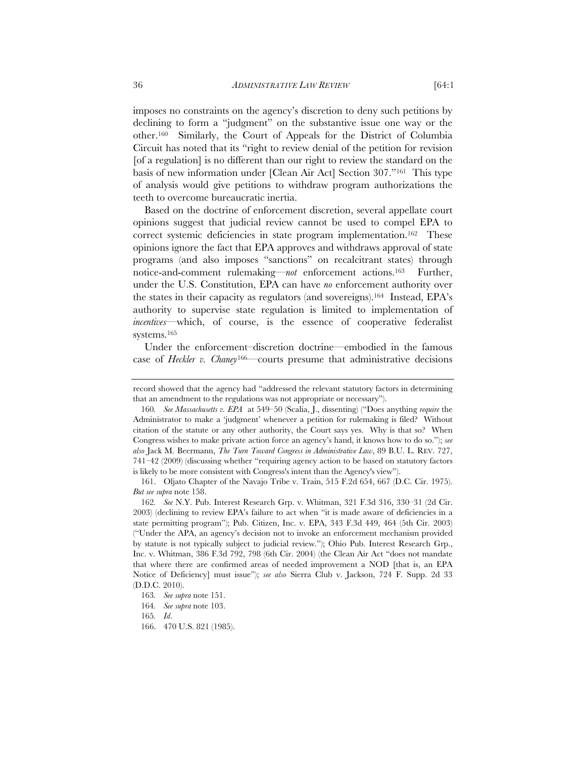imposes no constraints on the agency's discretion to deny such petitions by declining to form a "judgment" on the substantive issue one way or the other.[160] Similarly, the Court of Appeals for the District of Columbia Circuit has noted that its "right to review denial of the petition for revision [of a regulation] is no different than our right to review the standard on the basis of new information under [Clean Air Act] Section 307."[161] This type of analysis would give petitions to withdraw program authorizations the teeth to overcome bureaucratic inertia.

Based on the doctrine of enforcement discretion, several appellate court opinions suggest that judicial review cannot be used to compel EPA to correct systemic deficiencies in state program implementation.[162] These opinions ignore the fact that EPA approves and withdraws approval of state programs (and also imposes "sanctions" on recalcitrant states) through notice-and-comment rulemaking—*not* enforcement actions.[163] Further, under the U.S. Constitution, EPA can have *no* enforcement authority over the states in their capacity as regulators (and sovereigns).[164] Instead, EPA's authority to supervise state regulation is limited to implementation of *incentives*—which, of course, is the essence of cooperative federalist systems.[165]

Under the enforcement–discretion doctrine—embodied in the famous case of *Heckler v. Chaney*[166]—courts presume that administrative decisions

---

record showed that the agency had "addressed the relevant statutory factors in determining that an amendment to the regulations was not appropriate or necessary").

160. *See Massachusetts v. EPA* at 549–50 (Scalia, J., dissenting) ("Does anything *require* the Administrator to make a 'judgment' whenever a petition for rulemaking is filed? Without citation of the statute or any other authority, the Court says yes. Why is that so? When Congress wishes to make private action force an agency's hand, it knows how to do so."); *see also* Jack M. Beermann, *The Turn Toward Congress in Administrative Law*, 89 B.U. L. REV. 727, 741–42 (2009) (discussing whether "requiring agency action to be based on statutory factors is likely to be more consistent with Congress's intent than the Agency's view").

161. Oljato Chapter of the Navajo Tribe v. Train, 515 F.2d 654, 667 (D.C. Cir. 1975). *But see supra* note 158.

162. *See* N.Y. Pub. Interest Research Grp. v. Whitman, 321 F.3d 316, 330–31 (2d Cir. 2003) (declining to review EPA's failure to act when "it is made aware of deficiencies in a state permitting program"); Pub. Citizen, Inc. v. EPA, 343 F.3d 449, 464 (5th Cir. 2003) ("Under the APA, an agency's decision not to invoke an enforcement mechanism provided by statute is not typically subject to judicial review."); Ohio Pub. Interest Research Grp., Inc. v. Whitman, 386 F.3d 792, 798 (6th Cir. 2004) (the Clean Air Act "does not mandate that where there are confirmed areas of needed improvement a NOD [that is, an EPA Notice of Deficiency] must issue"); *see also* Sierra Club v. Jackson, 724 F. Supp. 2d 33 (D.D.C. 2010).

163. *See supra* note 151.

164. *See supra* note 103.

165. *Id.*

166. 470 U.S. 821 (1985).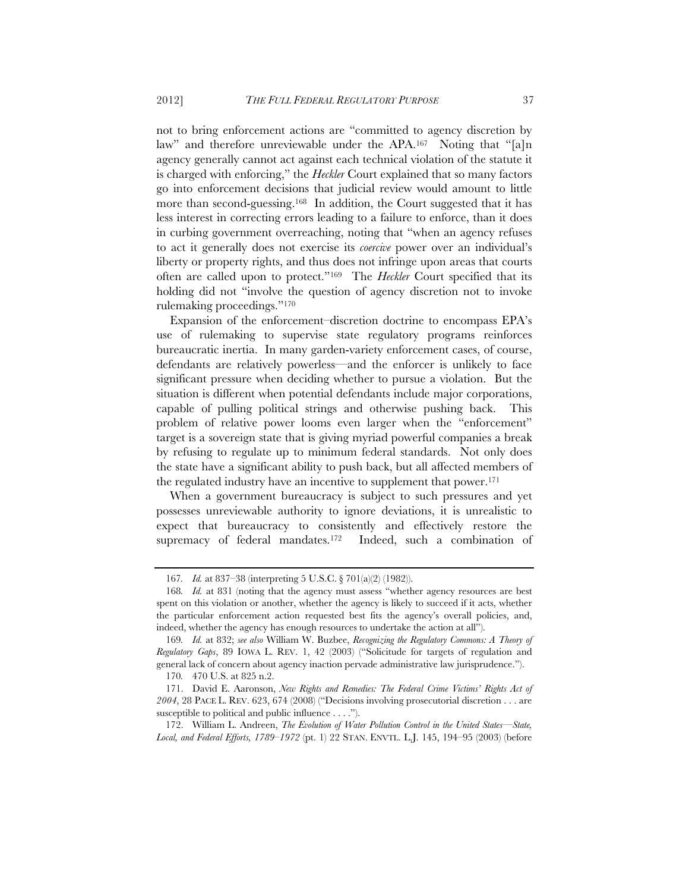not to bring enforcement actions are "committed to agency discretion by law" and therefore unreviewable under the APA.[167] Noting that "[a]n agency generally cannot act against each technical violation of the statute it is charged with enforcing," the *Heckler* Court explained that so many factors go into enforcement decisions that judicial review would amount to little more than second-guessing.[168] In addition, the Court suggested that it has less interest in correcting errors leading to a failure to enforce, than it does in curbing government overreaching, noting that "when an agency refuses to act it generally does not exercise its *coercive* power over an individual's liberty or property rights, and thus does not infringe upon areas that courts often are called upon to protect."[169] The *Heckler* Court specified that its holding did not "involve the question of agency discretion not to invoke rulemaking proceedings."[170]

Expansion of the enforcement–discretion doctrine to encompass EPA's use of rulemaking to supervise state regulatory programs reinforces bureaucratic inertia. In many garden-variety enforcement cases, of course, defendants are relatively powerless—and the enforcer is unlikely to face significant pressure when deciding whether to pursue a violation. But the situation is different when potential defendants include major corporations, capable of pulling political strings and otherwise pushing back. This problem of relative power looms even larger when the "enforcement" target is a sovereign state that is giving myriad powerful companies a break by refusing to regulate up to minimum federal standards. Not only does the state have a significant ability to push back, but all affected members of the regulated industry have an incentive to supplement that power.[171]

When a government bureaucracy is subject to such pressures and yet possesses unreviewable authority to ignore deviations, it is unrealistic to expect that bureaucracy to consistently and effectively restore the supremacy of federal mandates.[172] Indeed, such a combination of

---

167. *Id.* at 837–38 (interpreting 5 U.S.C. § 701(a)(2) (1982)).

168. *Id.* at 831 (noting that the agency must assess "whether agency resources are best spent on this violation or another, whether the agency is likely to succeed if it acts, whether the particular enforcement action requested best fits the agency's overall policies, and, indeed, whether the agency has enough resources to undertake the action at all").

169. *Id.* at 832; *see also* William W. Buzbee, *Recognizing the Regulatory Commons: A Theory of Regulatory Gaps*, 89 IOWA L. REV. 1, 42 (2003) ("Solicitude for targets of regulation and general lack of concern about agency inaction pervade administrative law jurisprudence.").

170. 470 U.S. at 825 n.2.

171. David E. Aaronson, *New Rights and Remedies: The Federal Crime Victims' Rights Act of 2004*, 28 PACE L. REV. 623, 674 (2008) ("Decisions involving prosecutorial discretion . . . are susceptible to political and public influence . . . .").

172. William L. Andreen, *The Evolution of Water Pollution Control in the United States—State, Local, and Federal Efforts, 1789–1972* (pt. 1) 22 STAN. ENVTL. L.J. 145, 194–95 (2003) (before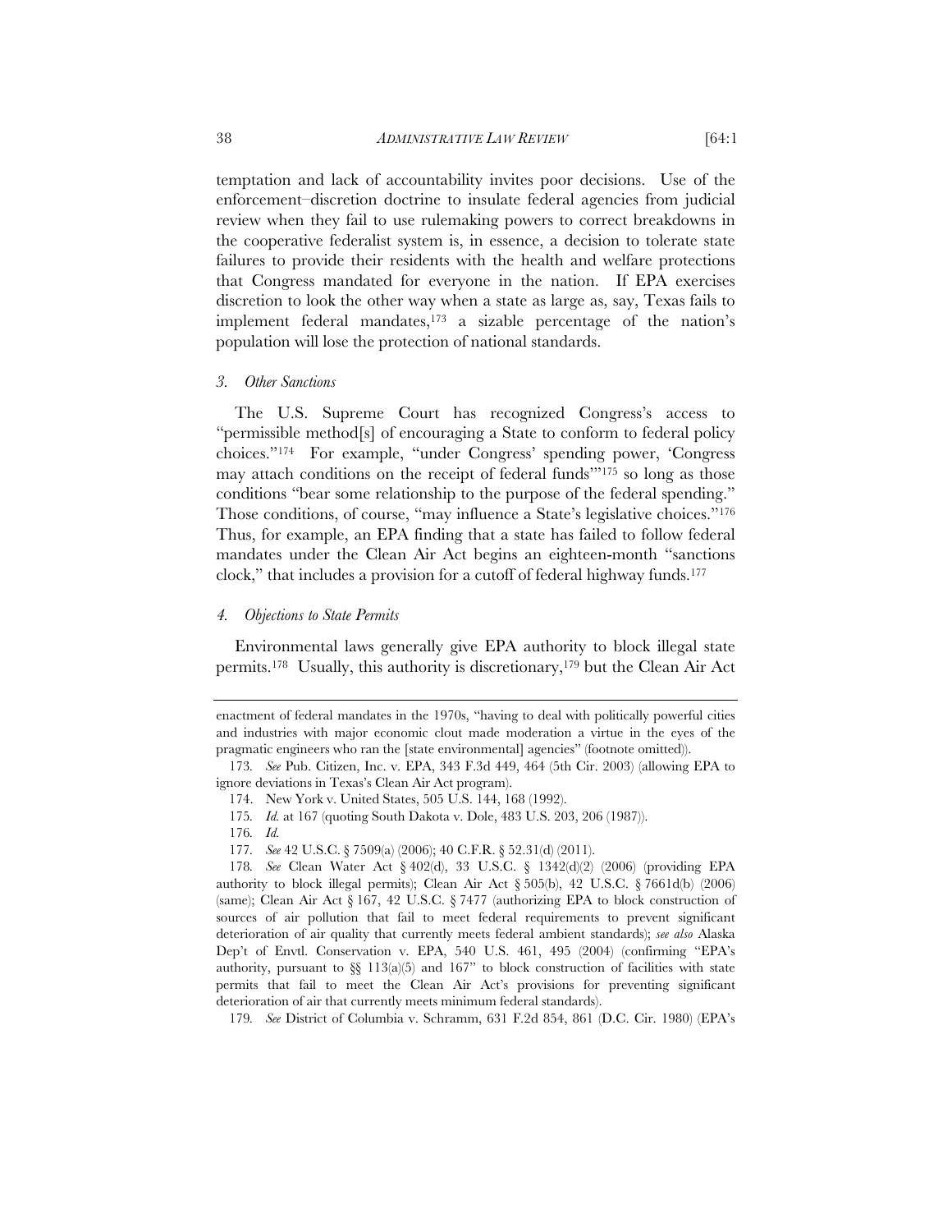temptation and lack of accountability invites poor decisions. Use of the enforcement–discretion doctrine to insulate federal agencies from judicial review when they fail to use rulemaking powers to correct breakdowns in the cooperative federalist system is, in essence, a decision to tolerate state failures to provide their residents with the health and welfare protections that Congress mandated for everyone in the nation. If EPA exercises discretion to look the other way when a state as large as, say, Texas fails to implement federal mandates,[173] a sizable percentage of the nation's population will lose the protection of national standards.

### *3. Other Sanctions*

The U.S. Supreme Court has recognized Congress's access to "permissible method[s] of encouraging a State to conform to federal policy choices."[174] For example, "under Congress' spending power, 'Congress may attach conditions on the receipt of federal funds'"[175] so long as those conditions "bear some relationship to the purpose of the federal spending." Those conditions, of course, "may influence a State's legislative choices."[176] Thus, for example, an EPA finding that a state has failed to follow federal mandates under the Clean Air Act begins an eighteen-month "sanctions clock," that includes a provision for a cutoff of federal highway funds.[177]

### *4. Objections to State Permits*

Environmental laws generally give EPA authority to block illegal state permits.[178] Usually, this authority is discretionary,[179] but the Clean Air Act

---

enactment of federal mandates in the 1970s, "having to deal with politically powerful cities and industries with major economic clout made moderation a virtue in the eyes of the pragmatic engineers who ran the [state environmental] agencies" (footnote omitted)).

173. *See* Pub. Citizen, Inc. v. EPA, 343 F.3d 449, 464 (5th Cir. 2003) (allowing EPA to ignore deviations in Texas's Clean Air Act program).

174. New York v. United States, 505 U.S. 144, 168 (1992).

175. *Id.* at 167 (quoting South Dakota v. Dole, 483 U.S. 203, 206 (1987)).

176. *Id.*

177. *See* 42 U.S.C. § 7509(a) (2006); 40 C.F.R. § 52.31(d) (2011).

178. *See* Clean Water Act § 402(d), 33 U.S.C. § 1342(d)(2) (2006) (providing EPA authority to block illegal permits); Clean Air Act § 505(b), 42 U.S.C. § 7661d(b) (2006) (same); Clean Air Act § 167, 42 U.S.C. § 7477 (authorizing EPA to block construction of sources of air pollution that fail to meet federal requirements to prevent significant deterioration of air quality that currently meets federal ambient standards); *see also* Alaska Dep't of Envtl. Conservation v. EPA, 540 U.S. 461, 495 (2004) (confirming "EPA's authority, pursuant to §§ 113(a)(5) and 167" to block construction of facilities with state permits that fail to meet the Clean Air Act's provisions for preventing significant deterioration of air that currently meets minimum federal standards).

179. *See* District of Columbia v. Schramm, 631 F.2d 854, 861 (D.C. Cir. 1980) (EPA's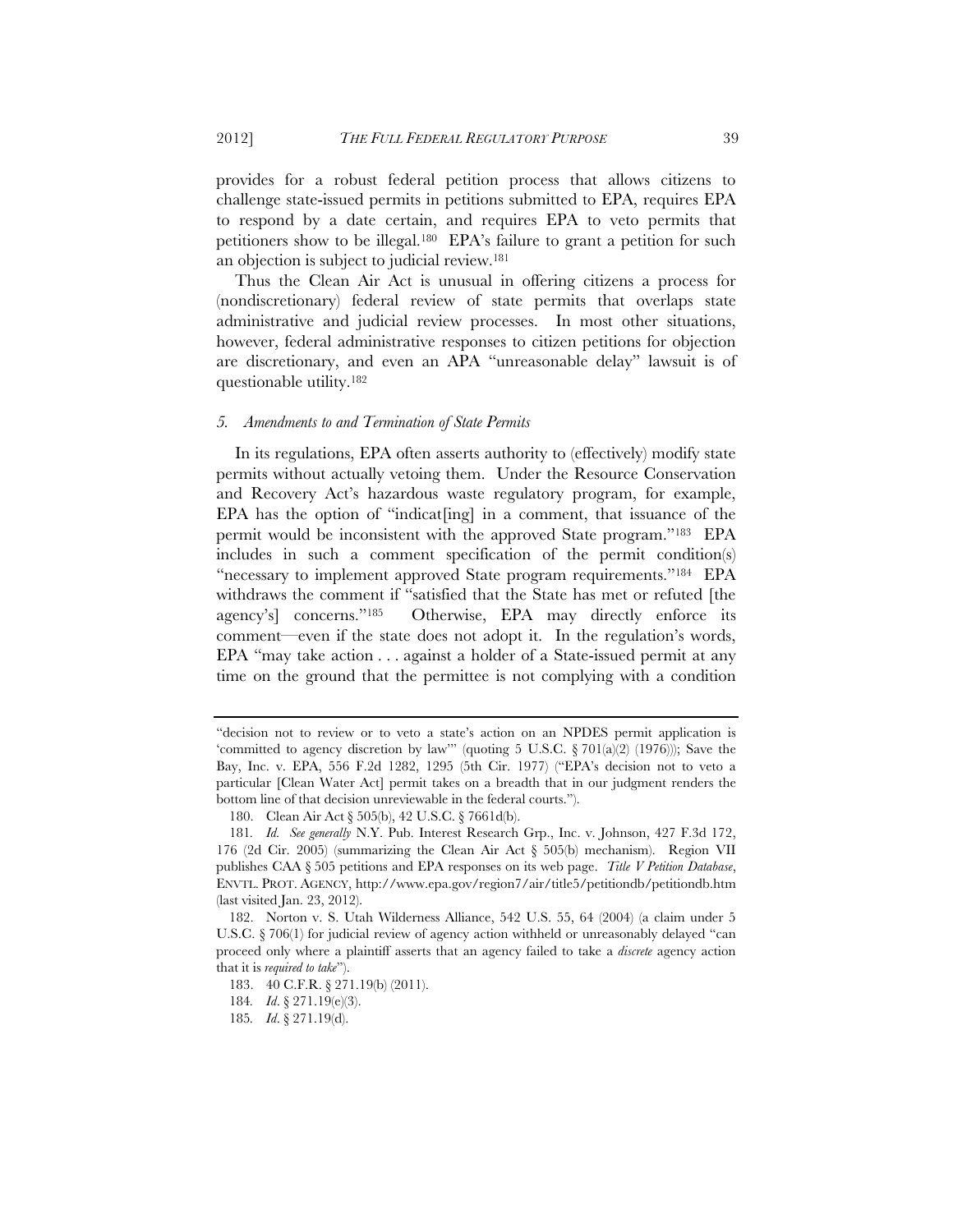provides for a robust federal petition process that allows citizens to challenge state-issued permits in petitions submitted to EPA, requires EPA to respond by a date certain, and requires EPA to veto permits that petitioners show to be illegal.[180] EPA's failure to grant a petition for such an objection is subject to judicial review.[181]

Thus the Clean Air Act is unusual in offering citizens a process for (nondiscretionary) federal review of state permits that overlaps state administrative and judicial review processes. In most other situations, however, federal administrative responses to citizen petitions for objection are discretionary, and even an APA "unreasonable delay" lawsuit is of questionable utility.[182]

### *5. Amendments to and Termination of State Permits*

In its regulations, EPA often asserts authority to (effectively) modify state permits without actually vetoing them. Under the Resource Conservation and Recovery Act's hazardous waste regulatory program, for example, EPA has the option of "indicat[ing] in a comment, that issuance of the permit would be inconsistent with the approved State program."[183] EPA includes in such a comment specification of the permit condition(s) "necessary to implement approved State program requirements."[184] EPA withdraws the comment if "satisfied that the State has met or refuted [the agency's] concerns."[185] Otherwise, EPA may directly enforce its comment—even if the state does not adopt it. In the regulation's words, EPA "may take action . . . against a holder of a State-issued permit at any time on the ground that the permittee is not complying with a condition

---

"decision not to review or to veto a state's action on an NPDES permit application is 'committed to agency discretion by law'" (quoting 5 U.S.C. § 701(a)(2) (1976))); Save the Bay, Inc. v. EPA, 556 F.2d 1282, 1295 (5th Cir. 1977) ("EPA's decision not to veto a particular [Clean Water Act] permit takes on a breadth that in our judgment renders the bottom line of that decision unreviewable in the federal courts.").

180. Clean Air Act § 505(b), 42 U.S.C. § 7661d(b).

181. *Id. See generally* N.Y. Pub. Interest Research Grp., Inc. v. Johnson, 427 F.3d 172, 176 (2d Cir. 2005) (summarizing the Clean Air Act § 505(b) mechanism). Region VII publishes CAA § 505 petitions and EPA responses on its web page. *Title V Petition Database*, ENVTL. PROT. AGENCY, http://www.epa.gov/region7/air/title5/petitiondb/petitiondb.htm (last visited Jan. 23, 2012).

182. Norton v. S. Utah Wilderness Alliance, 542 U.S. 55, 64 (2004) (a claim under 5 U.S.C. § 706(1) for judicial review of agency action withheld or unreasonably delayed "can proceed only where a plaintiff asserts that an agency failed to take a *discrete* agency action that it is *required to take*").

183. 40 C.F.R. § 271.19(b) (2011).

184. *Id*. § 271.19(e)(3).

185. *Id*. § 271.19(d).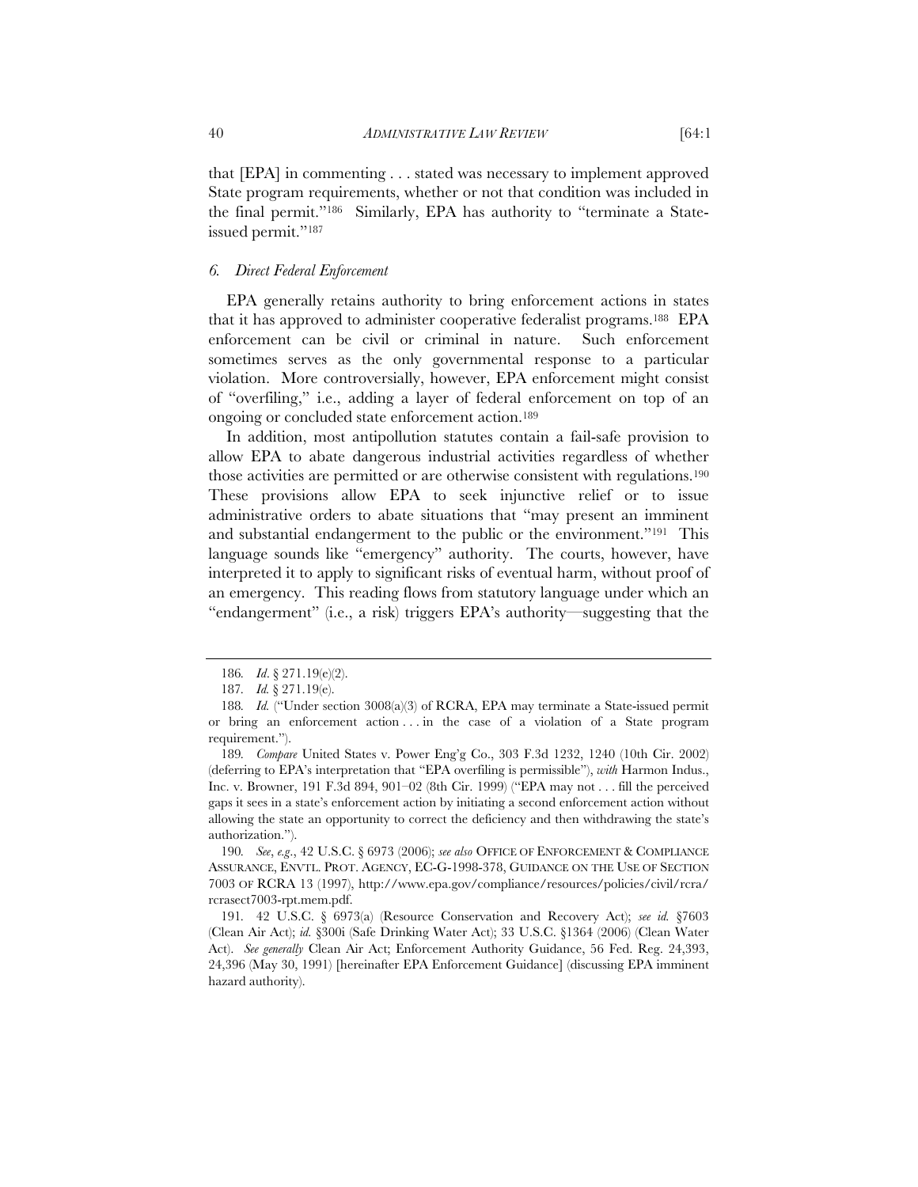that [EPA] in commenting . . . stated was necessary to implement approved State program requirements, whether or not that condition was included in the final permit."[186] Similarly, EPA has authority to "terminate a State-issued permit."[187]

### *6. Direct Federal Enforcement*

EPA generally retains authority to bring enforcement actions in states that it has approved to administer cooperative federalist programs.[188] EPA enforcement can be civil or criminal in nature. Such enforcement sometimes serves as the only governmental response to a particular violation. More controversially, however, EPA enforcement might consist of "overfiling," i.e., adding a layer of federal enforcement on top of an ongoing or concluded state enforcement action.[189]

In addition, most antipollution statutes contain a fail-safe provision to allow EPA to abate dangerous industrial activities regardless of whether those activities are permitted or are otherwise consistent with regulations.[190] These provisions allow EPA to seek injunctive relief or to issue administrative orders to abate situations that "may present an imminent and substantial endangerment to the public or the environment."[191] This language sounds like "emergency" authority. The courts, however, have interpreted it to apply to significant risks of eventual harm, without proof of an emergency. This reading flows from statutory language under which an "endangerment" (i.e., a risk) triggers EPA's authority—suggesting that the

---

186. *Id*. § 271.19(e)(2).

187. *Id.* § 271.19(e).

188. *Id.* ("Under section 3008(a)(3) of RCRA, EPA may terminate a State-issued permit or bring an enforcement action . . . in the case of a violation of a State program requirement.").

189. *Compare* United States v. Power Eng'g Co., 303 F.3d 1232, 1240 (10th Cir. 2002) (deferring to EPA's interpretation that "EPA overfiling is permissible"), *with* Harmon Indus., Inc. v. Browner, 191 F.3d 894, 901–02 (8th Cir. 1999) ("EPA may not . . . fill the perceived gaps it sees in a state's enforcement action by initiating a second enforcement action without allowing the state an opportunity to correct the deficiency and then withdrawing the state's authorization.").

190. *See*, *e.g*., 42 U.S.C. § 6973 (2006); *see also* OFFICE OF ENFORCEMENT & COMPLIANCE ASSURANCE, ENVTL. PROT. AGENCY, EC-G-1998-378, GUIDANCE ON THE USE OF SECTION 7003 OF RCRA 13 (1997), http://www.epa.gov/compliance/resources/policies/civil/rcra/rcrasect7003-rpt.mem.pdf.

191. 42 U.S.C. § 6973(a) (Resource Conservation and Recovery Act); *see id.* §7603 (Clean Air Act); *id.* §300i (Safe Drinking Water Act); 33 U.S.C. §1364 (2006) (Clean Water Act). *See generally* Clean Air Act; Enforcement Authority Guidance, 56 Fed. Reg. 24,393, 24,396 (May 30, 1991) [hereinafter EPA Enforcement Guidance] (discussing EPA imminent hazard authority).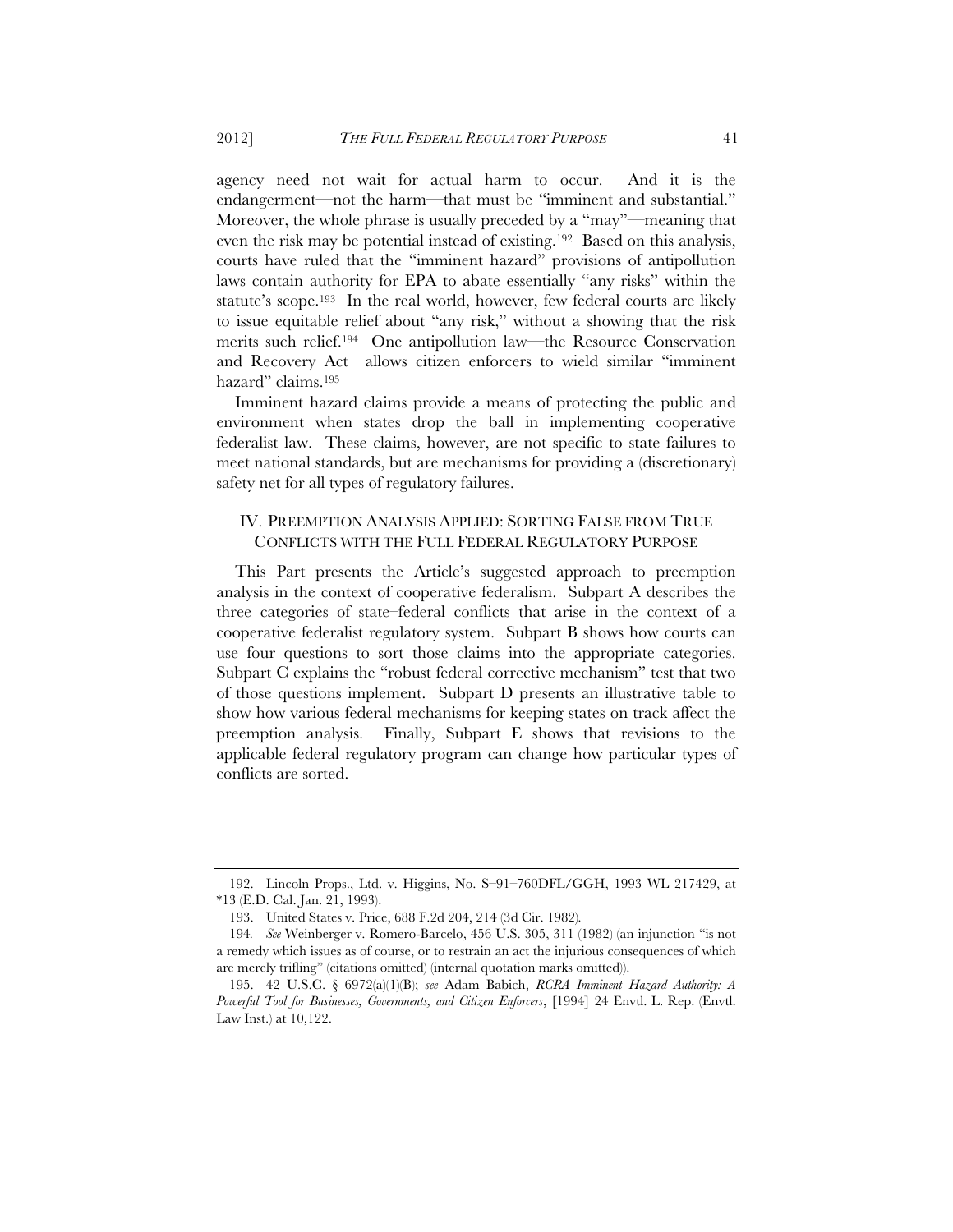agency need not wait for actual harm to occur. And it is the endangerment—not the harm—that must be "imminent and substantial." Moreover, the whole phrase is usually preceded by a "may"—meaning that even the risk may be potential instead of existing.[192] Based on this analysis, courts have ruled that the "imminent hazard" provisions of antipollution laws contain authority for EPA to abate essentially "any risks" within the statute's scope.[193] In the real world, however, few federal courts are likely to issue equitable relief about "any risk," without a showing that the risk merits such relief.[194] One antipollution law—the Resource Conservation and Recovery Act—allows citizen enforcers to wield similar "imminent hazard" claims.[195]

Imminent hazard claims provide a means of protecting the public and environment when states drop the ball in implementing cooperative federalist law. These claims, however, are not specific to state failures to meet national standards, but are mechanisms for providing a (discretionary) safety net for all types of regulatory failures.

## IV. PREEMPTION ANALYSIS APPLIED: SORTING FALSE FROM TRUE CONFLICTS WITH THE FULL FEDERAL REGULATORY PURPOSE

This Part presents the Article's suggested approach to preemption analysis in the context of cooperative federalism. Subpart A describes the three categories of state–federal conflicts that arise in the context of a cooperative federalist regulatory system. Subpart B shows how courts can use four questions to sort those claims into the appropriate categories. Subpart C explains the "robust federal corrective mechanism" test that two of those questions implement. Subpart D presents an illustrative table to show how various federal mechanisms for keeping states on track affect the preemption analysis. Finally, Subpart E shows that revisions to the applicable federal regulatory program can change how particular types of conflicts are sorted.

---

192. Lincoln Props., Ltd. v. Higgins, No. S–91–760DFL/GGH, 1993 WL 217429, at *13 (E.D. Cal. Jan. 21, 1993).

193. United States v. Price, 688 F.2d 204, 214 (3d Cir. 1982).

194. *See* Weinberger v. Romero-Barcelo, 456 U.S. 305, 311 (1982) (an injunction "is not a remedy which issues as of course, or to restrain an act the injurious consequences of which are merely trifling" (citations omitted) (internal quotation marks omitted)).

195. 42 U.S.C. § 6972(a)(1)(B); *see* Adam Babich, *RCRA Imminent Hazard Authority: A Powerful Tool for Businesses, Governments, and Citizen Enforcers*, [1994] 24 Envtl. L. Rep. (Envtl. Law Inst.) at 10,122.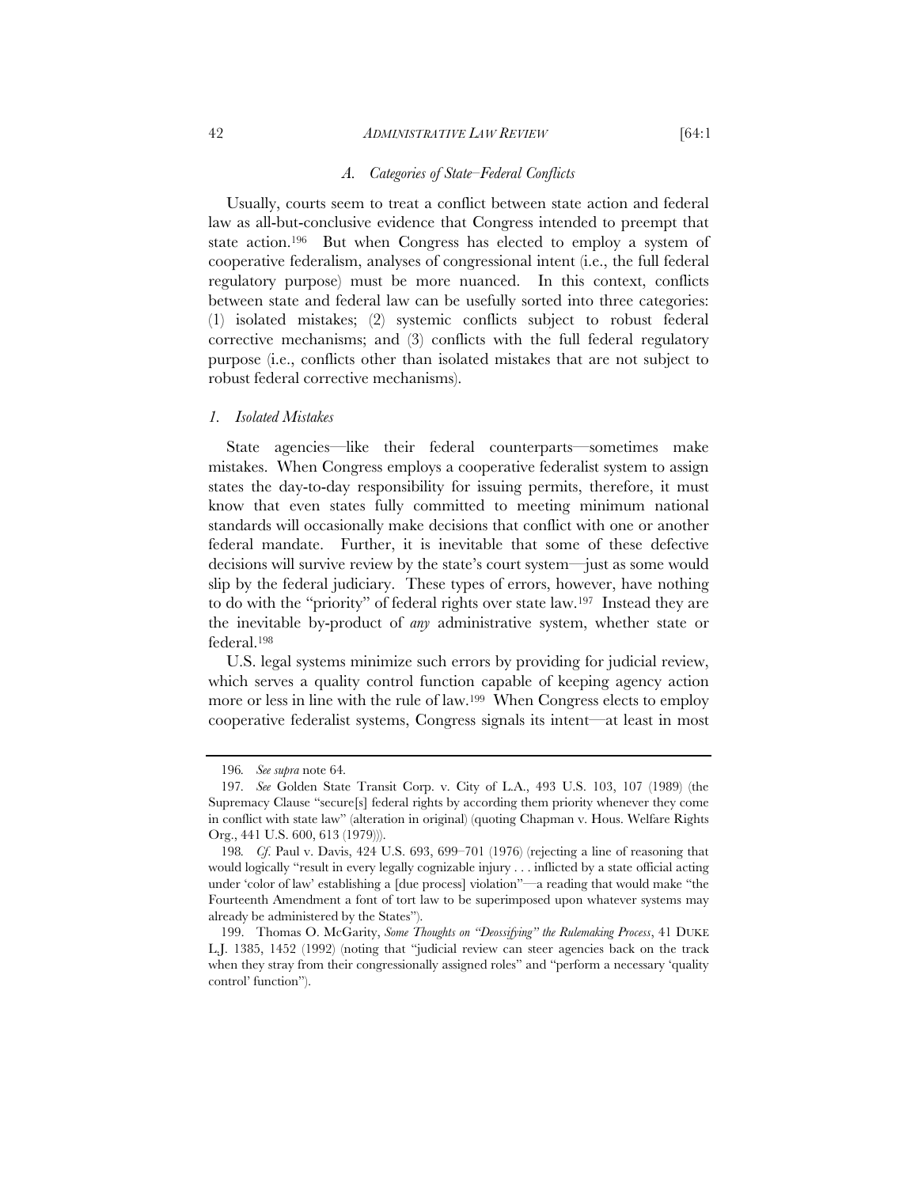### *A. Categories of State–Federal Conflicts*

Usually, courts seem to treat a conflict between state action and federal law as all-but-conclusive evidence that Congress intended to preempt that state action.[196] But when Congress has elected to employ a system of cooperative federalism, analyses of congressional intent (i.e., the full federal regulatory purpose) must be more nuanced. In this context, conflicts between state and federal law can be usefully sorted into three categories: (1) isolated mistakes; (2) systemic conflicts subject to robust federal corrective mechanisms; and (3) conflicts with the full federal regulatory purpose (i.e., conflicts other than isolated mistakes that are not subject to robust federal corrective mechanisms).

#### *1. Isolated Mistakes*

State agencies—like their federal counterparts—sometimes make mistakes. When Congress employs a cooperative federalist system to assign states the day-to-day responsibility for issuing permits, therefore, it must know that even states fully committed to meeting minimum national standards will occasionally make decisions that conflict with one or another federal mandate. Further, it is inevitable that some of these defective decisions will survive review by the state's court system—just as some would slip by the federal judiciary. These types of errors, however, have nothing to do with the "priority" of federal rights over state law.[197] Instead they are the inevitable by-product of *any* administrative system, whether state or federal.[198]

U.S. legal systems minimize such errors by providing for judicial review, which serves a quality control function capable of keeping agency action more or less in line with the rule of law.[199] When Congress elects to employ cooperative federalist systems, Congress signals its intent—at least in most

---

196. *See supra* note 64.

197. *See* Golden State Transit Corp. v. City of L.A., 493 U.S. 103, 107 (1989) (the Supremacy Clause "secure[s] federal rights by according them priority whenever they come in conflict with state law" (alteration in original) (quoting Chapman v. Hous. Welfare Rights Org., 441 U.S. 600, 613 (1979))).

198. *Cf.* Paul v. Davis, 424 U.S. 693, 699–701 (1976) (rejecting a line of reasoning that would logically "result in every legally cognizable injury . . . inflicted by a state official acting under 'color of law' establishing a [due process] violation"—a reading that would make "the Fourteenth Amendment a font of tort law to be superimposed upon whatever systems may already be administered by the States").

199. Thomas O. McGarity, *Some Thoughts on "Deossifying" the Rulemaking Process*, 41 DUKE L.J. 1385, 1452 (1992) (noting that "judicial review can steer agencies back on the track when they stray from their congressionally assigned roles" and "perform a necessary 'quality control' function").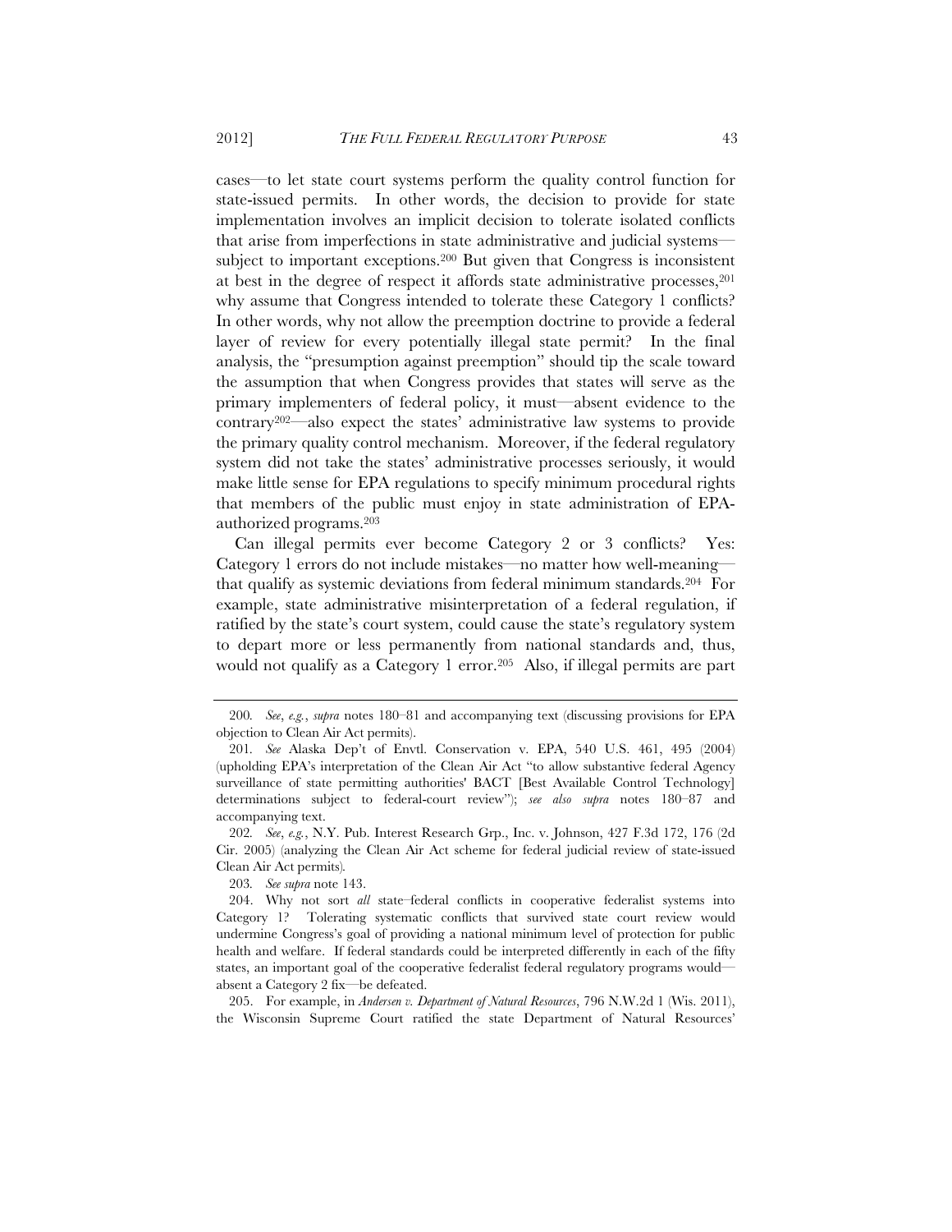cases—to let state court systems perform the quality control function for state-issued permits. In other words, the decision to provide for state implementation involves an implicit decision to tolerate isolated conflicts that arise from imperfections in state administrative and judicial systems—subject to important exceptions.[200] But given that Congress is inconsistent at best in the degree of respect it affords state administrative processes,[201] why assume that Congress intended to tolerate these Category 1 conflicts? In other words, why not allow the preemption doctrine to provide a federal layer of review for every potentially illegal state permit? In the final analysis, the "presumption against preemption" should tip the scale toward the assumption that when Congress provides that states will serve as the primary implementers of federal policy, it must—absent evidence to the contrary[202]—also expect the states' administrative law systems to provide the primary quality control mechanism. Moreover, if the federal regulatory system did not take the states' administrative processes seriously, it would make little sense for EPA regulations to specify minimum procedural rights that members of the public must enjoy in state administration of EPA-authorized programs.[203]

Can illegal permits ever become Category 2 or 3 conflicts? Yes: Category 1 errors do not include mistakes—no matter how well-meaning—that qualify as systemic deviations from federal minimum standards.[204] For example, state administrative misinterpretation of a federal regulation, if ratified by the state's court system, could cause the state's regulatory system to depart more or less permanently from national standards and, thus, would not qualify as a Category 1 error.[205] Also, if illegal permits are part

---

200. *See*, *e.g.*, *supra* notes 180–81 and accompanying text (discussing provisions for EPA objection to Clean Air Act permits).

201. *See* Alaska Dep't of Envtl. Conservation v. EPA, 540 U.S. 461, 495 (2004) (upholding EPA's interpretation of the Clean Air Act "to allow substantive federal Agency surveillance of state permitting authorities' BACT [Best Available Control Technology] determinations subject to federal-court review"); *see also supra* notes 180–87 and accompanying text.

202. *See*, *e.g.*, N.Y. Pub. Interest Research Grp., Inc. v. Johnson, 427 F.3d 172, 176 (2d Cir. 2005) (analyzing the Clean Air Act scheme for federal judicial review of state-issued Clean Air Act permits).

203. *See supra* note 143.

204. Why not sort *all* state–federal conflicts in cooperative federalist systems into Category 1? Tolerating systematic conflicts that survived state court review would undermine Congress's goal of providing a national minimum level of protection for public health and welfare. If federal standards could be interpreted differently in each of the fifty states, an important goal of the cooperative federalist federal regulatory programs would—absent a Category 2 fix—be defeated.

205. For example, in *Andersen v. Department of Natural Resources*, 796 N.W.2d 1 (Wis. 2011), the Wisconsin Supreme Court ratified the state Department of Natural Resources'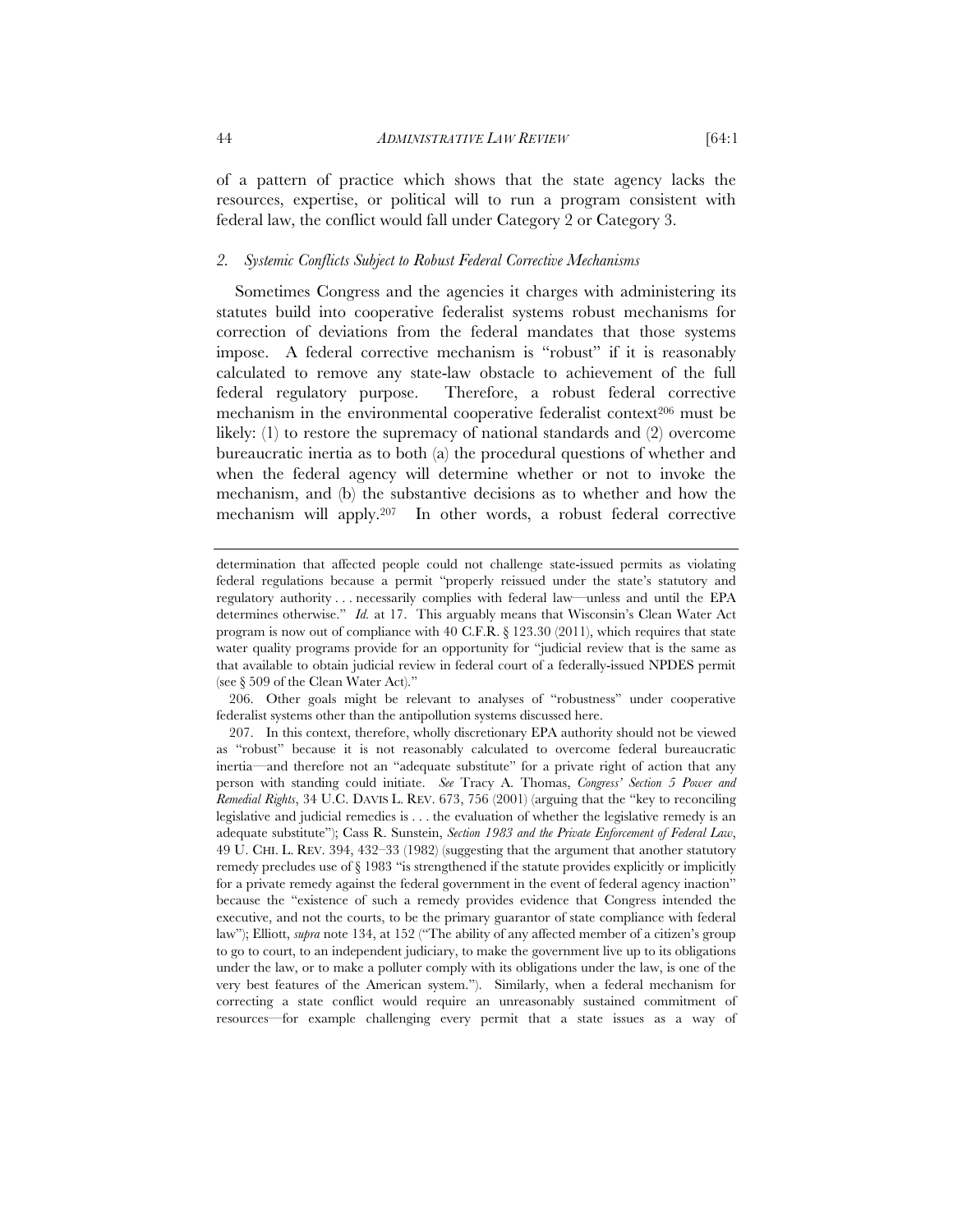of a pattern of practice which shows that the state agency lacks the resources, expertise, or political will to run a program consistent with federal law, the conflict would fall under Category 2 or Category 3.

### *2. Systemic Conflicts Subject to Robust Federal Corrective Mechanisms*

Sometimes Congress and the agencies it charges with administering its statutes build into cooperative federalist systems robust mechanisms for correction of deviations from the federal mandates that those systems impose. A federal corrective mechanism is "robust" if it is reasonably calculated to remove any state-law obstacle to achievement of the full federal regulatory purpose. Therefore, a robust federal corrective mechanism in the environmental cooperative federalist context[206] must be likely: (1) to restore the supremacy of national standards and (2) overcome bureaucratic inertia as to both (a) the procedural questions of whether and when the federal agency will determine whether or not to invoke the mechanism, and (b) the substantive decisions as to whether and how the mechanism will apply.[207] In other words, a robust federal corrective

---

determination that affected people could not challenge state-issued permits as violating federal regulations because a permit "properly reissued under the state's statutory and regulatory authority . . . necessarily complies with federal law—unless and until the EPA determines otherwise." *Id.* at 17. This arguably means that Wisconsin's Clean Water Act program is now out of compliance with 40 C.F.R. § 123.30 (2011), which requires that state water quality programs provide for an opportunity for "judicial review that is the same as that available to obtain judicial review in federal court of a federally-issued NPDES permit (see § 509 of the Clean Water Act)."

206. Other goals might be relevant to analyses of "robustness" under cooperative federalist systems other than the antipollution systems discussed here.

207. In this context, therefore, wholly discretionary EPA authority should not be viewed as "robust" because it is not reasonably calculated to overcome federal bureaucratic inertia—and therefore not an "adequate substitute" for a private right of action that any person with standing could initiate. *See* Tracy A. Thomas, *Congress' Section 5 Power and Remedial Rights*, 34 U.C. DAVIS L. REV. 673, 756 (2001) (arguing that the "key to reconciling legislative and judicial remedies is . . . the evaluation of whether the legislative remedy is an adequate substitute"); Cass R. Sunstein, *Section 1983 and the Private Enforcement of Federal Law*, 49 U. CHI. L. REV. 394, 432–33 (1982) (suggesting that the argument that another statutory remedy precludes use of § 1983 "is strengthened if the statute provides explicitly or implicitly for a private remedy against the federal government in the event of federal agency inaction" because the "existence of such a remedy provides evidence that Congress intended the executive, and not the courts, to be the primary guarantor of state compliance with federal law"); Elliott, *supra* note 134, at 152 ("The ability of any affected member of a citizen's group to go to court, to an independent judiciary, to make the government live up to its obligations under the law, or to make a polluter comply with its obligations under the law, is one of the very best features of the American system."). Similarly, when a federal mechanism for correcting a state conflict would require an unreasonably sustained commitment of resources—for example challenging every permit that a state issues as a way of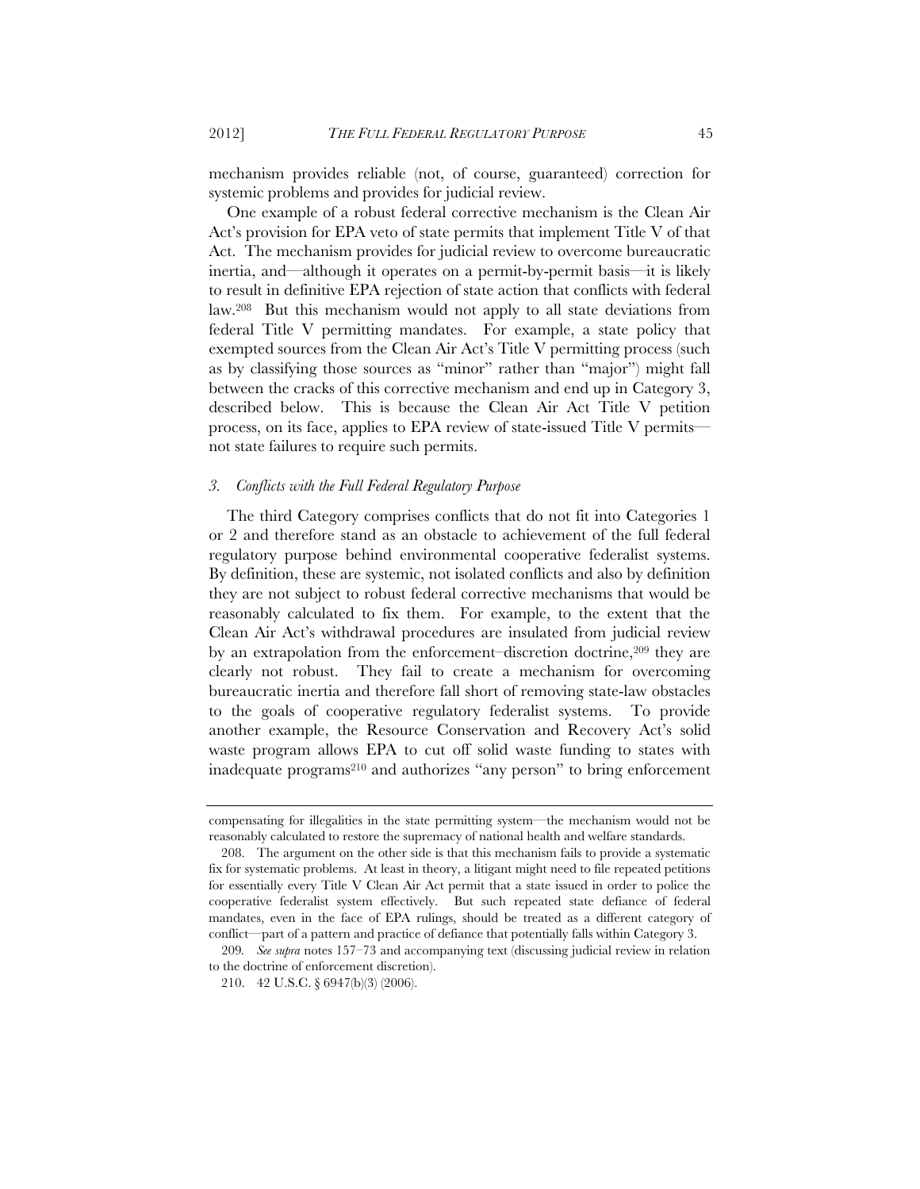mechanism provides reliable (not, of course, guaranteed) correction for systemic problems and provides for judicial review.

One example of a robust federal corrective mechanism is the Clean Air Act's provision for EPA veto of state permits that implement Title V of that Act. The mechanism provides for judicial review to overcome bureaucratic inertia, and—although it operates on a permit-by-permit basis—it is likely to result in definitive EPA rejection of state action that conflicts with federal law.[208] But this mechanism would not apply to all state deviations from federal Title V permitting mandates. For example, a state policy that exempted sources from the Clean Air Act's Title V permitting process (such as by classifying those sources as "minor" rather than "major") might fall between the cracks of this corrective mechanism and end up in Category 3, described below. This is because the Clean Air Act Title V petition process, on its face, applies to EPA review of state-issued Title V permits—not state failures to require such permits.

### 3. *Conflicts with the Full Federal Regulatory Purpose*

The third Category comprises conflicts that do not fit into Categories 1 or 2 and therefore stand as an obstacle to achievement of the full federal regulatory purpose behind environmental cooperative federalist systems. By definition, these are systemic, not isolated conflicts and also by definition they are not subject to robust federal corrective mechanisms that would be reasonably calculated to fix them. For example, to the extent that the Clean Air Act's withdrawal procedures are insulated from judicial review by an extrapolation from the enforcement–discretion doctrine,[209] they are clearly not robust. They fail to create a mechanism for overcoming bureaucratic inertia and therefore fall short of removing state-law obstacles to the goals of cooperative regulatory federalist systems. To provide another example, the Resource Conservation and Recovery Act's solid waste program allows EPA to cut off solid waste funding to states with inadequate programs[210] and authorizes "any person" to bring enforcement

---

compensating for illegalities in the state permitting system—the mechanism would not be reasonably calculated to restore the supremacy of national health and welfare standards.

208. The argument on the other side is that this mechanism fails to provide a systematic fix for systematic problems. At least in theory, a litigant might need to file repeated petitions for essentially every Title V Clean Air Act permit that a state issued in order to police the cooperative federalist system effectively. But such repeated state defiance of federal mandates, even in the face of EPA rulings, should be treated as a different category of conflict—part of a pattern and practice of defiance that potentially falls within Category 3.

209. *See supra* notes 157–73 and accompanying text (discussing judicial review in relation to the doctrine of enforcement discretion).

210. 42 U.S.C. § 6947(b)(3) (2006).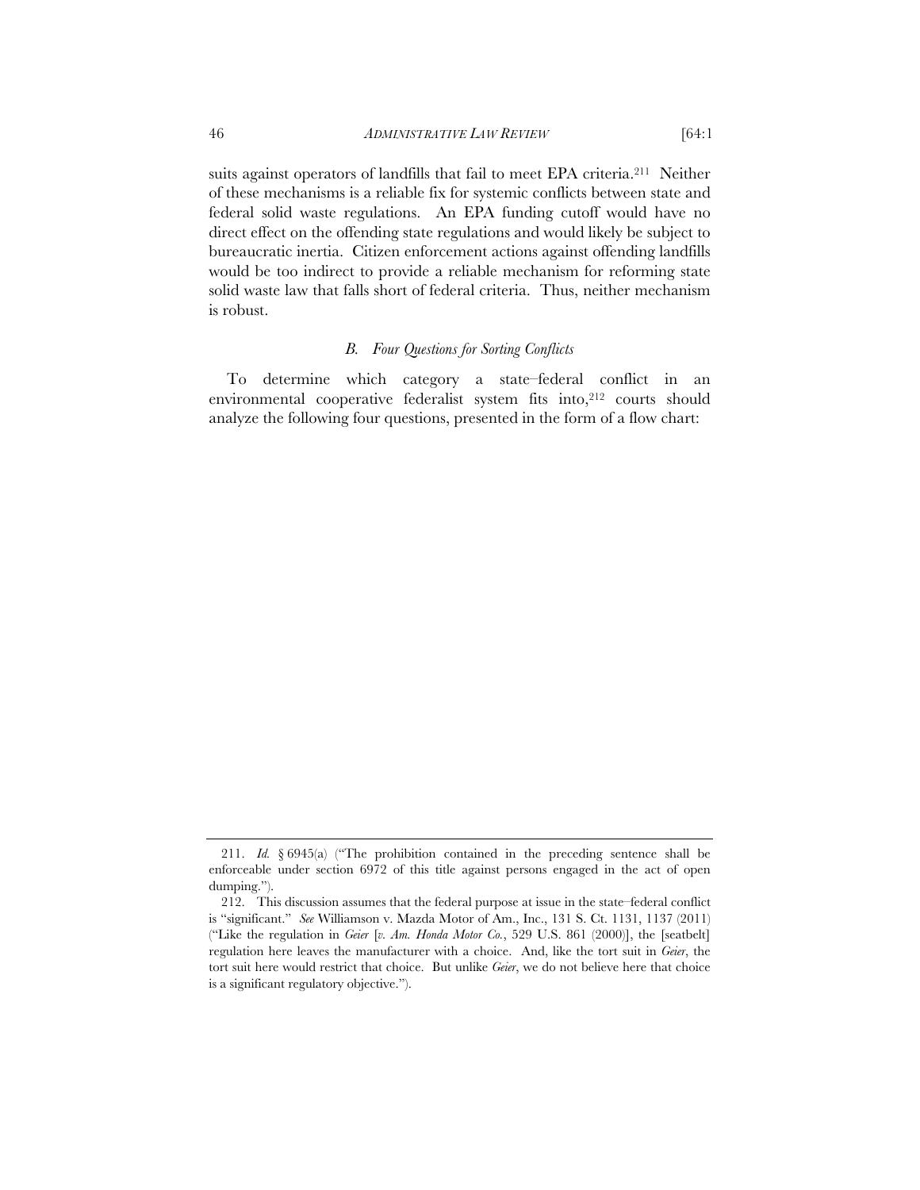suits against operators of landfills that fail to meet EPA criteria.[211] Neither of these mechanisms is a reliable fix for systemic conflicts between state and federal solid waste regulations. An EPA funding cutoff would have no direct effect on the offending state regulations and would likely be subject to bureaucratic inertia. Citizen enforcement actions against offending landfills would be too indirect to provide a reliable mechanism for reforming state solid waste law that falls short of federal criteria. Thus, neither mechanism is robust.

### *B. Four Questions for Sorting Conflicts*

To determine which category a state–federal conflict in an environmental cooperative federalist system fits into,[212] courts should analyze the following four questions, presented in the form of a flow chart:

---

211. *Id.* § 6945(a) ("The prohibition contained in the preceding sentence shall be enforceable under section 6972 of this title against persons engaged in the act of open dumping.").

212. This discussion assumes that the federal purpose at issue in the state–federal conflict is "significant." *See* Williamson v. Mazda Motor of Am., Inc., 131 S. Ct. 1131, 1137 (2011) ("Like the regulation in *Geier* [*v. Am. Honda Motor Co.*, 529 U.S. 861 (2000)], the [seatbelt] regulation here leaves the manufacturer with a choice. And, like the tort suit in *Geier*, the tort suit here would restrict that choice. But unlike *Geier*, we do not believe here that choice is a significant regulatory objective.").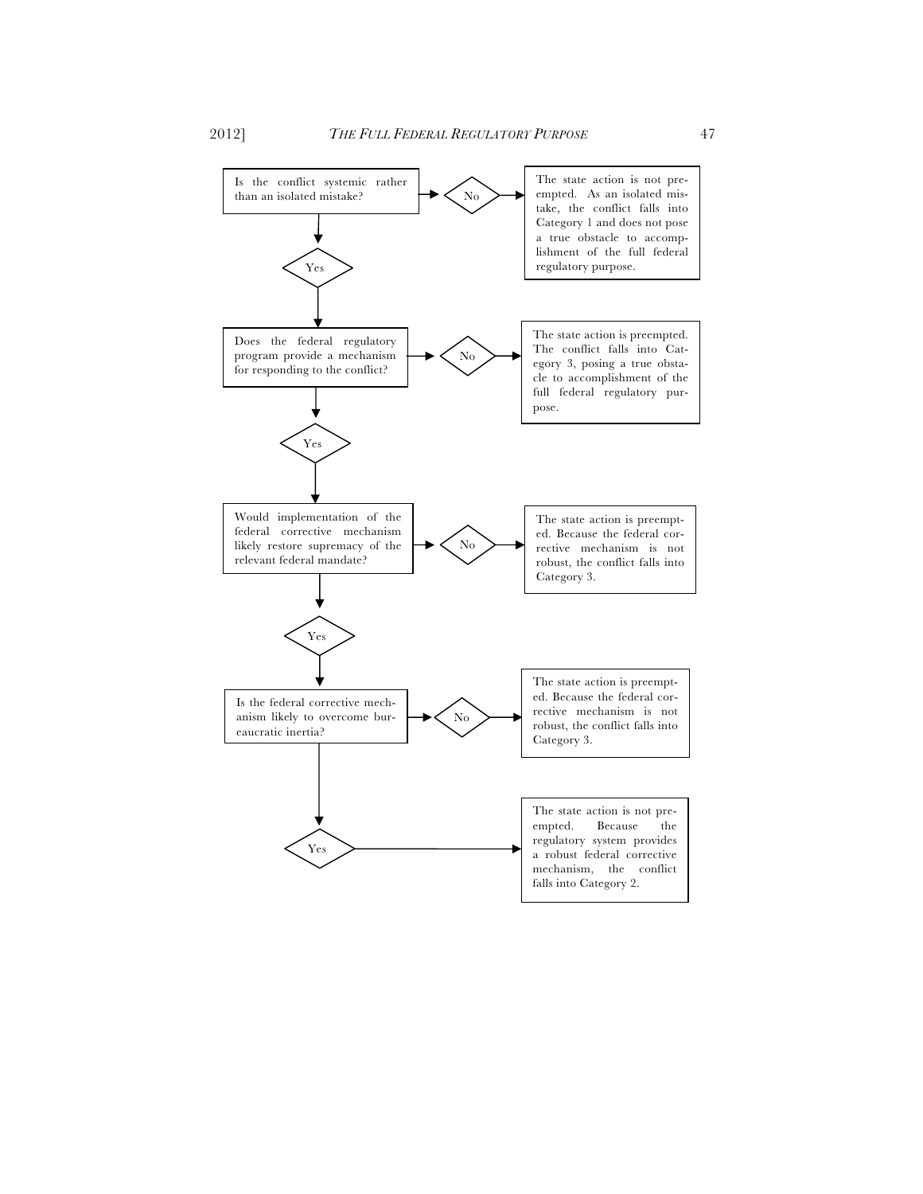Is the conflict systemic rather than an isolated mistake?

- **No** → The state action is not preempted. As an isolated mistake, the conflict falls into Category 1 and does not pose a true obstacle to accomplishment of the full federal regulatory purpose.
- **Yes** ↓

Does the federal regulatory program provide a mechanism for responding to the conflict?

- **No** → The state action is preempted. The conflict falls into Category 3, posing a true obstacle to accomplishment of the full federal regulatory purpose.
- **Yes** ↓

Would implementation of the federal corrective mechanism likely restore supremacy of the relevant federal mandate?

- **No** → The state action is preempted. Because the federal corrective mechanism is not robust, the conflict falls into Category 3.
- **Yes** ↓

Is the federal corrective mechanism likely to overcome bureaucratic inertia?

- **No** → The state action is preempted. Because the federal corrective mechanism is not robust, the conflict falls into Category 3.
- **Yes** → The state action is not preempted. Because the regulatory system provides a robust federal corrective mechanism, the conflict falls into Category 2.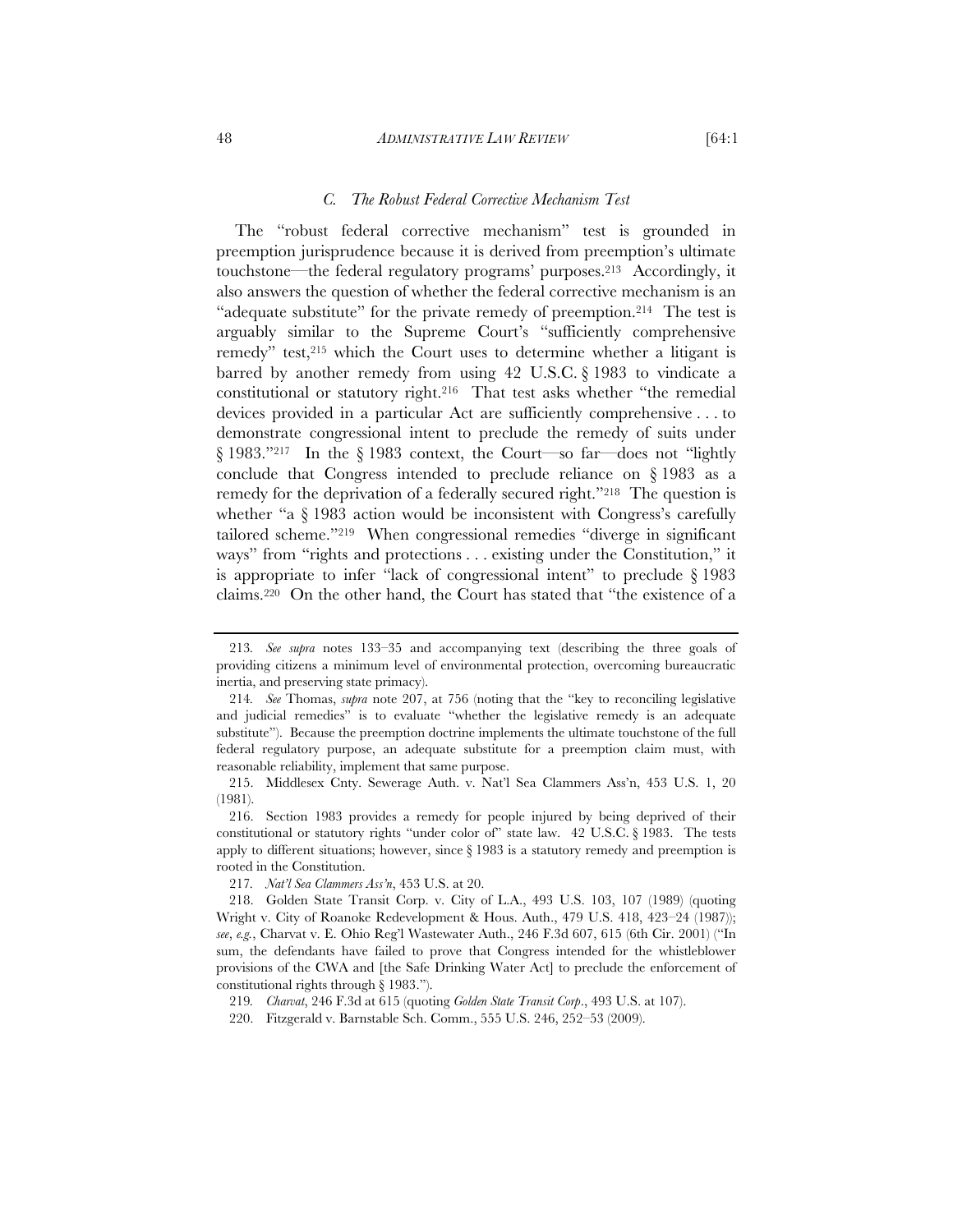### *C. The Robust Federal Corrective Mechanism Test*

The "robust federal corrective mechanism" test is grounded in preemption jurisprudence because it is derived from preemption's ultimate touchstone—the federal regulatory programs' purposes.[213] Accordingly, it also answers the question of whether the federal corrective mechanism is an "adequate substitute" for the private remedy of preemption.[214] The test is arguably similar to the Supreme Court's "sufficiently comprehensive remedy" test,[215] which the Court uses to determine whether a litigant is barred by another remedy from using 42 U.S.C. § 1983 to vindicate a constitutional or statutory right.[216] That test asks whether "the remedial devices provided in a particular Act are sufficiently comprehensive . . . to demonstrate congressional intent to preclude the remedy of suits under § 1983."[217] In the § 1983 context, the Court—so far—does not "lightly conclude that Congress intended to preclude reliance on § 1983 as a remedy for the deprivation of a federally secured right."[218] The question is whether "a § 1983 action would be inconsistent with Congress's carefully tailored scheme."[219] When congressional remedies "diverge in significant ways" from "rights and protections . . . existing under the Constitution," it is appropriate to infer "lack of congressional intent" to preclude § 1983 claims.[220] On the other hand, the Court has stated that "the existence of a

---

213. *See supra* notes 133–35 and accompanying text (describing the three goals of providing citizens a minimum level of environmental protection, overcoming bureaucratic inertia, and preserving state primacy).

214. *See* Thomas, *supra* note 207, at 756 (noting that the "key to reconciling legislative and judicial remedies" is to evaluate "whether the legislative remedy is an adequate substitute"). Because the preemption doctrine implements the ultimate touchstone of the full federal regulatory purpose, an adequate substitute for a preemption claim must, with reasonable reliability, implement that same purpose.

215. Middlesex Cnty. Sewerage Auth. v. Nat'l Sea Clammers Ass'n, 453 U.S. 1, 20 (1981).

216. Section 1983 provides a remedy for people injured by being deprived of their constitutional or statutory rights "under color of" state law. 42 U.S.C. § 1983. The tests apply to different situations; however, since § 1983 is a statutory remedy and preemption is rooted in the Constitution.

217. *Nat'l Sea Clammers Ass'n*, 453 U.S. at 20.

218. Golden State Transit Corp. v. City of L.A., 493 U.S. 103, 107 (1989) (quoting Wright v. City of Roanoke Redevelopment & Hous. Auth., 479 U.S. 418, 423–24 (1987)); *see*, *e.g.*, Charvat v. E. Ohio Reg'l Wastewater Auth., 246 F.3d 607, 615 (6th Cir. 2001) ("In sum, the defendants have failed to prove that Congress intended for the whistleblower provisions of the CWA and [the Safe Drinking Water Act] to preclude the enforcement of constitutional rights through § 1983.").

219. *Charvat*, 246 F.3d at 615 (quoting *Golden State Transit Corp.*, 493 U.S. at 107).

220. Fitzgerald v. Barnstable Sch. Comm., 555 U.S. 246, 252–53 (2009).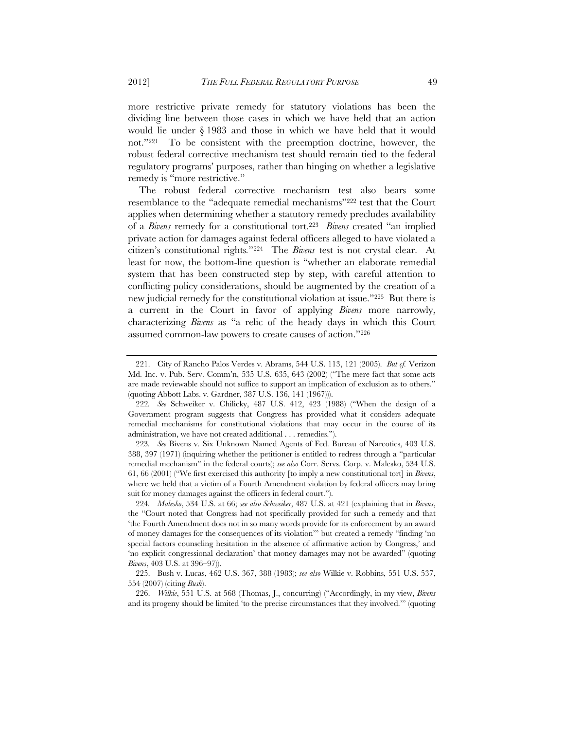more restrictive private remedy for statutory violations has been the dividing line between those cases in which we have held that an action would lie under § 1983 and those in which we have held that it would not."[221] To be consistent with the preemption doctrine, however, the robust federal corrective mechanism test should remain tied to the federal regulatory programs' purposes, rather than hinging on whether a legislative remedy is "more restrictive."

The robust federal corrective mechanism test also bears some resemblance to the "adequate remedial mechanisms"[222] test that the Court applies when determining whether a statutory remedy precludes availability of a *Bivens* remedy for a constitutional tort.[223] *Bivens* created "an implied private action for damages against federal officers alleged to have violated a citizen's constitutional rights."[224] The *Bivens* test is not crystal clear. At least for now, the bottom-line question is "whether an elaborate remedial system that has been constructed step by step, with careful attention to conflicting policy considerations, should be augmented by the creation of a new judicial remedy for the constitutional violation at issue."[225] But there is a current in the Court in favor of applying *Bivens* more narrowly, characterizing *Bivens* as "a relic of the heady days in which this Court assumed common-law powers to create causes of action."[226]

---

221. City of Rancho Palos Verdes v. Abrams, 544 U.S. 113, 121 (2005). *But cf.* Verizon Md. Inc. v. Pub. Serv. Comm'n, 535 U.S. 635, 643 (2002) ("The mere fact that some acts are made reviewable should not suffice to support an implication of exclusion as to others." (quoting Abbott Labs. v. Gardner, 387 U.S. 136, 141 (1967))).

222. *See* Schweiker v. Chilicky, 487 U.S. 412, 423 (1988) ("When the design of a Government program suggests that Congress has provided what it considers adequate remedial mechanisms for constitutional violations that may occur in the course of its administration, we have not created additional . . . remedies.").

223. *See* Bivens v. Six Unknown Named Agents of Fed. Bureau of Narcotics, 403 U.S. 388, 397 (1971) (inquiring whether the petitioner is entitled to redress through a "particular remedial mechanism" in the federal courts); *see also* Corr. Servs. Corp. v. Malesko, 534 U.S. 61, 66 (2001) ("We first exercised this authority [to imply a new constitutional tort] in *Bivens*, where we held that a victim of a Fourth Amendment violation by federal officers may bring suit for money damages against the officers in federal court.").

224. *Malesko*, 534 U.S. at 66; *see also Schweiker*, 487 U.S. at 421 (explaining that in *Bivens*, the "Court noted that Congress had not specifically provided for such a remedy and that 'the Fourth Amendment does not in so many words provide for its enforcement by an award of money damages for the consequences of its violation'" but created a remedy "finding 'no special factors counseling hesitation in the absence of affirmative action by Congress,' and 'no explicit congressional declaration' that money damages may not be awarded" (quoting *Bivens*, 403 U.S. at 396–97)).

225. Bush v. Lucas, 462 U.S. 367, 388 (1983); *see also* Wilkie v. Robbins, 551 U.S. 537, 554 (2007) (citing *Bush*).

226. *Wilkie*, 551 U.S. at 568 (Thomas, J., concurring) ("Accordingly, in my view, *Bivens* and its progeny should be limited 'to the precise circumstances that they involved.'" (quoting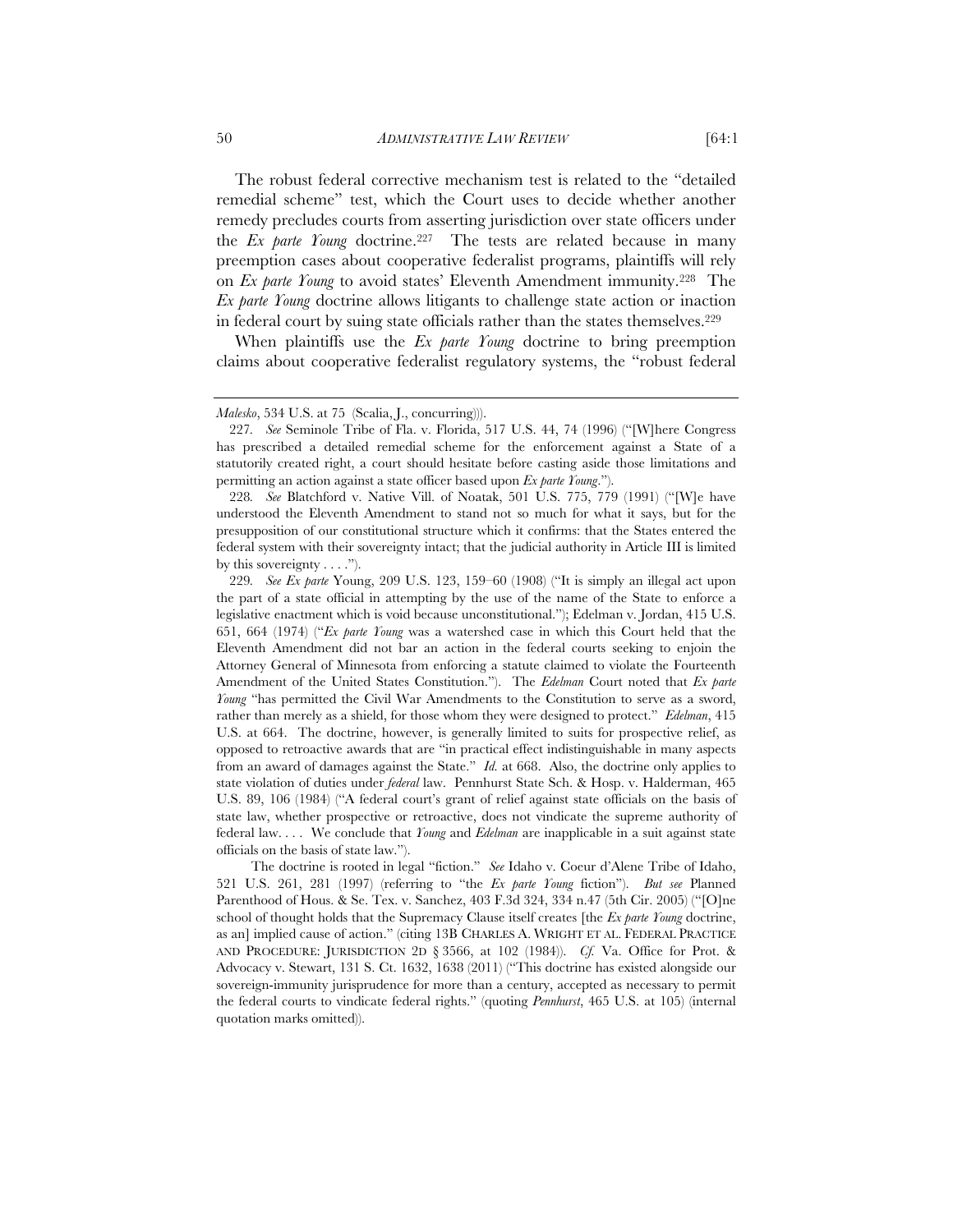The robust federal corrective mechanism test is related to the "detailed remedial scheme" test, which the Court uses to decide whether another remedy precludes courts from asserting jurisdiction over state officers under the *Ex parte Young* doctrine.[227] The tests are related because in many preemption cases about cooperative federalist programs, plaintiffs will rely on *Ex parte Young* to avoid states' Eleventh Amendment immunity.[228] The *Ex parte Young* doctrine allows litigants to challenge state action or inaction in federal court by suing state officials rather than the states themselves.[229]

When plaintiffs use the *Ex parte Young* doctrine to bring preemption claims about cooperative federalist regulatory systems, the "robust federal

---

*Malesko*, 534 U.S. at 75 (Scalia, J., concurring))).

227. *See* Seminole Tribe of Fla. v. Florida, 517 U.S. 44, 74 (1996) ("[W]here Congress has prescribed a detailed remedial scheme for the enforcement against a State of a statutorily created right, a court should hesitate before casting aside those limitations and permitting an action against a state officer based upon *Ex parte Young*.").

228. *See* Blatchford v. Native Vill. of Noatak, 501 U.S. 775, 779 (1991) ("[W]e have understood the Eleventh Amendment to stand not so much for what it says, but for the presupposition of our constitutional structure which it confirms: that the States entered the federal system with their sovereignty intact; that the judicial authority in Article III is limited by this sovereignty . . . .").

229. *See Ex parte* Young, 209 U.S. 123, 159–60 (1908) ("It is simply an illegal act upon the part of a state official in attempting by the use of the name of the State to enforce a legislative enactment which is void because unconstitutional."); Edelman v. Jordan, 415 U.S. 651, 664 (1974) ("*Ex parte Young* was a watershed case in which this Court held that the Eleventh Amendment did not bar an action in the federal courts seeking to enjoin the Attorney General of Minnesota from enforcing a statute claimed to violate the Fourteenth Amendment of the United States Constitution."). The *Edelman* Court noted that *Ex parte Young* "has permitted the Civil War Amendments to the Constitution to serve as a sword, rather than merely as a shield, for those whom they were designed to protect." *Edelman*, 415 U.S. at 664. The doctrine, however, is generally limited to suits for prospective relief, as opposed to retroactive awards that are "in practical effect indistinguishable in many aspects from an award of damages against the State." *Id.* at 668. Also, the doctrine only applies to state violation of duties under *federal* law. Pennhurst State Sch. & Hosp. v. Halderman, 465 U.S. 89, 106 (1984) ("A federal court's grant of relief against state officials on the basis of state law, whether prospective or retroactive, does not vindicate the supreme authority of federal law. . . . We conclude that *Young* and *Edelman* are inapplicable in a suit against state officials on the basis of state law.").

The doctrine is rooted in legal "fiction." *See* Idaho v. Coeur d'Alene Tribe of Idaho, 521 U.S. 261, 281 (1997) (referring to "the *Ex parte Young* fiction"). *But see* Planned Parenthood of Hous. & Se. Tex. v. Sanchez, 403 F.3d 324, 334 n.47 (5th Cir. 2005) ("[O]ne school of thought holds that the Supremacy Clause itself creates [the *Ex parte Young* doctrine, as an] implied cause of action." (citing 13B CHARLES A. WRIGHT ET AL. FEDERAL PRACTICE AND PROCEDURE: JURISDICTION 2D § 3566, at 102 (1984)). *Cf.* Va. Office for Prot. & Advocacy v. Stewart, 131 S. Ct. 1632, 1638 (2011) ("This doctrine has existed alongside our sovereign-immunity jurisprudence for more than a century, accepted as necessary to permit the federal courts to vindicate federal rights." (quoting *Pennhurst*, 465 U.S. at 105) (internal quotation marks omitted)).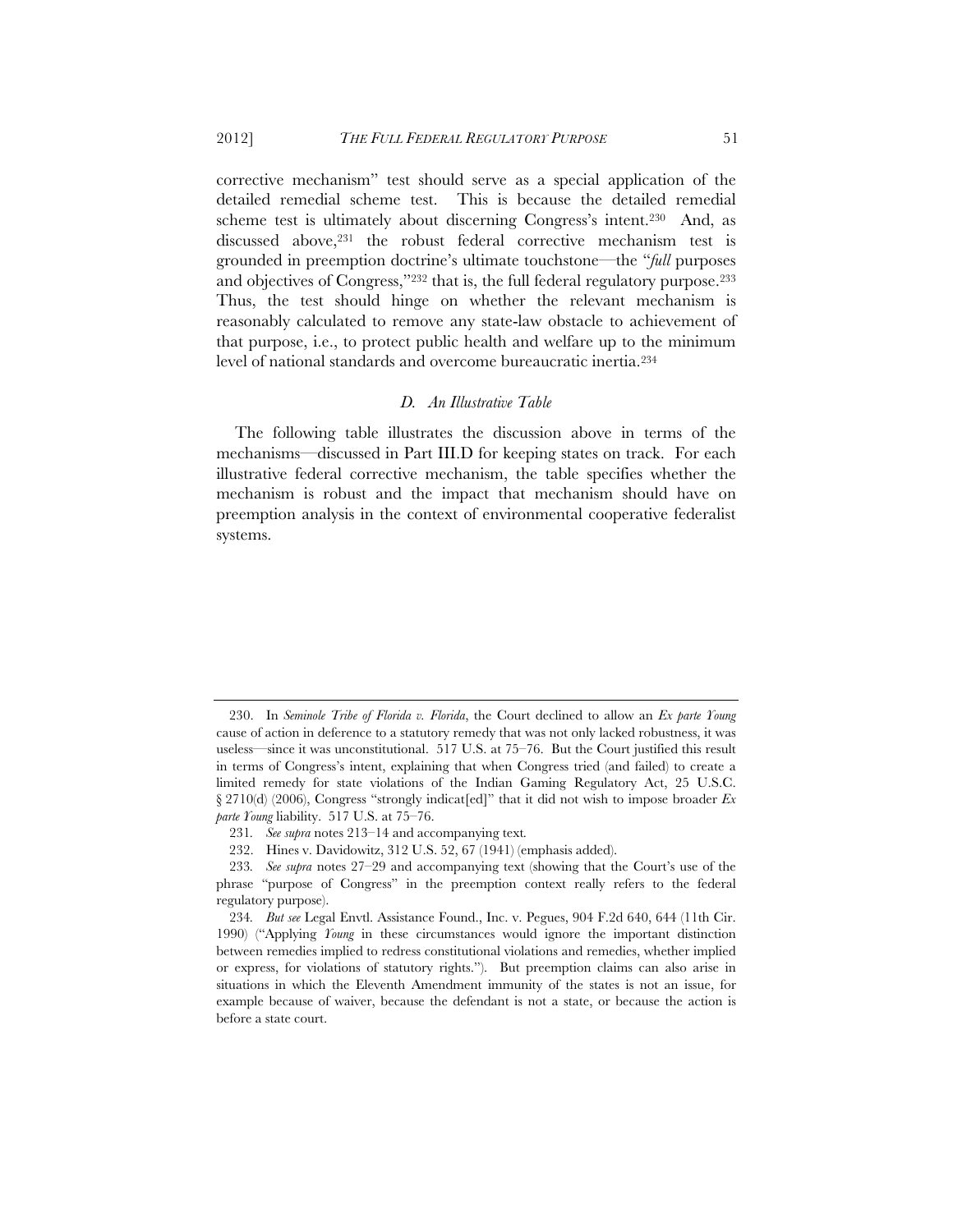corrective mechanism" test should serve as a special application of the detailed remedial scheme test. This is because the detailed remedial scheme test is ultimately about discerning Congress's intent.[230] And, as discussed above,[231] the robust federal corrective mechanism test is grounded in preemption doctrine's ultimate touchstone—the "*full* purposes and objectives of Congress,"[232] that is, the full federal regulatory purpose.[233] Thus, the test should hinge on whether the relevant mechanism is reasonably calculated to remove any state-law obstacle to achievement of that purpose, i.e., to protect public health and welfare up to the minimum level of national standards and overcome bureaucratic inertia.[234]

### *D. An Illustrative Table*

The following table illustrates the discussion above in terms of the mechanisms—discussed in Part III.D for keeping states on track. For each illustrative federal corrective mechanism, the table specifies whether the mechanism is robust and the impact that mechanism should have on preemption analysis in the context of environmental cooperative federalist systems.

---

230. In *Seminole Tribe of Florida v. Florida*, the Court declined to allow an *Ex parte Young* cause of action in deference to a statutory remedy that was not only lacked robustness, it was useless—since it was unconstitutional. 517 U.S. at 75–76. But the Court justified this result in terms of Congress's intent, explaining that when Congress tried (and failed) to create a limited remedy for state violations of the Indian Gaming Regulatory Act, 25 U.S.C. § 2710(d) (2006), Congress "strongly indicat[ed]" that it did not wish to impose broader *Ex parte Young* liability. 517 U.S. at 75–76.

231. *See supra* notes 213–14 and accompanying text.

232. Hines v. Davidowitz, 312 U.S. 52, 67 (1941) (emphasis added).

233. *See supra* notes 27–29 and accompanying text (showing that the Court's use of the phrase "purpose of Congress" in the preemption context really refers to the federal regulatory purpose).

234. *But see* Legal Envtl. Assistance Found., Inc. v. Pegues, 904 F.2d 640, 644 (11th Cir. 1990) ("Applying *Young* in these circumstances would ignore the important distinction between remedies implied to redress constitutional violations and remedies, whether implied or express, for violations of statutory rights."). But preemption claims can also arise in situations in which the Eleventh Amendment immunity of the states is not an issue, for example because of waiver, because the defendant is not a state, or because the action is before a state court.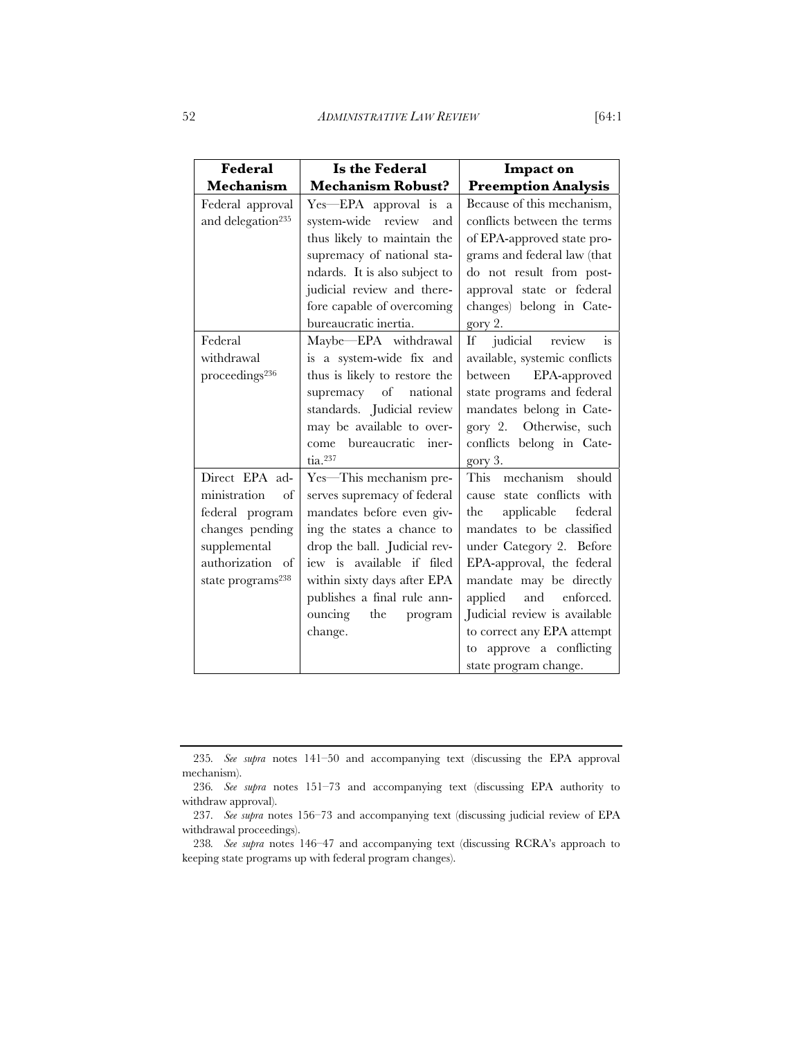| **Federal Mechanism** | **Is the Federal Mechanism Robust?** | **Impact on Preemption Analysis** |
|---|---|---|
| Federal approval and delegation[235] | Yes—EPA approval is a system-wide review and thus likely to maintain the supremacy of national standards. It is also subject to judicial review and therefore capable of overcoming bureaucratic inertia. | Because of this mechanism, conflicts between the terms of EPA-approved state programs and federal law (that do not result from post-approval state or federal changes) belong in Category 2. |
| Federal withdrawal proceedings[236] | Maybe—EPA withdrawal is a system-wide fix and thus is likely to restore the supremacy of national standards. Judicial review may be available to overcome bureaucratic inertia.[237] | If judicial review is available, systemic conflicts between EPA-approved state programs and federal mandates belong in Category 2. Otherwise, such conflicts belong in Category 3. |
| Direct EPA administration of federal program changes pending supplemental authorization of state programs[238] | Yes—This mechanism preserves supremacy of federal mandates before even giving the states a chance to drop the ball. Judicial review is available if filed within sixty days after EPA publishes a final rule announcing the program change. | This mechanism should cause state conflicts with the applicable federal mandates to be classified under Category 2. Before EPA-approval, the federal mandate may be directly applied and enforced. Judicial review is available to correct any EPA attempt to approve a conflicting state program change. |

---

235. *See supra* notes 141–50 and accompanying text (discussing the EPA approval mechanism).

236. *See supra* notes 151–73 and accompanying text (discussing EPA authority to withdraw approval).

237. *See supra* notes 156–73 and accompanying text (discussing judicial review of EPA withdrawal proceedings).

238. *See supra* notes 146–47 and accompanying text (discussing RCRA's approach to keeping state programs up with federal program changes).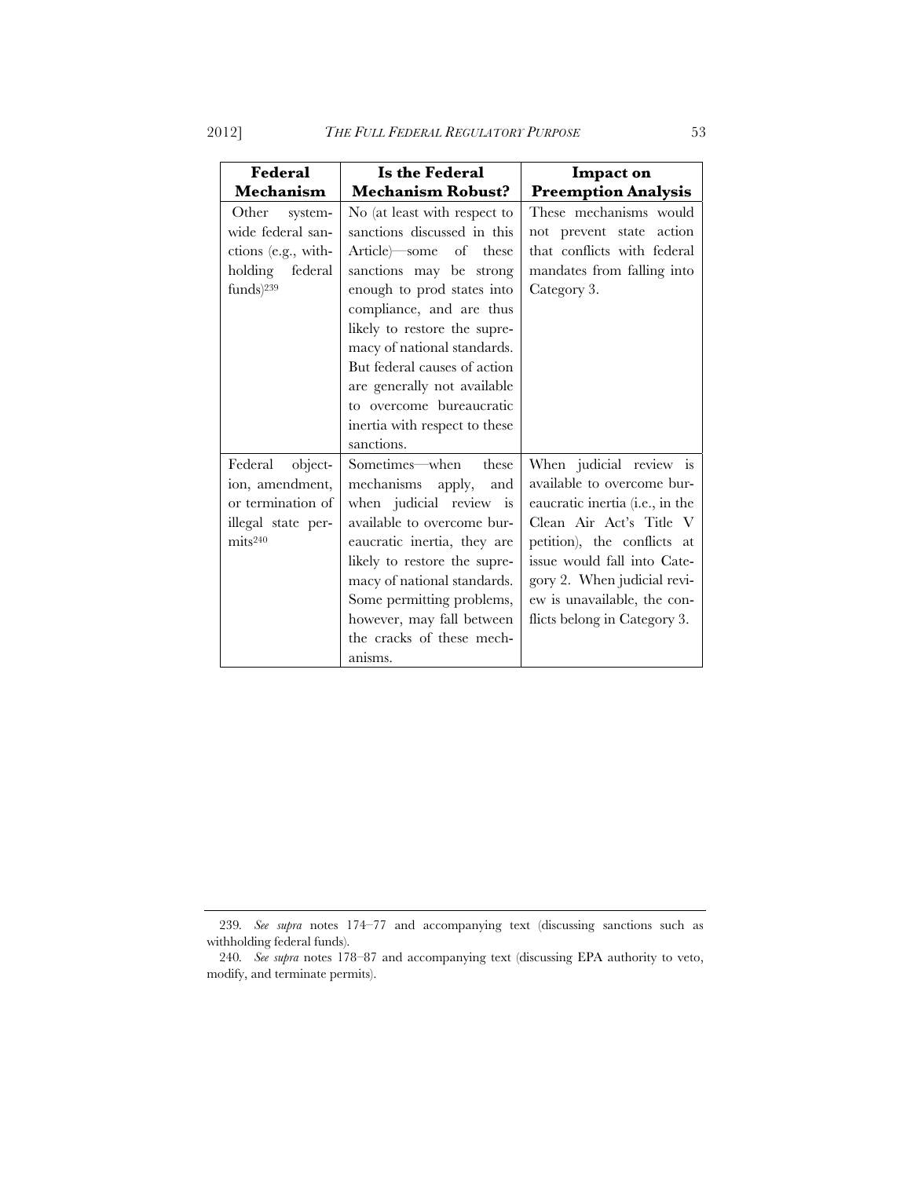| Federal Mechanism | Is the Federal Mechanism Robust? | Impact on Preemption Analysis |
|---|---|---|
| Other system-wide federal sanctions (e.g., withholding federal funds)[239] | No (at least with respect to sanctions discussed in this Article)—some of these sanctions may be strong enough to prod states into compliance, and are thus likely to restore the supremacy of national standards. But federal causes of action are generally not available to overcome bureaucratic inertia with respect to these sanctions. | These mechanisms would not prevent state action that conflicts with federal mandates from falling into Category 3. |
| Federal objection, amendment, or termination of illegal state permits[240] | Sometimes—when these mechanisms apply, and when judicial review is available to overcome bureaucratic inertia, they are likely to restore the supremacy of national standards. Some permitting problems, however, may fall between the cracks of these mechanisms. | When judicial review is available to overcome bureaucratic inertia (i.e., in the Clean Air Act's Title V petition), the conflicts at issue would fall into Category 2. When judicial review is unavailable, the conflicts belong in Category 3. |

239. *See supra* notes 174–77 and accompanying text (discussing sanctions such as withholding federal funds).

240. *See supra* notes 178–87 and accompanying text (discussing EPA authority to veto, modify, and terminate permits).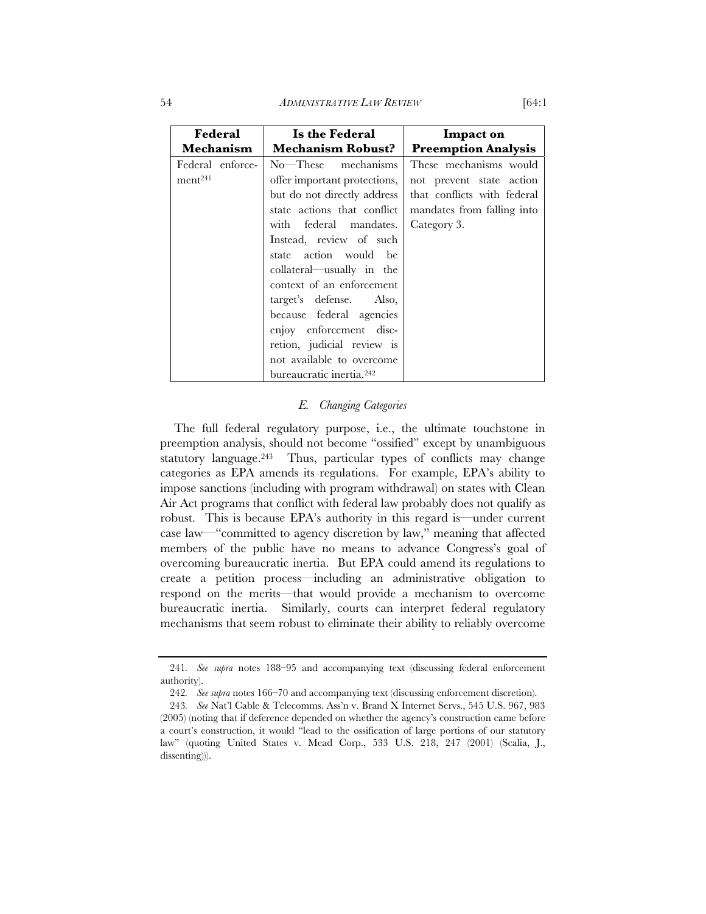| Federal Mechanism | Is the Federal Mechanism Robust? | Impact on Preemption Analysis |
| --- | --- | --- |
| Federal enforcement[241] | No—These mechanisms offer important protections, but do not directly address state actions that conflict with federal mandates. Instead, review of such state action would be collateral—usually in the context of an enforcement target's defense. Also, because federal agencies enjoy enforcement discretion, judicial review is not available to overcome bureaucratic inertia.[242] | These mechanisms would not prevent state action that conflicts with federal mandates from falling into Category 3. |

### *E. Changing Categories*

The full federal regulatory purpose, i.e., the ultimate touchstone in preemption analysis, should not become "ossified" except by unambiguous statutory language.[243] Thus, particular types of conflicts may change categories as EPA amends its regulations. For example, EPA's ability to impose sanctions (including with program withdrawal) on states with Clean Air Act programs that conflict with federal law probably does not qualify as robust. This is because EPA's authority in this regard is—under current case law—"committed to agency discretion by law," meaning that affected members of the public have no means to advance Congress's goal of overcoming bureaucratic inertia. But EPA could amend its regulations to create a petition process—including an administrative obligation to respond on the merits—that would provide a mechanism to overcome bureaucratic inertia. Similarly, courts can interpret federal regulatory mechanisms that seem robust to eliminate their ability to reliably overcome

---

241. *See supra* notes 188–95 and accompanying text (discussing federal enforcement authority).

242. *See supra* notes 166–70 and accompanying text (discussing enforcement discretion).

243. *See* Nat'l Cable & Telecomms. Ass'n v. Brand X Internet Servs., 545 U.S. 967, 983 (2005) (noting that if deference depended on whether the agency's construction came before a court's construction, it would "lead to the ossification of large portions of our statutory law" (quoting United States v. Mead Corp., 533 U.S. 218, 247 (2001) (Scalia, J., dissenting))).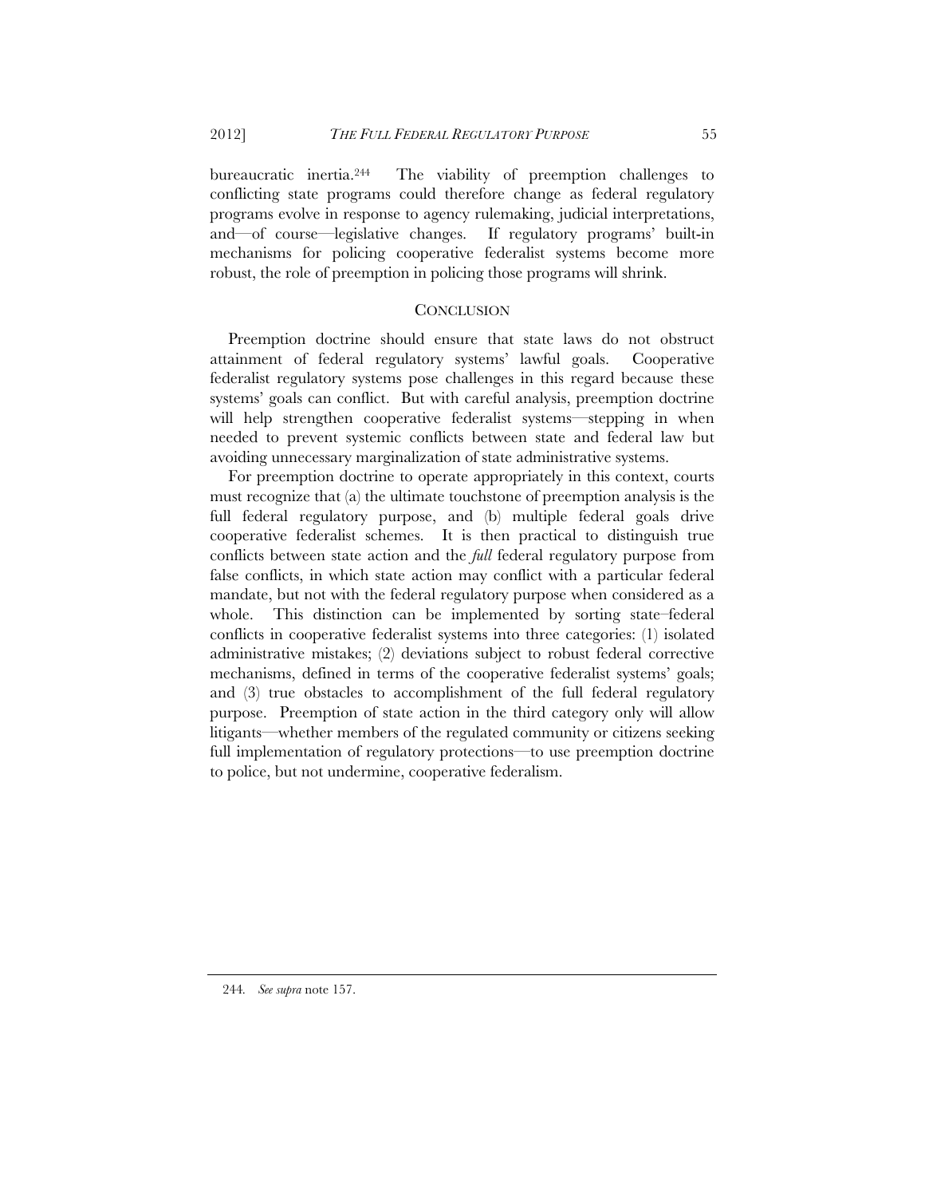bureaucratic inertia.[244] The viability of preemption challenges to conflicting state programs could therefore change as federal regulatory programs evolve in response to agency rulemaking, judicial interpretations, and—of course—legislative changes. If regulatory programs' built-in mechanisms for policing cooperative federalist systems become more robust, the role of preemption in policing those programs will shrink.

## CONCLUSION

Preemption doctrine should ensure that state laws do not obstruct attainment of federal regulatory systems' lawful goals. Cooperative federalist regulatory systems pose challenges in this regard because these systems' goals can conflict. But with careful analysis, preemption doctrine will help strengthen cooperative federalist systems—stepping in when needed to prevent systemic conflicts between state and federal law but avoiding unnecessary marginalization of state administrative systems.

For preemption doctrine to operate appropriately in this context, courts must recognize that (a) the ultimate touchstone of preemption analysis is the full federal regulatory purpose, and (b) multiple federal goals drive cooperative federalist schemes. It is then practical to distinguish true conflicts between state action and the *full* federal regulatory purpose from false conflicts, in which state action may conflict with a particular federal mandate, but not with the federal regulatory purpose when considered as a whole. This distinction can be implemented by sorting state–federal conflicts in cooperative federalist systems into three categories: (1) isolated administrative mistakes; (2) deviations subject to robust federal corrective mechanisms, defined in terms of the cooperative federalist systems' goals; and (3) true obstacles to accomplishment of the full federal regulatory purpose. Preemption of state action in the third category only will allow litigants—whether members of the regulated community or citizens seeking full implementation of regulatory protections—to use preemption doctrine to police, but not undermine, cooperative federalism.

---

244. *See supra* note 157.